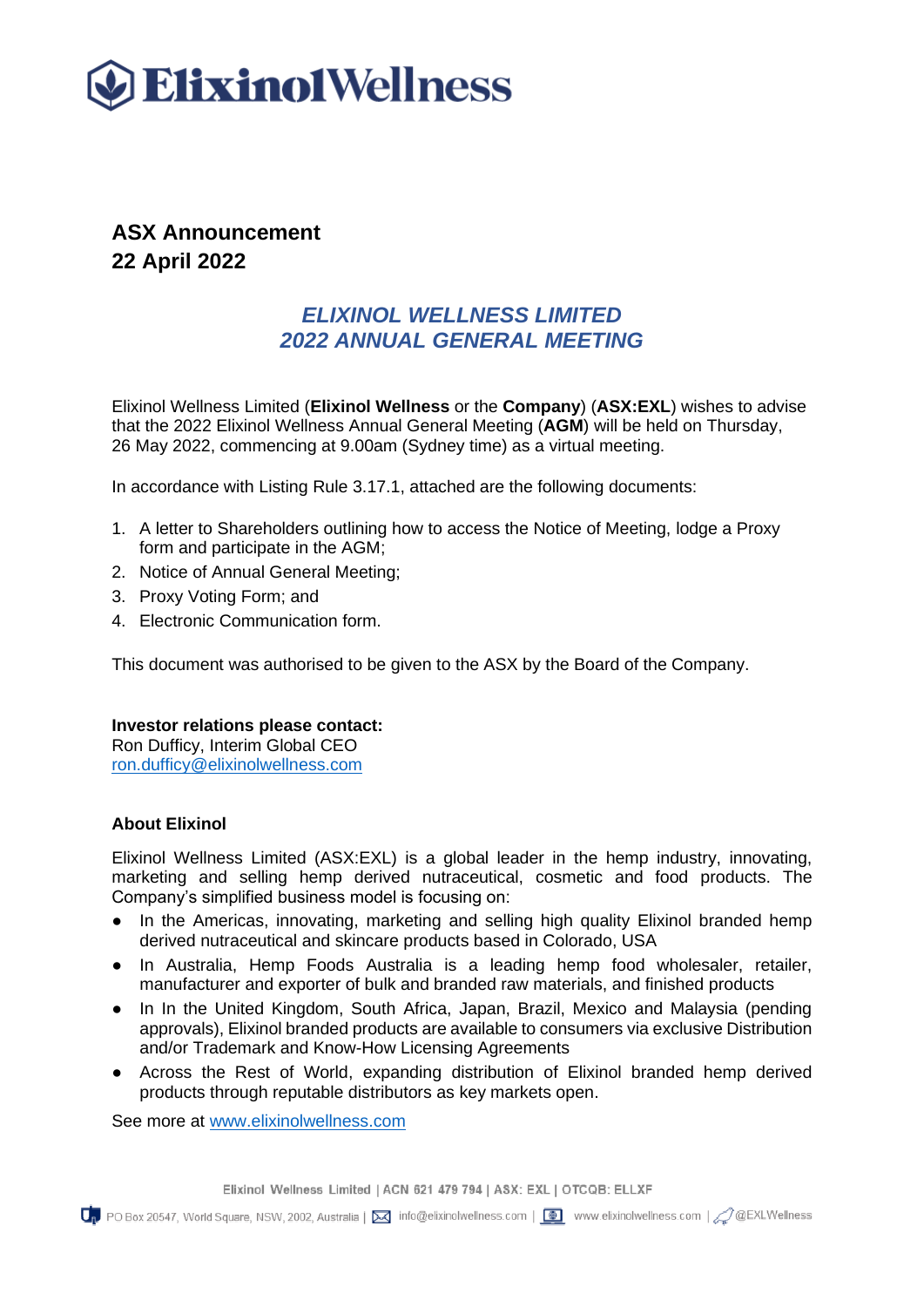# ElixinolWellness

**ASX Announcement**
**22 April 2022**

## *ELIXINOL WELLNESS LIMITED*
## *2022 ANNUAL GENERAL MEETING*

Elixinol Wellness Limited (**Elixinol Wellness** or the **Company**) (**ASX:EXL**) wishes to advise that the 2022 Elixinol Wellness Annual General Meeting (**AGM**) will be held on Thursday, 26 May 2022, commencing at 9.00am (Sydney time) as a virtual meeting.

In accordance with Listing Rule 3.17.1, attached are the following documents:

1. A letter to Shareholders outlining how to access the Notice of Meeting, lodge a Proxy form and participate in the AGM;
2. Notice of Annual General Meeting;
3. Proxy Voting Form; and
4. Electronic Communication form.

This document was authorised to be given to the ASX by the Board of the Company.

**Investor relations please contact:**
Ron Dufficy, Interim Global CEO
ron.dufficy@elixinolwellness.com

**About Elixinol**

Elixinol Wellness Limited (ASX:EXL) is a global leader in the hemp industry, innovating, marketing and selling hemp derived nutraceutical, cosmetic and food products. The Company's simplified business model is focusing on:

- In the Americas, innovating, marketing and selling high quality Elixinol branded hemp derived nutraceutical and skincare products based in Colorado, USA
- In Australia, Hemp Foods Australia is a leading hemp food wholesaler, retailer, manufacturer and exporter of bulk and branded raw materials, and finished products
- In In the United Kingdom, South Africa, Japan, Brazil, Mexico and Malaysia (pending approvals), Elixinol branded products are available to consumers via exclusive Distribution and/or Trademark and Know-How Licensing Agreements
- Across the Rest of World, expanding distribution of Elixinol branded hemp derived products through reputable distributors as key markets open.

See more at www.elixinolwellness.com

Elixinol Wellness Limited | ACN 621 479 794 | ASX: EXL | OTCQB: ELLXF

PO Box 20547, World Square, NSW, 2002, Australia | info@elixinolwellness.com | www.elixinolwellness.com | @EXLWellness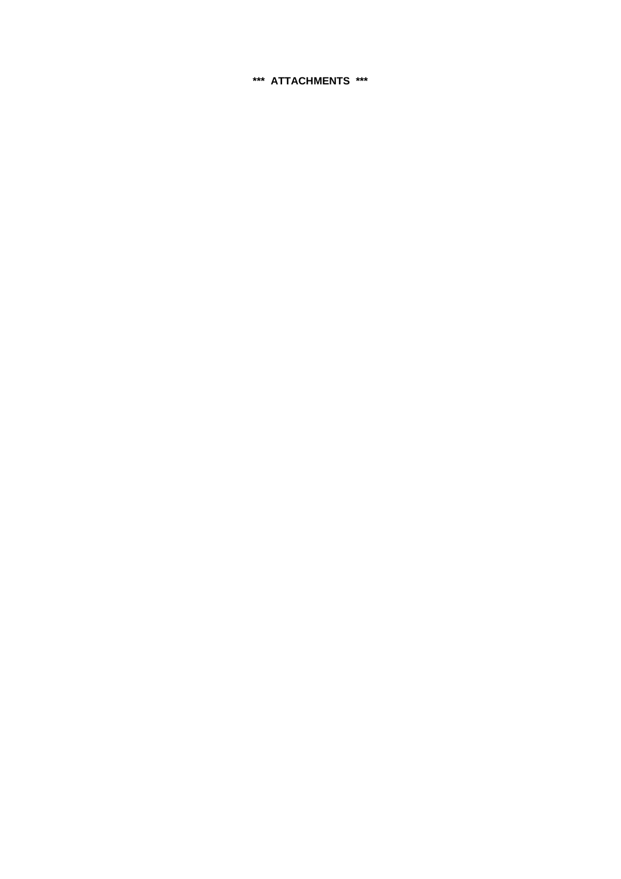**\*\*\* ATTACHMENTS \*\*\***

**\*** ATTACHMENTS \*****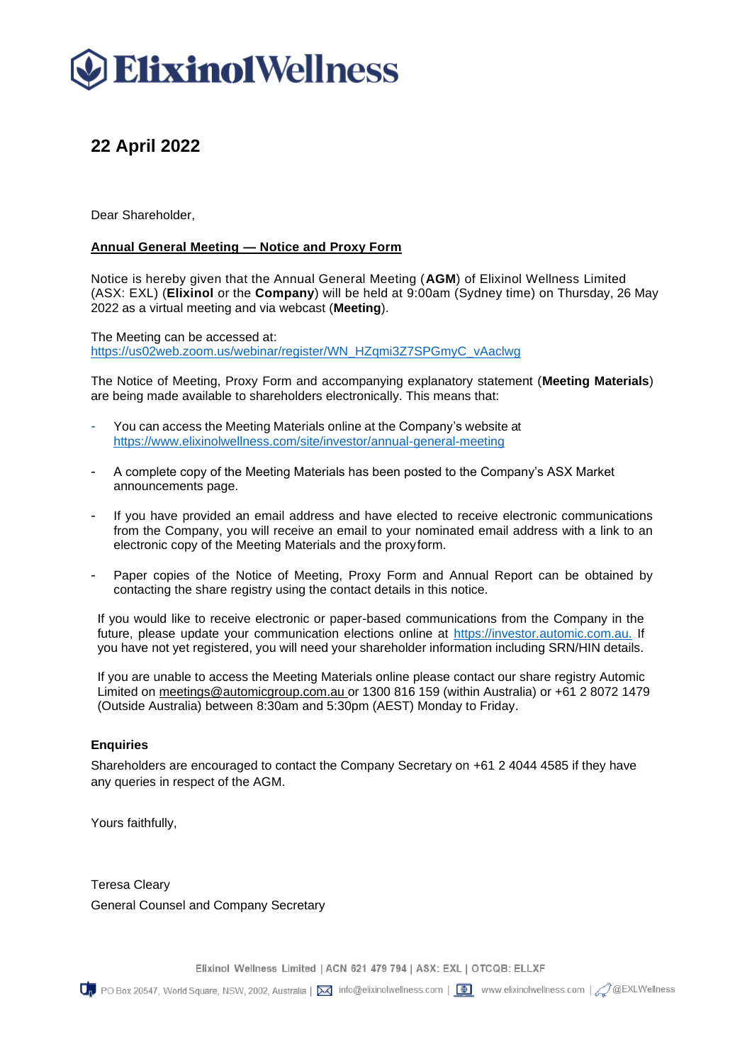# ElixinolWellness

## 22 April 2022

Dear Shareholder,

**Annual General Meeting — Notice and Proxy Form**

Notice is hereby given that the Annual General Meeting (**AGM**) of Elixinol Wellness Limited (ASX: EXL) (**Elixinol** or the **Company**) will be held at 9:00am (Sydney time) on Thursday, 26 May 2022 as a virtual meeting and via webcast (**Meeting**).

The Meeting can be accessed at:
https://us02web.zoom.us/webinar/register/WN_HZqmi3Z7SPGmyC_vAaclwg

The Notice of Meeting, Proxy Form and accompanying explanatory statement (**Meeting Materials**) are being made available to shareholders electronically. This means that:

- You can access the Meeting Materials online at the Company's website at https://www.elixinolwellness.com/site/investor/annual-general-meeting
- A complete copy of the Meeting Materials has been posted to the Company's ASX Market announcements page.
- If you have provided an email address and have elected to receive electronic communications from the Company, you will receive an email to your nominated email address with a link to an electronic copy of the Meeting Materials and the proxy form.
- Paper copies of the Notice of Meeting, Proxy Form and Annual Report can be obtained by contacting the share registry using the contact details in this notice.

If you would like to receive electronic or paper-based communications from the Company in the future, please update your communication elections online at https://investor.automic.com.au. If you have not yet registered, you will need your shareholder information including SRN/HIN details.

If you are unable to access the Meeting Materials online please contact our share registry Automic Limited on meetings@automicgroup.com.au or 1300 816 159 (within Australia) or +61 2 8072 1479 (Outside Australia) between 8:30am and 5:30pm (AEST) Monday to Friday.

**Enquiries**

Shareholders are encouraged to contact the Company Secretary on +61 2 4044 4585 if they have any queries in respect of the AGM.

Yours faithfully,

Teresa Cleary
General Counsel and Company Secretary

Elixinol Wellness Limited | ACN 621 479 794 | ASX: EXL | OTCQB: ELLXF

PO Box 20547, World Square, NSW, 2002, Australia | info@elixinolwellness.com | www.elixinolwellness.com | @EXLWellness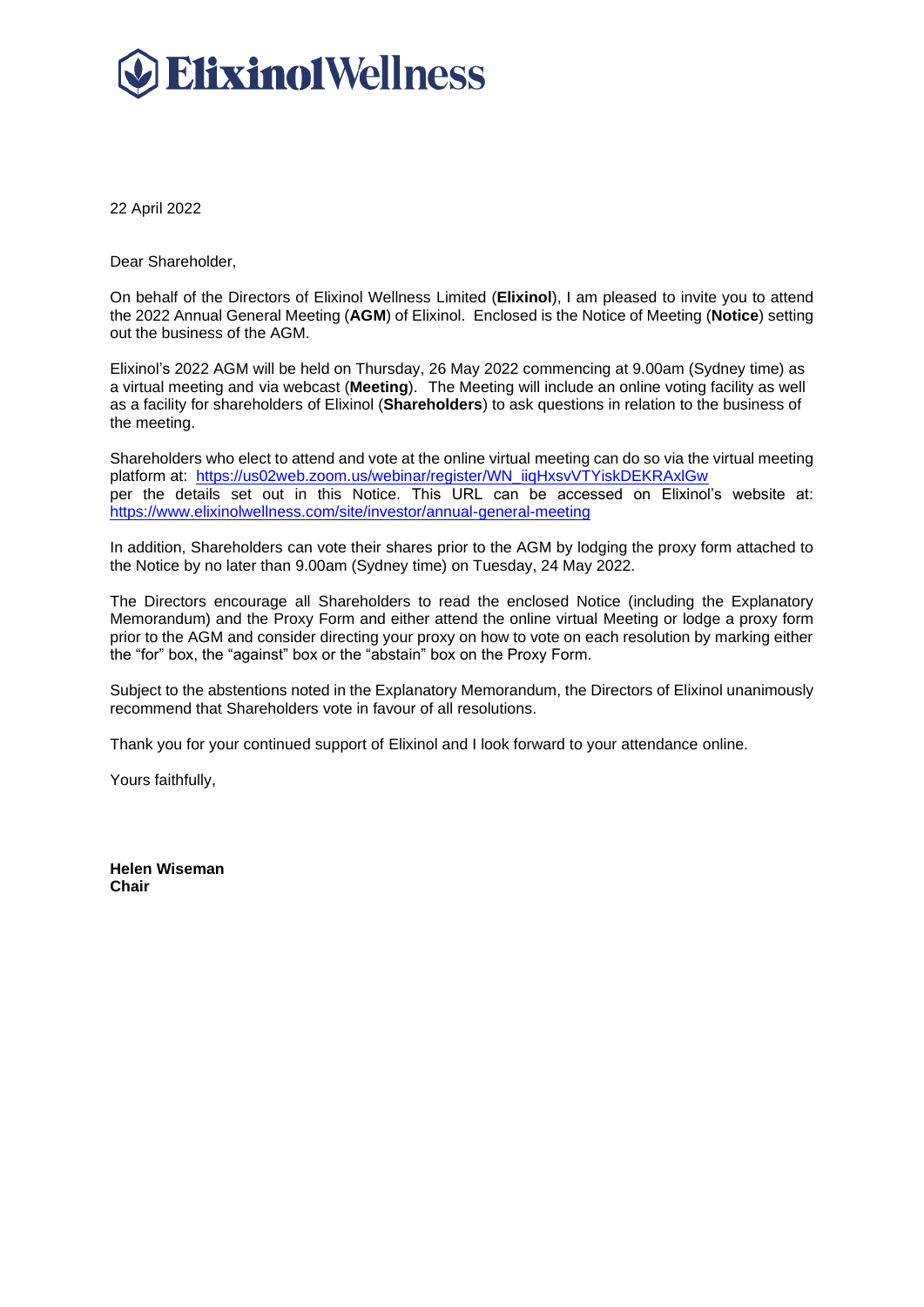**ElixinolWellness**

22 April 2022

Dear Shareholder,

On behalf of the Directors of Elixinol Wellness Limited (**Elixinol**), I am pleased to invite you to attend the 2022 Annual General Meeting (**AGM**) of Elixinol. Enclosed is the Notice of Meeting (**Notice**) setting out the business of the AGM.

Elixinol's 2022 AGM will be held on Thursday, 26 May 2022 commencing at 9.00am (Sydney time) as a virtual meeting and via webcast (**Meeting**). The Meeting will include an online voting facility as well as a facility for shareholders of Elixinol (**Shareholders**) to ask questions in relation to the business of the meeting.

Shareholders who elect to attend and vote at the online virtual meeting can do so via the virtual meeting platform at: https://us02web.zoom.us/webinar/register/WN_iiqHxsvVTYiskDEKRAxlGw per the details set out in this Notice. This URL can be accessed on Elixinol's website at: https://www.elixinolwellness.com/site/investor/annual-general-meeting

In addition, Shareholders can vote their shares prior to the AGM by lodging the proxy form attached to the Notice by no later than 9.00am (Sydney time) on Tuesday, 24 May 2022.

The Directors encourage all Shareholders to read the enclosed Notice (including the Explanatory Memorandum) and the Proxy Form and either attend the online virtual Meeting or lodge a proxy form prior to the AGM and consider directing your proxy on how to vote on each resolution by marking either the "for" box, the "against" box or the "abstain" box on the Proxy Form.

Subject to the abstentions noted in the Explanatory Memorandum, the Directors of Elixinol unanimously recommend that Shareholders vote in favour of all resolutions.

Thank you for your continued support of Elixinol and I look forward to your attendance online.

Yours faithfully,

**Helen Wiseman**
**Chair**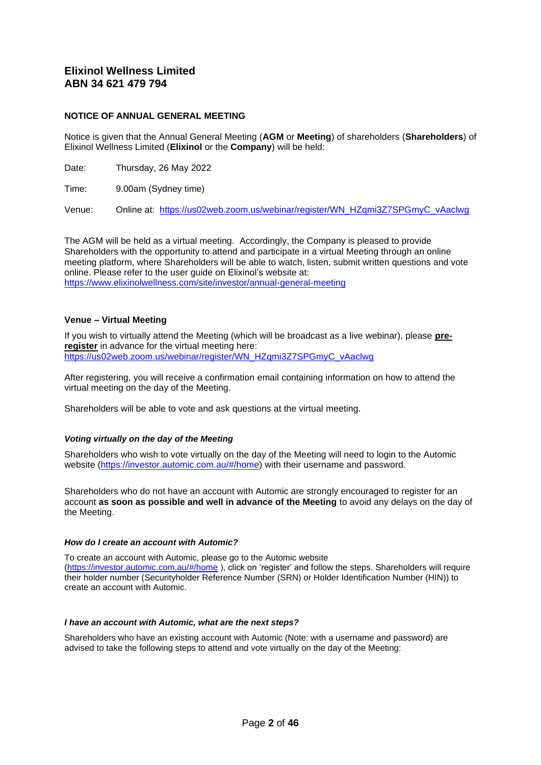# Elixinol Wellness Limited
# ABN 34 621 479 794

**NOTICE OF ANNUAL GENERAL MEETING**

Notice is given that the Annual General Meeting (**AGM** or **Meeting**) of shareholders (**Shareholders**) of Elixinol Wellness Limited (**Elixinol** or the **Company**) will be held:

Date: Thursday, 26 May 2022

Time: 9.00am (Sydney time)

Venue: Online at: https://us02web.zoom.us/webinar/register/WN_HZqmi3Z7SPGmyC_vAaclwg

The AGM will be held as a virtual meeting. Accordingly, the Company is pleased to provide Shareholders with the opportunity to attend and participate in a virtual Meeting through an online meeting platform, where Shareholders will be able to watch, listen, submit written questions and vote online. Please refer to the user guide on Elixinol's website at: https://www.elixinolwellness.com/site/investor/annual-general-meeting

**Venue – Virtual Meeting**

If you wish to virtually attend the Meeting (which will be broadcast as a live webinar), please **pre-register** in advance for the virtual meeting here: https://us02web.zoom.us/webinar/register/WN_HZqmi3Z7SPGmyC_vAaclwg

After registering, you will receive a confirmation email containing information on how to attend the virtual meeting on the day of the Meeting.

Shareholders will be able to vote and ask questions at the virtual meeting.

***Voting virtually on the day of the Meeting***

Shareholders who wish to vote virtually on the day of the Meeting will need to login to the Automic website (https://investor.automic.com.au/#/home) with their username and password.

Shareholders who do not have an account with Automic are strongly encouraged to register for an account **as soon as possible and well in advance of the Meeting** to avoid any delays on the day of the Meeting.

***How do I create an account with Automic?***

To create an account with Automic, please go to the Automic website (https://investor.automic.com.au/#/home ), click on 'register' and follow the steps. Shareholders will require their holder number (Securityholder Reference Number (SRN) or Holder Identification Number (HIN)) to create an account with Automic.

***I have an account with Automic, what are the next steps?***

Shareholders who have an existing account with Automic (Note: with a username and password) are advised to take the following steps to attend and vote virtually on the day of the Meeting: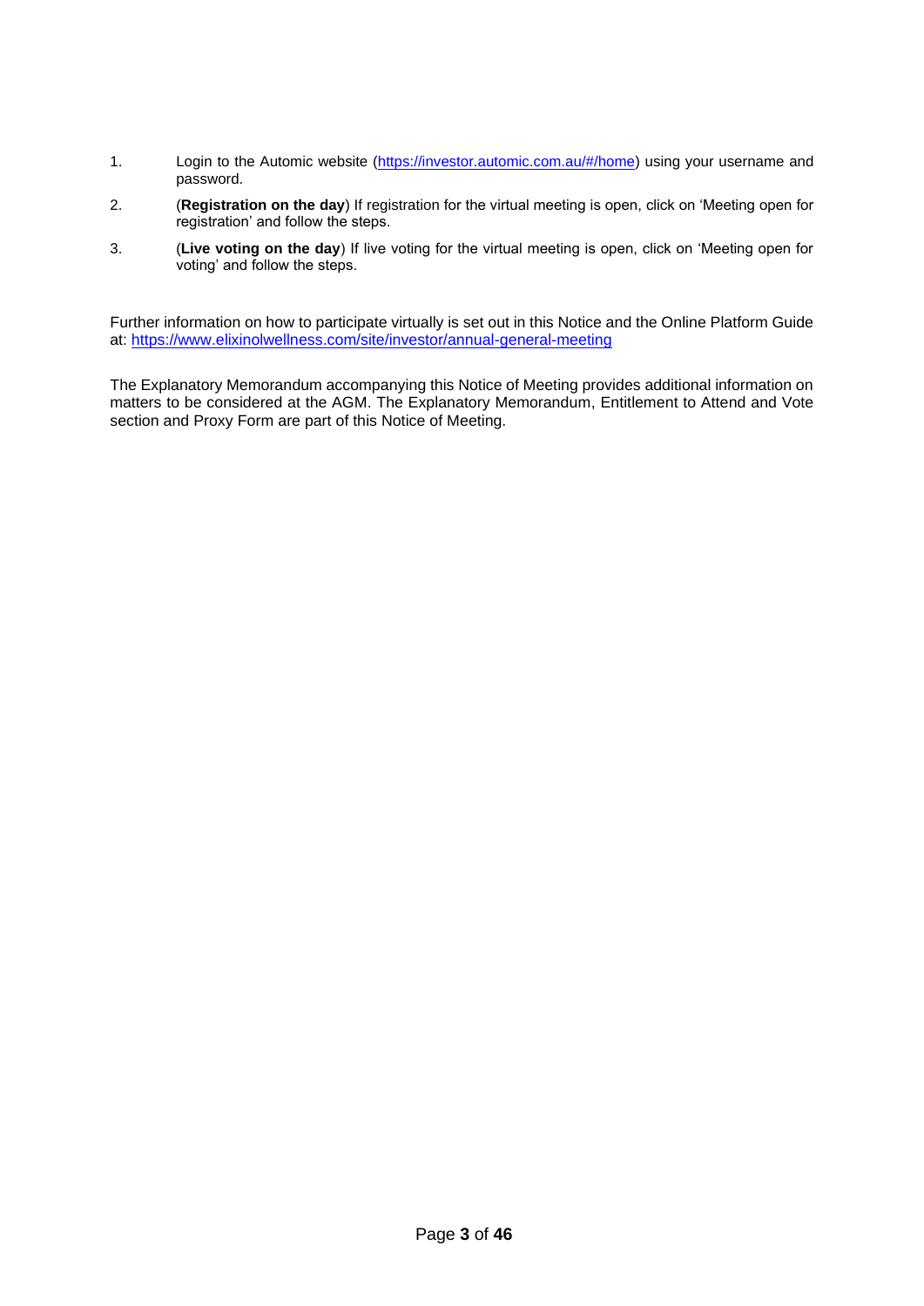1. Login to the Automic website (https://investor.automic.com.au/#/home) using your username and password.
2. (**Registration on the day**) If registration for the virtual meeting is open, click on 'Meeting open for registration' and follow the steps.
3. (**Live voting on the day**) If live voting for the virtual meeting is open, click on 'Meeting open for voting' and follow the steps.

Further information on how to participate virtually is set out in this Notice and the Online Platform Guide at: https://www.elixinolwellness.com/site/investor/annual-general-meeting

The Explanatory Memorandum accompanying this Notice of Meeting provides additional information on matters to be considered at the AGM. The Explanatory Memorandum, Entitlement to Attend and Vote section and Proxy Form are part of this Notice of Meeting.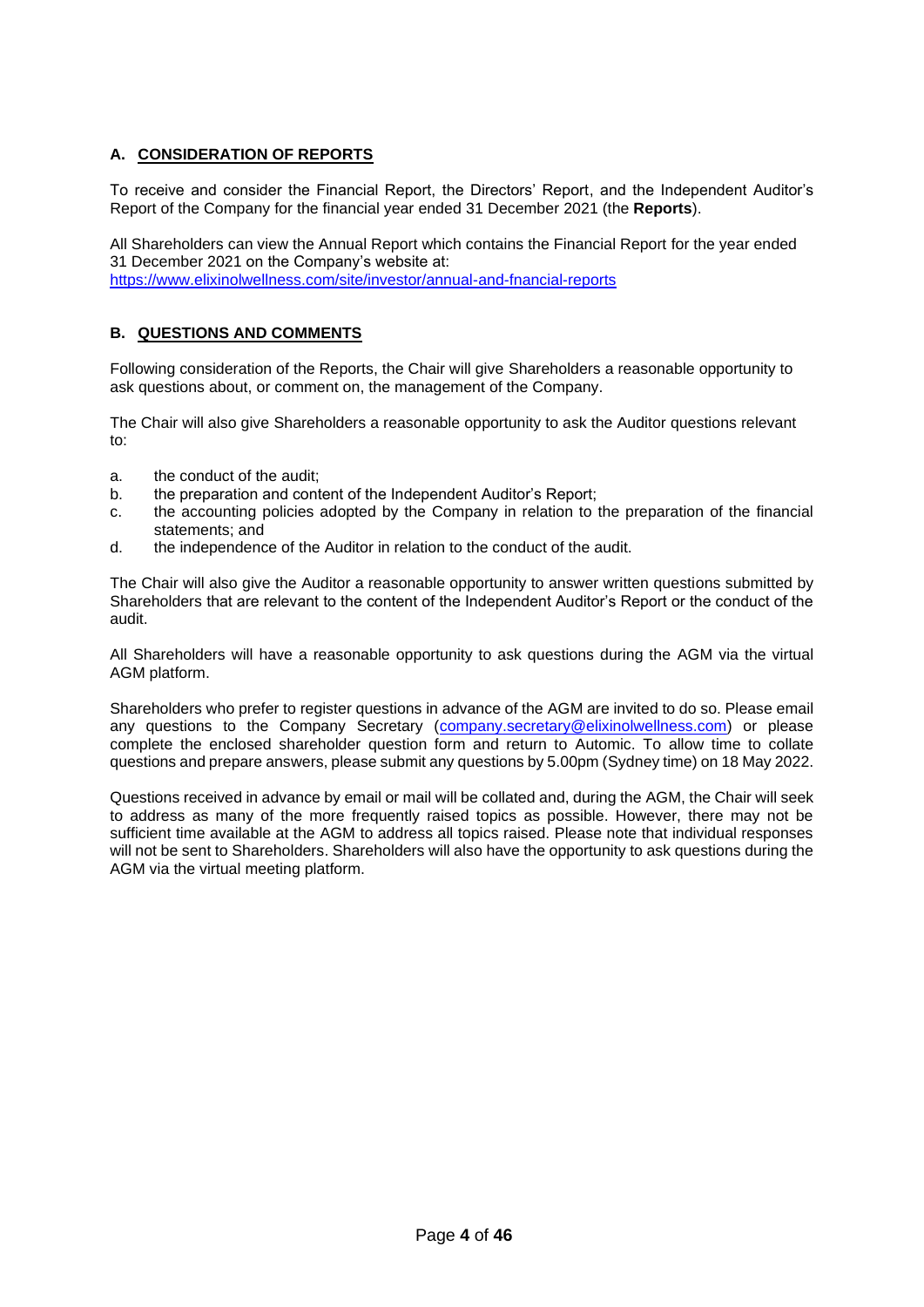## A. CONSIDERATION OF REPORTS

To receive and consider the Financial Report, the Directors' Report, and the Independent Auditor's Report of the Company for the financial year ended 31 December 2021 (the **Reports**).

All Shareholders can view the Annual Report which contains the Financial Report for the year ended 31 December 2021 on the Company's website at:
https://www.elixinolwellness.com/site/investor/annual-and-fnancial-reports

## B. QUESTIONS AND COMMENTS

Following consideration of the Reports, the Chair will give Shareholders a reasonable opportunity to ask questions about, or comment on, the management of the Company.

The Chair will also give Shareholders a reasonable opportunity to ask the Auditor questions relevant to:

a. the conduct of the audit;
b. the preparation and content of the Independent Auditor's Report;
c. the accounting policies adopted by the Company in relation to the preparation of the financial statements; and
d. the independence of the Auditor in relation to the conduct of the audit.

The Chair will also give the Auditor a reasonable opportunity to answer written questions submitted by Shareholders that are relevant to the content of the Independent Auditor's Report or the conduct of the audit.

All Shareholders will have a reasonable opportunity to ask questions during the AGM via the virtual AGM platform.

Shareholders who prefer to register questions in advance of the AGM are invited to do so. Please email any questions to the Company Secretary (company.secretary@elixinolwellness.com) or please complete the enclosed shareholder question form and return to Automic. To allow time to collate questions and prepare answers, please submit any questions by 5.00pm (Sydney time) on 18 May 2022.

Questions received in advance by email or mail will be collated and, during the AGM, the Chair will seek to address as many of the more frequently raised topics as possible. However, there may not be sufficient time available at the AGM to address all topics raised. Please note that individual responses will not be sent to Shareholders. Shareholders will also have the opportunity to ask questions during the AGM via the virtual meeting platform.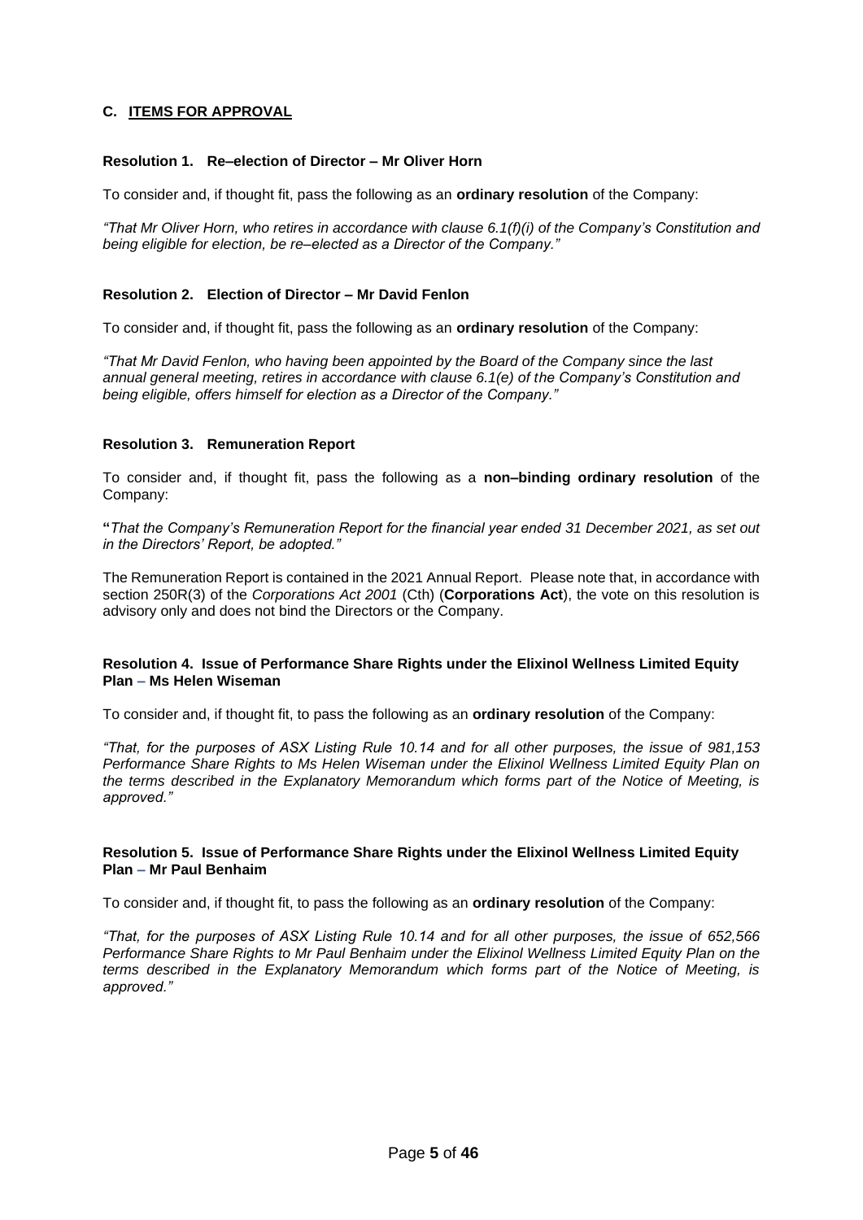## C. ITEMS FOR APPROVAL

### Resolution 1. Re–election of Director – Mr Oliver Horn

To consider and, if thought fit, pass the following as an **ordinary resolution** of the Company:

*"That Mr Oliver Horn, who retires in accordance with clause 6.1(f)(i) of the Company's Constitution and being eligible for election, be re–elected as a Director of the Company."*

### Resolution 2. Election of Director – Mr David Fenlon

To consider and, if thought fit, pass the following as an **ordinary resolution** of the Company:

*"That Mr David Fenlon, who having been appointed by the Board of the Company since the last annual general meeting, retires in accordance with clause 6.1(e) of the Company's Constitution and being eligible, offers himself for election as a Director of the Company."*

### Resolution 3. Remuneration Report

To consider and, if thought fit, pass the following as a **non–binding ordinary resolution** of the Company:

**"***That the Company's Remuneration Report for the financial year ended 31 December 2021, as set out in the Directors' Report, be adopted."*

The Remuneration Report is contained in the 2021 Annual Report. Please note that, in accordance with section 250R(3) of the *Corporations Act 2001* (Cth) (**Corporations Act**), the vote on this resolution is advisory only and does not bind the Directors or the Company.

### Resolution 4. Issue of Performance Share Rights under the Elixinol Wellness Limited Equity Plan – Ms Helen Wiseman

To consider and, if thought fit, to pass the following as an **ordinary resolution** of the Company:

*"That, for the purposes of ASX Listing Rule 10.14 and for all other purposes, the issue of 981,153 Performance Share Rights to Ms Helen Wiseman under the Elixinol Wellness Limited Equity Plan on the terms described in the Explanatory Memorandum which forms part of the Notice of Meeting, is approved."*

### Resolution 5. Issue of Performance Share Rights under the Elixinol Wellness Limited Equity Plan – Mr Paul Benhaim

To consider and, if thought fit, to pass the following as an **ordinary resolution** of the Company:

*"That, for the purposes of ASX Listing Rule 10.14 and for all other purposes, the issue of 652,566 Performance Share Rights to Mr Paul Benhaim under the Elixinol Wellness Limited Equity Plan on the terms described in the Explanatory Memorandum which forms part of the Notice of Meeting, is approved."*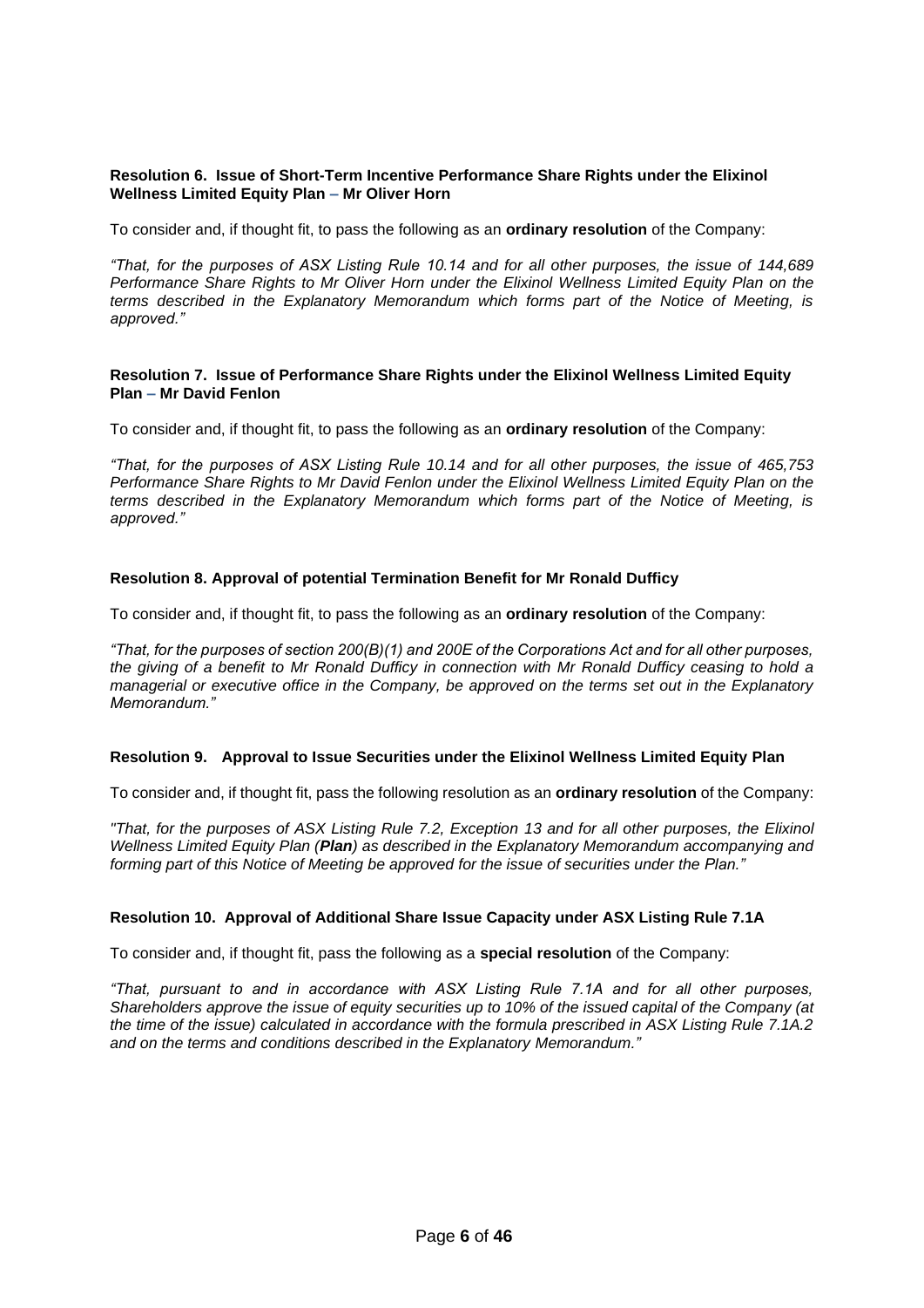**Resolution 6. Issue of Short-Term Incentive Performance Share Rights under the Elixinol Wellness Limited Equity Plan – Mr Oliver Horn**

To consider and, if thought fit, to pass the following as an **ordinary resolution** of the Company:

*"That, for the purposes of ASX Listing Rule 10.14 and for all other purposes, the issue of 144,689 Performance Share Rights to Mr Oliver Horn under the Elixinol Wellness Limited Equity Plan on the terms described in the Explanatory Memorandum which forms part of the Notice of Meeting, is approved."*

**Resolution 7. Issue of Performance Share Rights under the Elixinol Wellness Limited Equity Plan – Mr David Fenlon**

To consider and, if thought fit, to pass the following as an **ordinary resolution** of the Company:

*"That, for the purposes of ASX Listing Rule 10.14 and for all other purposes, the issue of 465,753 Performance Share Rights to Mr David Fenlon under the Elixinol Wellness Limited Equity Plan on the terms described in the Explanatory Memorandum which forms part of the Notice of Meeting, is approved."*

**Resolution 8. Approval of potential Termination Benefit for Mr Ronald Dufficy**

To consider and, if thought fit, to pass the following as an **ordinary resolution** of the Company:

*"That, for the purposes of section 200(B)(1) and 200E of the Corporations Act and for all other purposes, the giving of a benefit to Mr Ronald Dufficy in connection with Mr Ronald Dufficy ceasing to hold a managerial or executive office in the Company, be approved on the terms set out in the Explanatory Memorandum."*

**Resolution 9. Approval to Issue Securities under the Elixinol Wellness Limited Equity Plan**

To consider and, if thought fit, pass the following resolution as an **ordinary resolution** of the Company:

*"That, for the purposes of ASX Listing Rule 7.2, Exception 13 and for all other purposes, the Elixinol Wellness Limited Equity Plan (**Plan**) as described in the Explanatory Memorandum accompanying and forming part of this Notice of Meeting be approved for the issue of securities under the Plan."*

**Resolution 10. Approval of Additional Share Issue Capacity under ASX Listing Rule 7.1A**

To consider and, if thought fit, pass the following as a **special resolution** of the Company:

*"That, pursuant to and in accordance with ASX Listing Rule 7.1A and for all other purposes, Shareholders approve the issue of equity securities up to 10% of the issued capital of the Company (at the time of the issue) calculated in accordance with the formula prescribed in ASX Listing Rule 7.1A.2 and on the terms and conditions described in the Explanatory Memorandum."*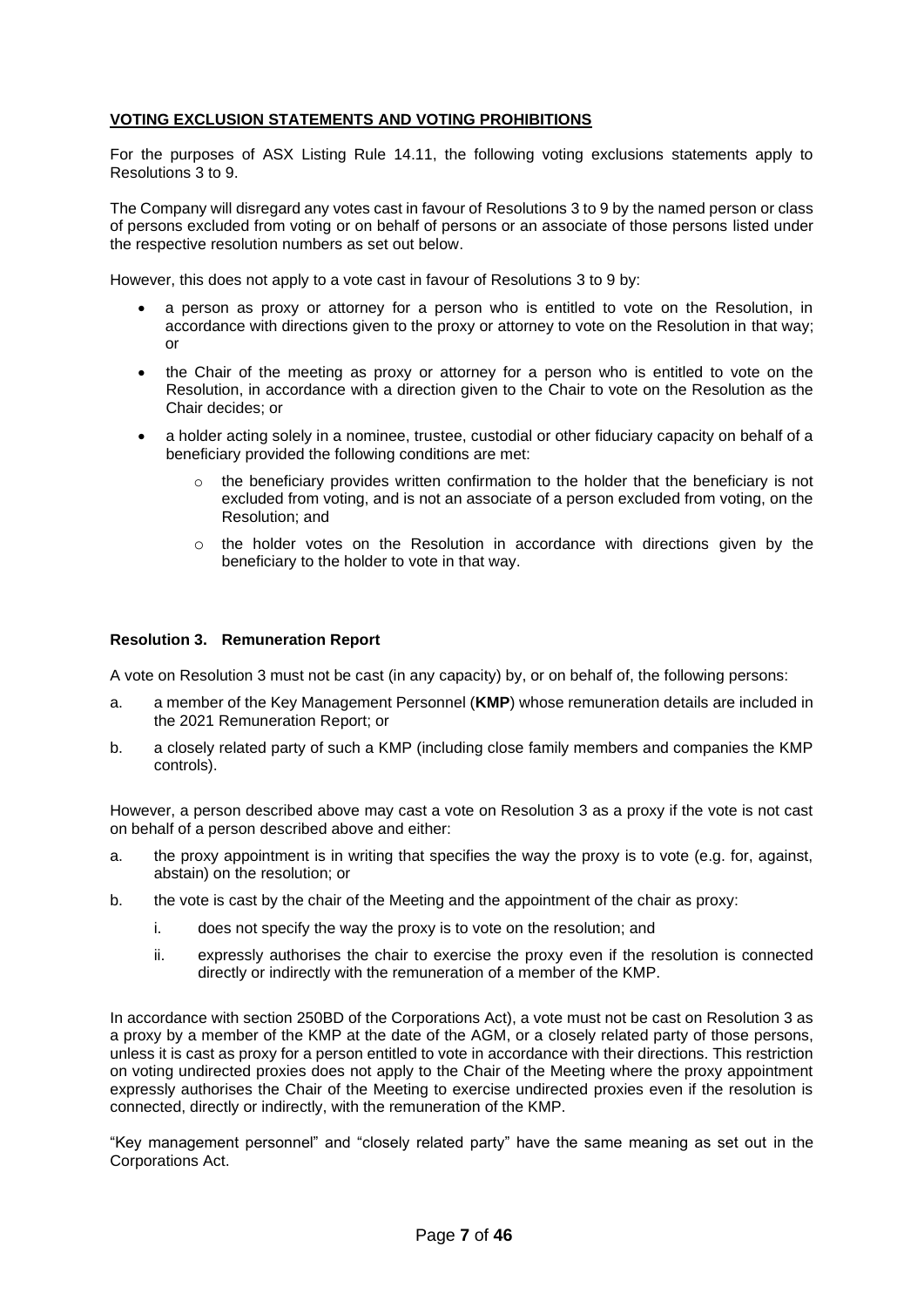**VOTING EXCLUSION STATEMENTS AND VOTING PROHIBITIONS**

For the purposes of ASX Listing Rule 14.11, the following voting exclusions statements apply to Resolutions 3 to 9.

The Company will disregard any votes cast in favour of Resolutions 3 to 9 by the named person or class of persons excluded from voting or on behalf of persons or an associate of those persons listed under the respective resolution numbers as set out below.

However, this does not apply to a vote cast in favour of Resolutions 3 to 9 by:

- a person as proxy or attorney for a person who is entitled to vote on the Resolution, in accordance with directions given to the proxy or attorney to vote on the Resolution in that way; or
- the Chair of the meeting as proxy or attorney for a person who is entitled to vote on the Resolution, in accordance with a direction given to the Chair to vote on the Resolution as the Chair decides; or
- a holder acting solely in a nominee, trustee, custodial or other fiduciary capacity on behalf of a beneficiary provided the following conditions are met:
    - the beneficiary provides written confirmation to the holder that the beneficiary is not excluded from voting, and is not an associate of a person excluded from voting, on the Resolution; and
    - the holder votes on the Resolution in accordance with directions given by the beneficiary to the holder to vote in that way.

**Resolution 3. Remuneration Report**

A vote on Resolution 3 must not be cast (in any capacity) by, or on behalf of, the following persons:

a. a member of the Key Management Personnel (**KMP**) whose remuneration details are included in the 2021 Remuneration Report; or

b. a closely related party of such a KMP (including close family members and companies the KMP controls).

However, a person described above may cast a vote on Resolution 3 as a proxy if the vote is not cast on behalf of a person described above and either:

a. the proxy appointment is in writing that specifies the way the proxy is to vote (e.g. for, against, abstain) on the resolution; or

b. the vote is cast by the chair of the Meeting and the appointment of the chair as proxy:

   i. does not specify the way the proxy is to vote on the resolution; and

   ii. expressly authorises the chair to exercise the proxy even if the resolution is connected directly or indirectly with the remuneration of a member of the KMP.

In accordance with section 250BD of the Corporations Act), a vote must not be cast on Resolution 3 as a proxy by a member of the KMP at the date of the AGM, or a closely related party of those persons, unless it is cast as proxy for a person entitled to vote in accordance with their directions. This restriction on voting undirected proxies does not apply to the Chair of the Meeting where the proxy appointment expressly authorises the Chair of the Meeting to exercise undirected proxies even if the resolution is connected, directly or indirectly, with the remuneration of the KMP.

"Key management personnel" and "closely related party" have the same meaning as set out in the Corporations Act.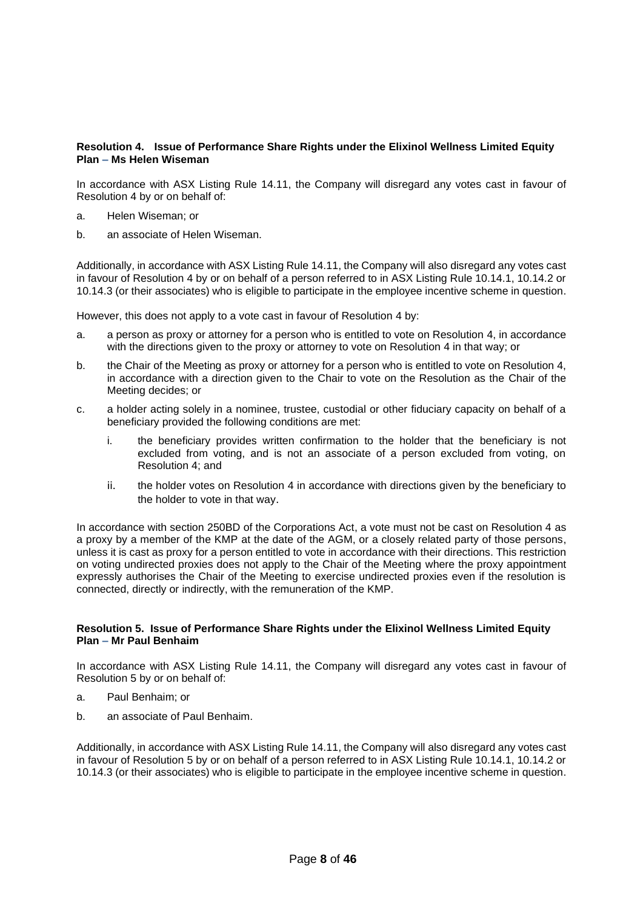**Resolution 4. Issue of Performance Share Rights under the Elixinol Wellness Limited Equity Plan – Ms Helen Wiseman**

In accordance with ASX Listing Rule 14.11, the Company will disregard any votes cast in favour of Resolution 4 by or on behalf of:

a. Helen Wiseman; or

b. an associate of Helen Wiseman.

Additionally, in accordance with ASX Listing Rule 14.11, the Company will also disregard any votes cast in favour of Resolution 4 by or on behalf of a person referred to in ASX Listing Rule 10.14.1, 10.14.2 or 10.14.3 (or their associates) who is eligible to participate in the employee incentive scheme in question.

However, this does not apply to a vote cast in favour of Resolution 4 by:

a. a person as proxy or attorney for a person who is entitled to vote on Resolution 4, in accordance with the directions given to the proxy or attorney to vote on Resolution 4 in that way; or

b. the Chair of the Meeting as proxy or attorney for a person who is entitled to vote on Resolution 4, in accordance with a direction given to the Chair to vote on the Resolution as the Chair of the Meeting decides; or

c. a holder acting solely in a nominee, trustee, custodial or other fiduciary capacity on behalf of a beneficiary provided the following conditions are met:

   i. the beneficiary provides written confirmation to the holder that the beneficiary is not excluded from voting, and is not an associate of a person excluded from voting, on Resolution 4; and

   ii. the holder votes on Resolution 4 in accordance with directions given by the beneficiary to the holder to vote in that way.

In accordance with section 250BD of the Corporations Act, a vote must not be cast on Resolution 4 as a proxy by a member of the KMP at the date of the AGM, or a closely related party of those persons, unless it is cast as proxy for a person entitled to vote in accordance with their directions. This restriction on voting undirected proxies does not apply to the Chair of the Meeting where the proxy appointment expressly authorises the Chair of the Meeting to exercise undirected proxies even if the resolution is connected, directly or indirectly, with the remuneration of the KMP.

**Resolution 5. Issue of Performance Share Rights under the Elixinol Wellness Limited Equity Plan – Mr Paul Benhaim**

In accordance with ASX Listing Rule 14.11, the Company will disregard any votes cast in favour of Resolution 5 by or on behalf of:

a. Paul Benhaim; or

b. an associate of Paul Benhaim.

Additionally, in accordance with ASX Listing Rule 14.11, the Company will also disregard any votes cast in favour of Resolution 5 by or on behalf of a person referred to in ASX Listing Rule 10.14.1, 10.14.2 or 10.14.3 (or their associates) who is eligible to participate in the employee incentive scheme in question.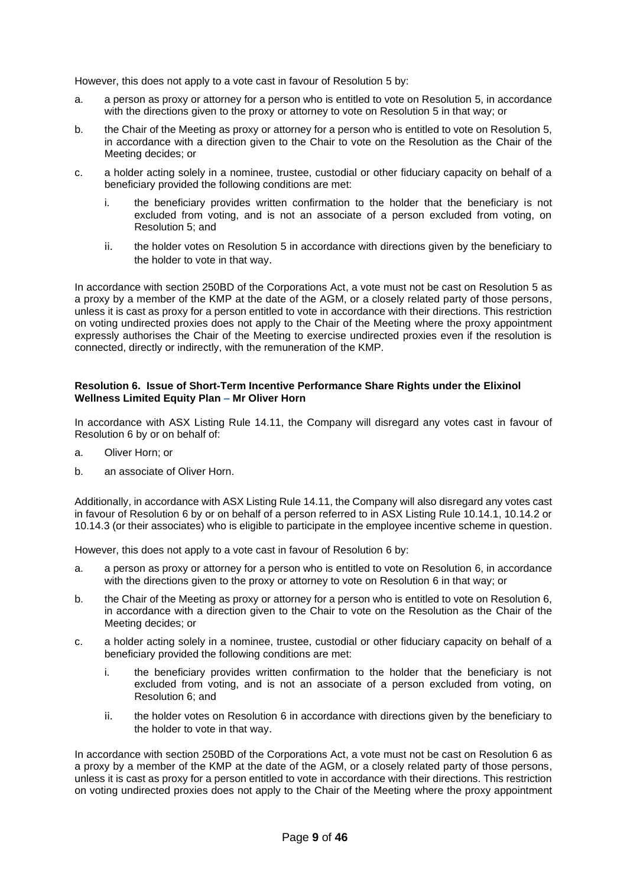However, this does not apply to a vote cast in favour of Resolution 5 by:

a. a person as proxy or attorney for a person who is entitled to vote on Resolution 5, in accordance with the directions given to the proxy or attorney to vote on Resolution 5 in that way; or

b. the Chair of the Meeting as proxy or attorney for a person who is entitled to vote on Resolution 5, in accordance with a direction given to the Chair to vote on the Resolution as the Chair of the Meeting decides; or

c. a holder acting solely in a nominee, trustee, custodial or other fiduciary capacity on behalf of a beneficiary provided the following conditions are met:

   i. the beneficiary provides written confirmation to the holder that the beneficiary is not excluded from voting, and is not an associate of a person excluded from voting, on Resolution 5; and

   ii. the holder votes on Resolution 5 in accordance with directions given by the beneficiary to the holder to vote in that way.

In accordance with section 250BD of the Corporations Act, a vote must not be cast on Resolution 5 as a proxy by a member of the KMP at the date of the AGM, or a closely related party of those persons, unless it is cast as proxy for a person entitled to vote in accordance with their directions. This restriction on voting undirected proxies does not apply to the Chair of the Meeting where the proxy appointment expressly authorises the Chair of the Meeting to exercise undirected proxies even if the resolution is connected, directly or indirectly, with the remuneration of the KMP.

**Resolution 6. Issue of Short-Term Incentive Performance Share Rights under the Elixinol Wellness Limited Equity Plan – Mr Oliver Horn**

In accordance with ASX Listing Rule 14.11, the Company will disregard any votes cast in favour of Resolution 6 by or on behalf of:

a. Oliver Horn; or

b. an associate of Oliver Horn.

Additionally, in accordance with ASX Listing Rule 14.11, the Company will also disregard any votes cast in favour of Resolution 6 by or on behalf of a person referred to in ASX Listing Rule 10.14.1, 10.14.2 or 10.14.3 (or their associates) who is eligible to participate in the employee incentive scheme in question.

However, this does not apply to a vote cast in favour of Resolution 6 by:

a. a person as proxy or attorney for a person who is entitled to vote on Resolution 6, in accordance with the directions given to the proxy or attorney to vote on Resolution 6 in that way; or

b. the Chair of the Meeting as proxy or attorney for a person who is entitled to vote on Resolution 6, in accordance with a direction given to the Chair to vote on the Resolution as the Chair of the Meeting decides; or

c. a holder acting solely in a nominee, trustee, custodial or other fiduciary capacity on behalf of a beneficiary provided the following conditions are met:

   i. the beneficiary provides written confirmation to the holder that the beneficiary is not excluded from voting, and is not an associate of a person excluded from voting, on Resolution 6; and

   ii. the holder votes on Resolution 6 in accordance with directions given by the beneficiary to the holder to vote in that way.

In accordance with section 250BD of the Corporations Act, a vote must not be cast on Resolution 6 as a proxy by a member of the KMP at the date of the AGM, or a closely related party of those persons, unless it is cast as proxy for a person entitled to vote in accordance with their directions. This restriction on voting undirected proxies does not apply to the Chair of the Meeting where the proxy appointment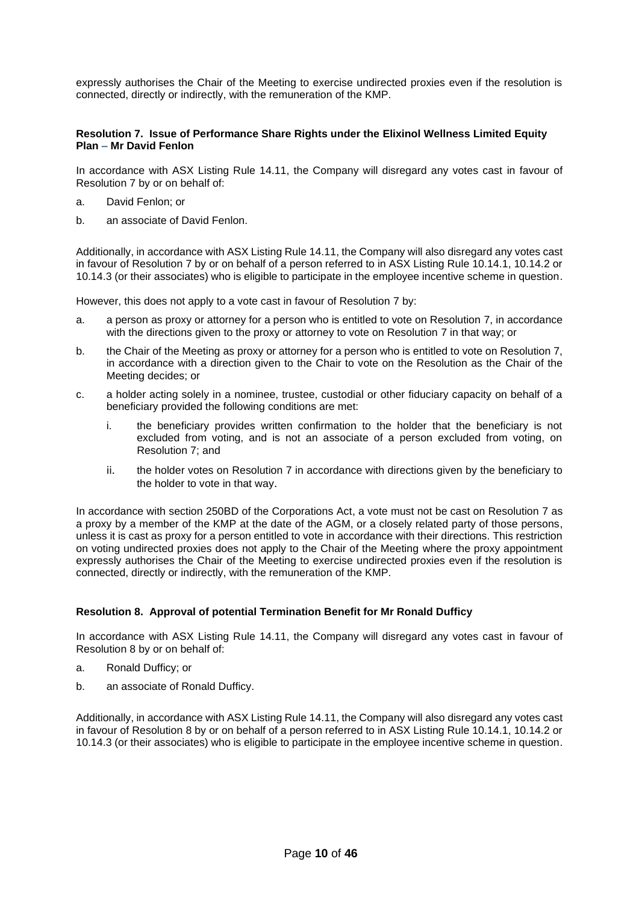expressly authorises the Chair of the Meeting to exercise undirected proxies even if the resolution is connected, directly or indirectly, with the remuneration of the KMP.

**Resolution 7. Issue of Performance Share Rights under the Elixinol Wellness Limited Equity Plan – Mr David Fenlon**

In accordance with ASX Listing Rule 14.11, the Company will disregard any votes cast in favour of Resolution 7 by or on behalf of:

a. David Fenlon; or

b. an associate of David Fenlon.

Additionally, in accordance with ASX Listing Rule 14.11, the Company will also disregard any votes cast in favour of Resolution 7 by or on behalf of a person referred to in ASX Listing Rule 10.14.1, 10.14.2 or 10.14.3 (or their associates) who is eligible to participate in the employee incentive scheme in question.

However, this does not apply to a vote cast in favour of Resolution 7 by:

a. a person as proxy or attorney for a person who is entitled to vote on Resolution 7, in accordance with the directions given to the proxy or attorney to vote on Resolution 7 in that way; or

b. the Chair of the Meeting as proxy or attorney for a person who is entitled to vote on Resolution 7, in accordance with a direction given to the Chair to vote on the Resolution as the Chair of the Meeting decides; or

c. a holder acting solely in a nominee, trustee, custodial or other fiduciary capacity on behalf of a beneficiary provided the following conditions are met:

   i. the beneficiary provides written confirmation to the holder that the beneficiary is not excluded from voting, and is not an associate of a person excluded from voting, on Resolution 7; and

   ii. the holder votes on Resolution 7 in accordance with directions given by the beneficiary to the holder to vote in that way.

In accordance with section 250BD of the Corporations Act, a vote must not be cast on Resolution 7 as a proxy by a member of the KMP at the date of the AGM, or a closely related party of those persons, unless it is cast as proxy for a person entitled to vote in accordance with their directions. This restriction on voting undirected proxies does not apply to the Chair of the Meeting where the proxy appointment expressly authorises the Chair of the Meeting to exercise undirected proxies even if the resolution is connected, directly or indirectly, with the remuneration of the KMP.

**Resolution 8. Approval of potential Termination Benefit for Mr Ronald Dufficy**

In accordance with ASX Listing Rule 14.11, the Company will disregard any votes cast in favour of Resolution 8 by or on behalf of:

a. Ronald Dufficy; or

b. an associate of Ronald Dufficy.

Additionally, in accordance with ASX Listing Rule 14.11, the Company will also disregard any votes cast in favour of Resolution 8 by or on behalf of a person referred to in ASX Listing Rule 10.14.1, 10.14.2 or 10.14.3 (or their associates) who is eligible to participate in the employee incentive scheme in question.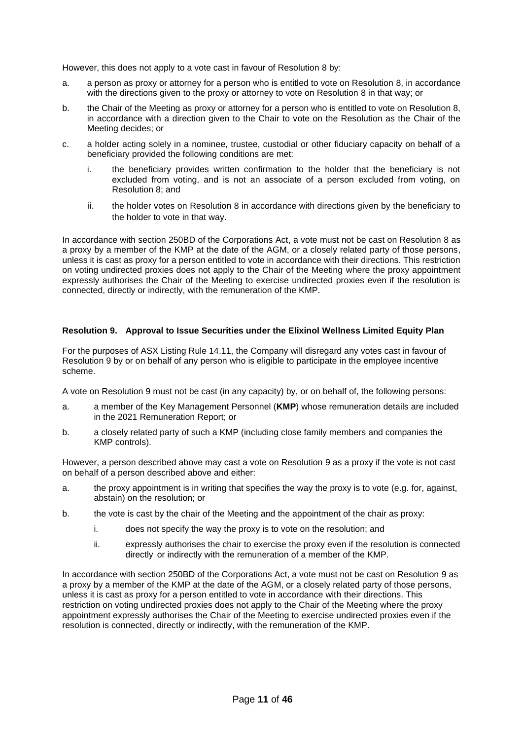However, this does not apply to a vote cast in favour of Resolution 8 by:

a. a person as proxy or attorney for a person who is entitled to vote on Resolution 8, in accordance with the directions given to the proxy or attorney to vote on Resolution 8 in that way; or

b. the Chair of the Meeting as proxy or attorney for a person who is entitled to vote on Resolution 8, in accordance with a direction given to the Chair to vote on the Resolution as the Chair of the Meeting decides; or

c. a holder acting solely in a nominee, trustee, custodial or other fiduciary capacity on behalf of a beneficiary provided the following conditions are met:

   i. the beneficiary provides written confirmation to the holder that the beneficiary is not excluded from voting, and is not an associate of a person excluded from voting, on Resolution 8; and

   ii. the holder votes on Resolution 8 in accordance with directions given by the beneficiary to the holder to vote in that way.

In accordance with section 250BD of the Corporations Act, a vote must not be cast on Resolution 8 as a proxy by a member of the KMP at the date of the AGM, or a closely related party of those persons, unless it is cast as proxy for a person entitled to vote in accordance with their directions. This restriction on voting undirected proxies does not apply to the Chair of the Meeting where the proxy appointment expressly authorises the Chair of the Meeting to exercise undirected proxies even if the resolution is connected, directly or indirectly, with the remuneration of the KMP.

**Resolution 9. Approval to Issue Securities under the Elixinol Wellness Limited Equity Plan**

For the purposes of ASX Listing Rule 14.11, the Company will disregard any votes cast in favour of Resolution 9 by or on behalf of any person who is eligible to participate in the employee incentive scheme.

A vote on Resolution 9 must not be cast (in any capacity) by, or on behalf of, the following persons:

a. a member of the Key Management Personnel (**KMP**) whose remuneration details are included in the 2021 Remuneration Report; or

b. a closely related party of such a KMP (including close family members and companies the KMP controls).

However, a person described above may cast a vote on Resolution 9 as a proxy if the vote is not cast on behalf of a person described above and either:

a. the proxy appointment is in writing that specifies the way the proxy is to vote (e.g. for, against, abstain) on the resolution; or

b. the vote is cast by the chair of the Meeting and the appointment of the chair as proxy:

   i. does not specify the way the proxy is to vote on the resolution; and

   ii. expressly authorises the chair to exercise the proxy even if the resolution is connected directly or indirectly with the remuneration of a member of the KMP.

In accordance with section 250BD of the Corporations Act, a vote must not be cast on Resolution 9 as a proxy by a member of the KMP at the date of the AGM, or a closely related party of those persons, unless it is cast as proxy for a person entitled to vote in accordance with their directions. This restriction on voting undirected proxies does not apply to the Chair of the Meeting where the proxy appointment expressly authorises the Chair of the Meeting to exercise undirected proxies even if the resolution is connected, directly or indirectly, with the remuneration of the KMP.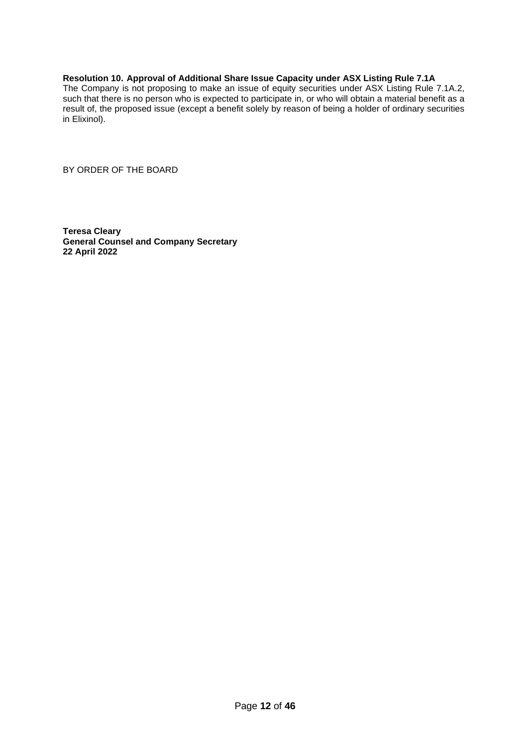**Resolution 10. Approval of Additional Share Issue Capacity under ASX Listing Rule 7.1A**

The Company is not proposing to make an issue of equity securities under ASX Listing Rule 7.1A.2, such that there is no person who is expected to participate in, or who will obtain a material benefit as a result of, the proposed issue (except a benefit solely by reason of being a holder of ordinary securities in Elixinol).

BY ORDER OF THE BOARD

**Teresa Cleary**
**General Counsel and Company Secretary**
**22 April 2022**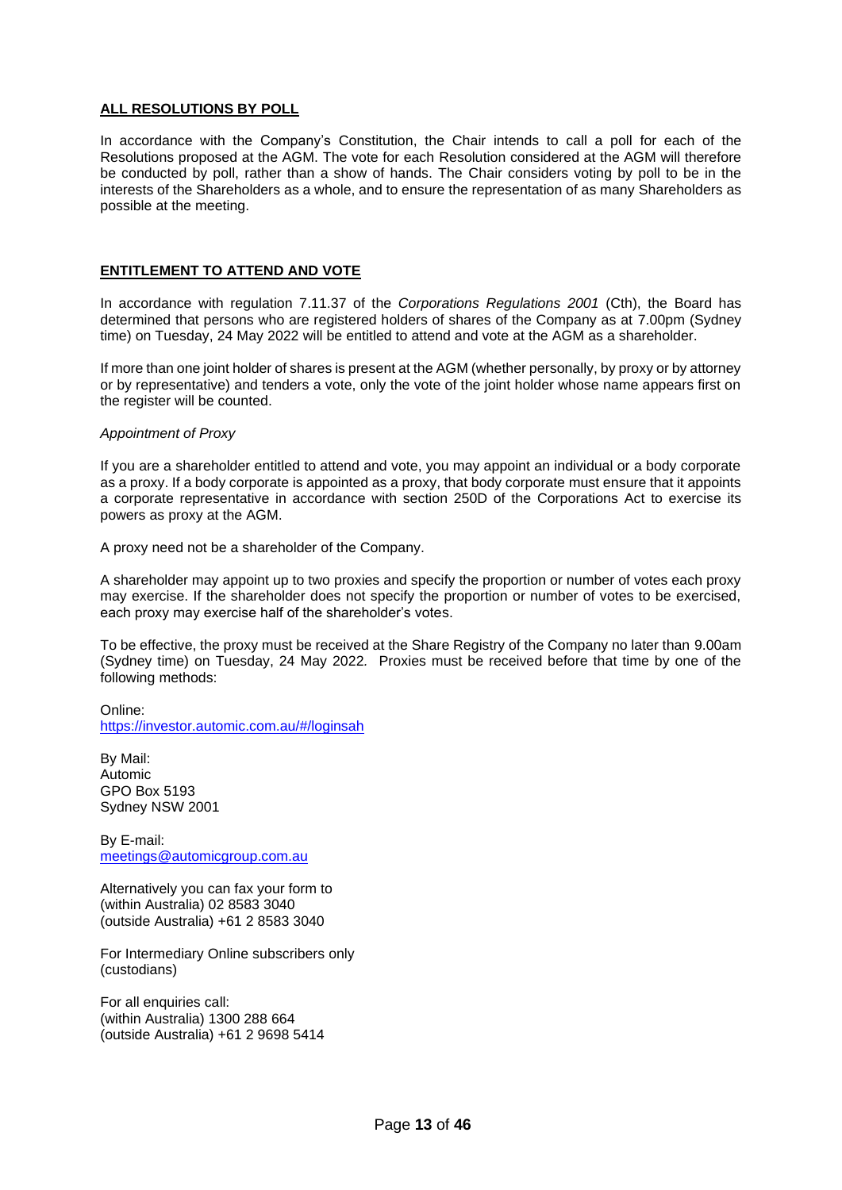## ALL RESOLUTIONS BY POLL

In accordance with the Company's Constitution, the Chair intends to call a poll for each of the Resolutions proposed at the AGM. The vote for each Resolution considered at the AGM will therefore be conducted by poll, rather than a show of hands. The Chair considers voting by poll to be in the interests of the Shareholders as a whole, and to ensure the representation of as many Shareholders as possible at the meeting.

## ENTITLEMENT TO ATTEND AND VOTE

In accordance with regulation 7.11.37 of the *Corporations Regulations 2001* (Cth), the Board has determined that persons who are registered holders of shares of the Company as at 7.00pm (Sydney time) on Tuesday, 24 May 2022 will be entitled to attend and vote at the AGM as a shareholder.

If more than one joint holder of shares is present at the AGM (whether personally, by proxy or by attorney or by representative) and tenders a vote, only the vote of the joint holder whose name appears first on the register will be counted.

*Appointment of Proxy*

If you are a shareholder entitled to attend and vote, you may appoint an individual or a body corporate as a proxy. If a body corporate is appointed as a proxy, that body corporate must ensure that it appoints a corporate representative in accordance with section 250D of the Corporations Act to exercise its powers as proxy at the AGM.

A proxy need not be a shareholder of the Company.

A shareholder may appoint up to two proxies and specify the proportion or number of votes each proxy may exercise. If the shareholder does not specify the proportion or number of votes to be exercised, each proxy may exercise half of the shareholder's votes.

To be effective, the proxy must be received at the Share Registry of the Company no later than 9.00am (Sydney time) on Tuesday, 24 May 2022. Proxies must be received before that time by one of the following methods:

Online:
https://investor.automic.com.au/#/loginsah

By Mail:
Automic
GPO Box 5193
Sydney NSW 2001

By E-mail:
meetings@automicgroup.com.au

Alternatively you can fax your form to
(within Australia) 02 8583 3040
(outside Australia) +61 2 8583 3040

For Intermediary Online subscribers only
(custodians)

For all enquiries call:
(within Australia) 1300 288 664
(outside Australia) +61 2 9698 5414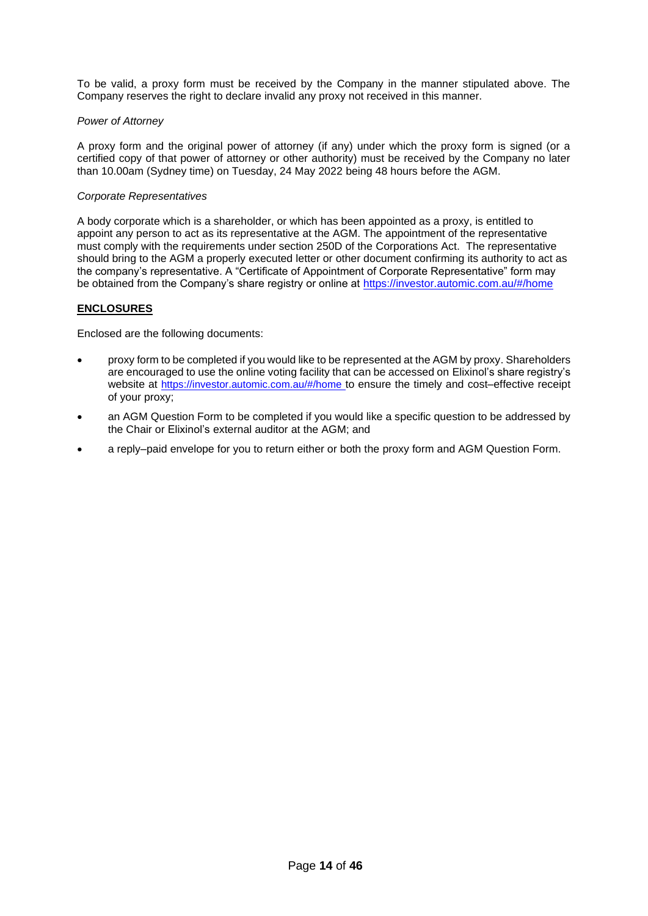To be valid, a proxy form must be received by the Company in the manner stipulated above. The Company reserves the right to declare invalid any proxy not received in this manner.

*Power of Attorney*

A proxy form and the original power of attorney (if any) under which the proxy form is signed (or a certified copy of that power of attorney or other authority) must be received by the Company no later than 10.00am (Sydney time) on Tuesday, 24 May 2022 being 48 hours before the AGM.

*Corporate Representatives*

A body corporate which is a shareholder, or which has been appointed as a proxy, is entitled to appoint any person to act as its representative at the AGM. The appointment of the representative must comply with the requirements under section 250D of the Corporations Act. The representative should bring to the AGM a properly executed letter or other document confirming its authority to act as the company's representative. A "Certificate of Appointment of Corporate Representative" form may be obtained from the Company's share registry or online at https://investor.automic.com.au/#/home

**ENCLOSURES**

Enclosed are the following documents:

- proxy form to be completed if you would like to be represented at the AGM by proxy. Shareholders are encouraged to use the online voting facility that can be accessed on Elixinol's share registry's website at https://investor.automic.com.au/#/home to ensure the timely and cost–effective receipt of your proxy;
- an AGM Question Form to be completed if you would like a specific question to be addressed by the Chair or Elixinol's external auditor at the AGM; and
- a reply–paid envelope for you to return either or both the proxy form and AGM Question Form.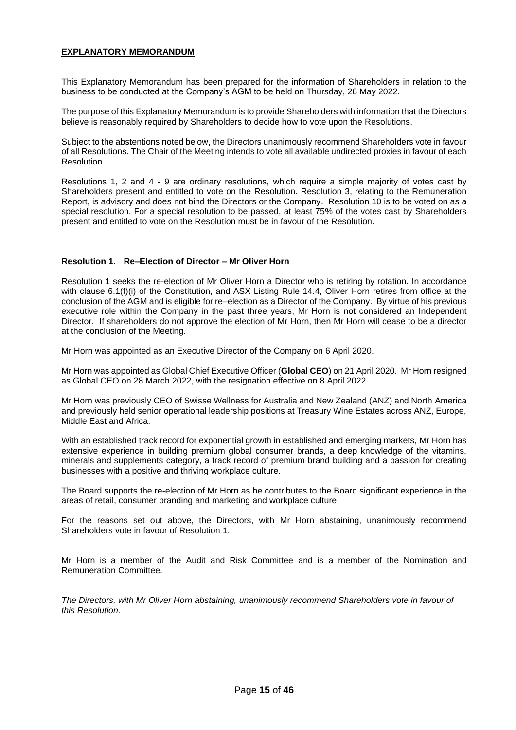## EXPLANATORY MEMORANDUM

This Explanatory Memorandum has been prepared for the information of Shareholders in relation to the business to be conducted at the Company's AGM to be held on Thursday, 26 May 2022.

The purpose of this Explanatory Memorandum is to provide Shareholders with information that the Directors believe is reasonably required by Shareholders to decide how to vote upon the Resolutions.

Subject to the abstentions noted below, the Directors unanimously recommend Shareholders vote in favour of all Resolutions. The Chair of the Meeting intends to vote all available undirected proxies in favour of each Resolution.

Resolutions 1, 2 and 4 - 9 are ordinary resolutions, which require a simple majority of votes cast by Shareholders present and entitled to vote on the Resolution. Resolution 3, relating to the Remuneration Report, is advisory and does not bind the Directors or the Company. Resolution 10 is to be voted on as a special resolution. For a special resolution to be passed, at least 75% of the votes cast by Shareholders present and entitled to vote on the Resolution must be in favour of the Resolution.

### Resolution 1. Re–Election of Director – Mr Oliver Horn

Resolution 1 seeks the re-election of Mr Oliver Horn a Director who is retiring by rotation. In accordance with clause 6.1(f)(i) of the Constitution, and ASX Listing Rule 14.4, Oliver Horn retires from office at the conclusion of the AGM and is eligible for re–election as a Director of the Company. By virtue of his previous executive role within the Company in the past three years, Mr Horn is not considered an Independent Director. If shareholders do not approve the election of Mr Horn, then Mr Horn will cease to be a director at the conclusion of the Meeting.

Mr Horn was appointed as an Executive Director of the Company on 6 April 2020.

Mr Horn was appointed as Global Chief Executive Officer (**Global CEO**) on 21 April 2020. Mr Horn resigned as Global CEO on 28 March 2022, with the resignation effective on 8 April 2022.

Mr Horn was previously CEO of Swisse Wellness for Australia and New Zealand (ANZ) and North America and previously held senior operational leadership positions at Treasury Wine Estates across ANZ, Europe, Middle East and Africa.

With an established track record for exponential growth in established and emerging markets, Mr Horn has extensive experience in building premium global consumer brands, a deep knowledge of the vitamins, minerals and supplements category, a track record of premium brand building and a passion for creating businesses with a positive and thriving workplace culture.

The Board supports the re-election of Mr Horn as he contributes to the Board significant experience in the areas of retail, consumer branding and marketing and workplace culture.

For the reasons set out above, the Directors, with Mr Horn abstaining, unanimously recommend Shareholders vote in favour of Resolution 1.

Mr Horn is a member of the Audit and Risk Committee and is a member of the Nomination and Remuneration Committee.

*The Directors, with Mr Oliver Horn abstaining, unanimously recommend Shareholders vote in favour of this Resolution.*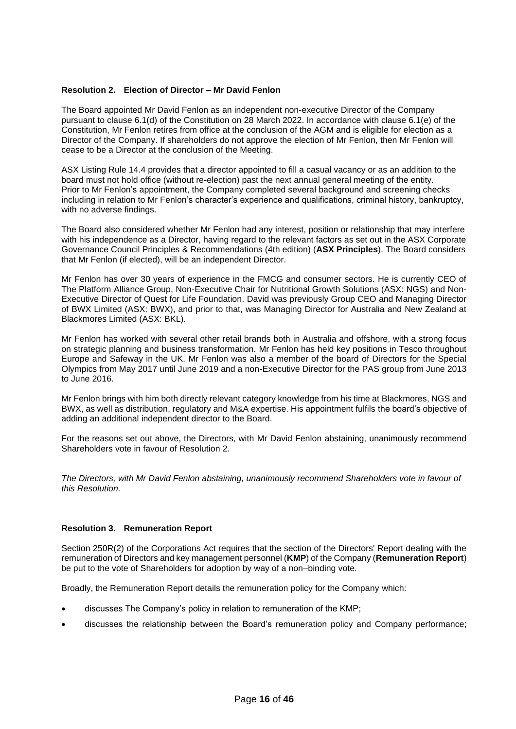### Resolution 2. Election of Director – Mr David Fenlon

The Board appointed Mr David Fenlon as an independent non-executive Director of the Company pursuant to clause 6.1(d) of the Constitution on 28 March 2022. In accordance with clause 6.1(e) of the Constitution, Mr Fenlon retires from office at the conclusion of the AGM and is eligible for election as a Director of the Company. If shareholders do not approve the election of Mr Fenlon, then Mr Fenlon will cease to be a Director at the conclusion of the Meeting.

ASX Listing Rule 14.4 provides that a director appointed to fill a casual vacancy or as an addition to the board must not hold office (without re-election) past the next annual general meeting of the entity. Prior to Mr Fenlon's appointment, the Company completed several background and screening checks including in relation to Mr Fenlon's character's experience and qualifications, criminal history, bankruptcy, with no adverse findings.

The Board also considered whether Mr Fenlon had any interest, position or relationship that may interfere with his independence as a Director, having regard to the relevant factors as set out in the ASX Corporate Governance Council Principles & Recommendations (4th edition) (**ASX Principles**). The Board considers that Mr Fenlon (if elected), will be an independent Director.

Mr Fenlon has over 30 years of experience in the FMCG and consumer sectors. He is currently CEO of The Platform Alliance Group, Non-Executive Chair for Nutritional Growth Solutions (ASX: NGS) and Non-Executive Director of Quest for Life Foundation. David was previously Group CEO and Managing Director of BWX Limited (ASX: BWX), and prior to that, was Managing Director for Australia and New Zealand at Blackmores Limited (ASX: BKL).

Mr Fenlon has worked with several other retail brands both in Australia and offshore, with a strong focus on strategic planning and business transformation. Mr Fenlon has held key positions in Tesco throughout Europe and Safeway in the UK. Mr Fenlon was also a member of the board of Directors for the Special Olympics from May 2017 until June 2019 and a non-Executive Director for the PAS group from June 2013 to June 2016.

Mr Fenlon brings with him both directly relevant category knowledge from his time at Blackmores, NGS and BWX, as well as distribution, regulatory and M&A expertise. His appointment fulfils the board's objective of adding an additional independent director to the Board.

For the reasons set out above, the Directors, with Mr David Fenlon abstaining, unanimously recommend Shareholders vote in favour of Resolution 2.

*The Directors, with Mr David Fenlon abstaining, unanimously recommend Shareholders vote in favour of this Resolution.*

### Resolution 3. Remuneration Report

Section 250R(2) of the Corporations Act requires that the section of the Directors' Report dealing with the remuneration of Directors and key management personnel (**KMP**) of the Company (**Remuneration Report**) be put to the vote of Shareholders for adoption by way of a non–binding vote.

Broadly, the Remuneration Report details the remuneration policy for the Company which:

- discusses The Company's policy in relation to remuneration of the KMP;
- discusses the relationship between the Board's remuneration policy and Company performance;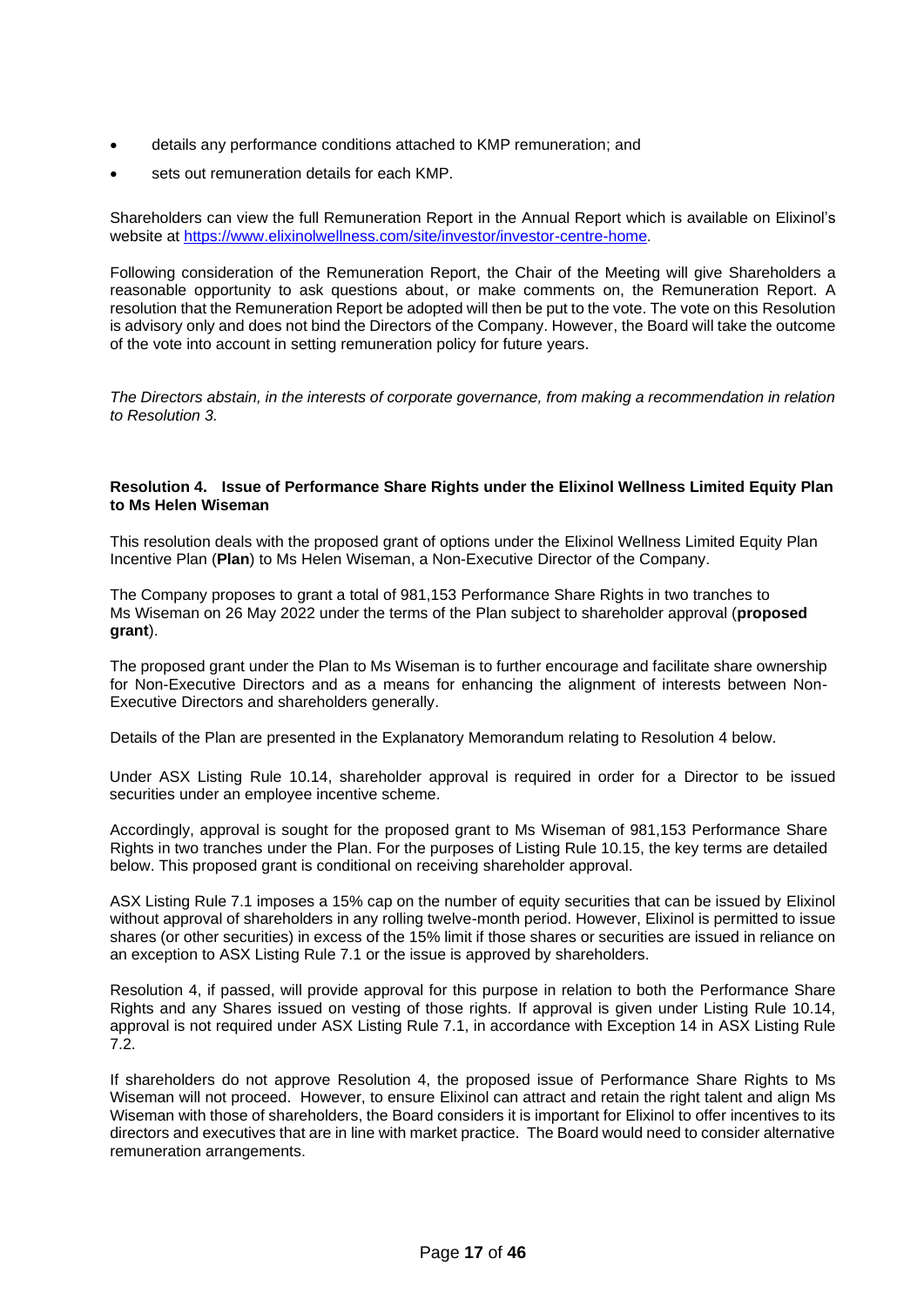- details any performance conditions attached to KMP remuneration; and
- sets out remuneration details for each KMP.

Shareholders can view the full Remuneration Report in the Annual Report which is available on Elixinol's website at https://www.elixinolwellness.com/site/investor/investor-centre-home.

Following consideration of the Remuneration Report, the Chair of the Meeting will give Shareholders a reasonable opportunity to ask questions about, or make comments on, the Remuneration Report. A resolution that the Remuneration Report be adopted will then be put to the vote. The vote on this Resolution is advisory only and does not bind the Directors of the Company. However, the Board will take the outcome of the vote into account in setting remuneration policy for future years.

*The Directors abstain, in the interests of corporate governance, from making a recommendation in relation to Resolution 3.*

**Resolution 4. Issue of Performance Share Rights under the Elixinol Wellness Limited Equity Plan to Ms Helen Wiseman**

This resolution deals with the proposed grant of options under the Elixinol Wellness Limited Equity Plan Incentive Plan (**Plan**) to Ms Helen Wiseman, a Non-Executive Director of the Company.

The Company proposes to grant a total of 981,153 Performance Share Rights in two tranches to Ms Wiseman on 26 May 2022 under the terms of the Plan subject to shareholder approval (**proposed grant**).

The proposed grant under the Plan to Ms Wiseman is to further encourage and facilitate share ownership for Non-Executive Directors and as a means for enhancing the alignment of interests between Non-Executive Directors and shareholders generally.

Details of the Plan are presented in the Explanatory Memorandum relating to Resolution 4 below.

Under ASX Listing Rule 10.14, shareholder approval is required in order for a Director to be issued securities under an employee incentive scheme.

Accordingly, approval is sought for the proposed grant to Ms Wiseman of 981,153 Performance Share Rights in two tranches under the Plan. For the purposes of Listing Rule 10.15, the key terms are detailed below. This proposed grant is conditional on receiving shareholder approval.

ASX Listing Rule 7.1 imposes a 15% cap on the number of equity securities that can be issued by Elixinol without approval of shareholders in any rolling twelve-month period. However, Elixinol is permitted to issue shares (or other securities) in excess of the 15% limit if those shares or securities are issued in reliance on an exception to ASX Listing Rule 7.1 or the issue is approved by shareholders.

Resolution 4, if passed, will provide approval for this purpose in relation to both the Performance Share Rights and any Shares issued on vesting of those rights. If approval is given under Listing Rule 10.14, approval is not required under ASX Listing Rule 7.1, in accordance with Exception 14 in ASX Listing Rule 7.2.

If shareholders do not approve Resolution 4, the proposed issue of Performance Share Rights to Ms Wiseman will not proceed. However, to ensure Elixinol can attract and retain the right talent and align Ms Wiseman with those of shareholders, the Board considers it is important for Elixinol to offer incentives to its directors and executives that are in line with market practice. The Board would need to consider alternative remuneration arrangements.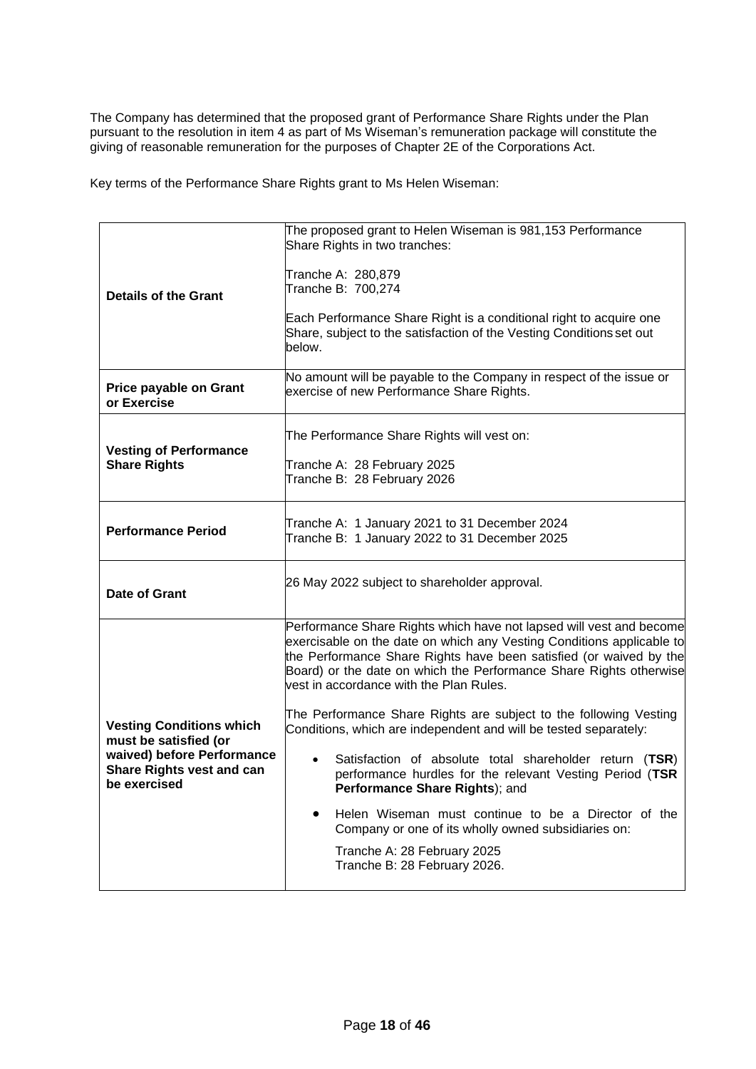The Company has determined that the proposed grant of Performance Share Rights under the Plan pursuant to the resolution in item 4 as part of Ms Wiseman's remuneration package will constitute the giving of reasonable remuneration for the purposes of Chapter 2E of the Corporations Act.

Key terms of the Performance Share Rights grant to Ms Helen Wiseman:

| | |
|---|---|
| **Details of the Grant** | The proposed grant to Helen Wiseman is 981,153 Performance Share Rights in two tranches:<br><br>Tranche A: 280,879<br>Tranche B: 700,274<br><br>Each Performance Share Right is a conditional right to acquire one Share, subject to the satisfaction of the Vesting Conditions set out below. |
| **Price payable on Grant or Exercise** | No amount will be payable to the Company in respect of the issue or exercise of new Performance Share Rights. |
| **Vesting of Performance Share Rights** | The Performance Share Rights will vest on:<br><br>Tranche A: 28 February 2025<br>Tranche B: 28 February 2026 |
| **Performance Period** | Tranche A: 1 January 2021 to 31 December 2024<br>Tranche B: 1 January 2022 to 31 December 2025 |
| **Date of Grant** | 26 May 2022 subject to shareholder approval. |
| **Vesting Conditions which must be satisfied (or waived) before Performance Share Rights vest and can be exercised** | Performance Share Rights which have not lapsed will vest and become exercisable on the date on which any Vesting Conditions applicable to the Performance Share Rights have been satisfied (or waived by the Board) or the date on which the Performance Share Rights otherwise vest in accordance with the Plan Rules.<br><br>The Performance Share Rights are subject to the following Vesting Conditions, which are independent and will be tested separately:<br><br>• Satisfaction of absolute total shareholder return (**TSR**) performance hurdles for the relevant Vesting Period (**TSR Performance Share Rights**); and<br><br>• Helen Wiseman must continue to be a Director of the Company or one of its wholly owned subsidiaries on:<br><br>Tranche A: 28 February 2025<br>Tranche B: 28 February 2026. |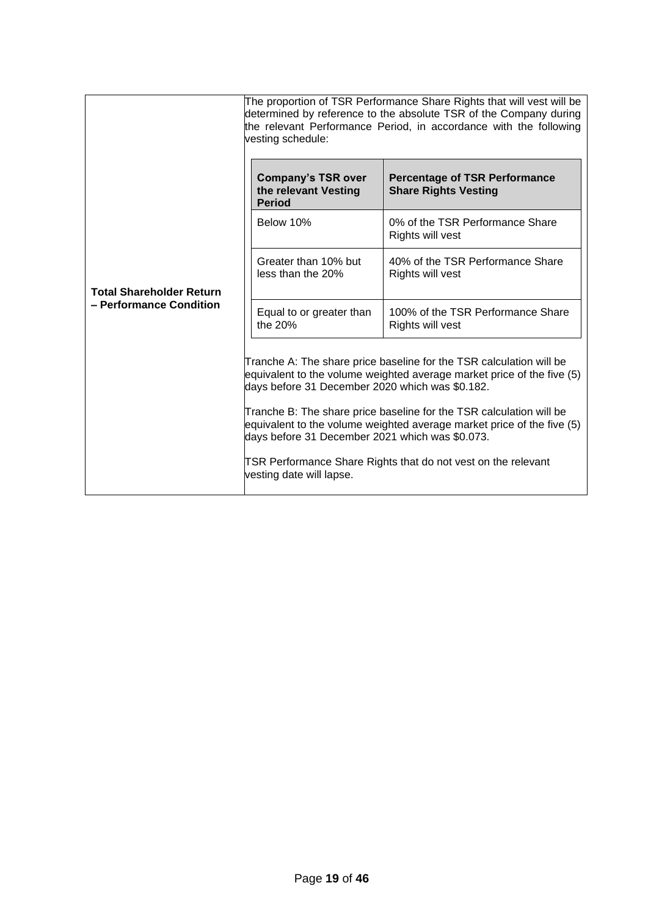| | |
|---|---|
| **Total Shareholder Return – Performance Condition** | The proportion of TSR Performance Share Rights that will vest will be determined by reference to the absolute TSR of the Company during the relevant Performance Period, in accordance with the following vesting schedule: |

| Company's TSR over the relevant Vesting Period | Percentage of TSR Performance Share Rights Vesting |
|---|---|
| Below 10% | 0% of the TSR Performance Share Rights will vest |
| Greater than 10% but less than the 20% | 40% of the TSR Performance Share Rights will vest |
| Equal to or greater than the 20% | 100% of the TSR Performance Share Rights will vest |

Tranche A: The share price baseline for the TSR calculation will be equivalent to the volume weighted average market price of the five (5) days before 31 December 2020 which was $0.182.

Tranche B: The share price baseline for the TSR calculation will be equivalent to the volume weighted average market price of the five (5) days before 31 December 2021 which was $0.073.

TSR Performance Share Rights that do not vest on the relevant vesting date will lapse.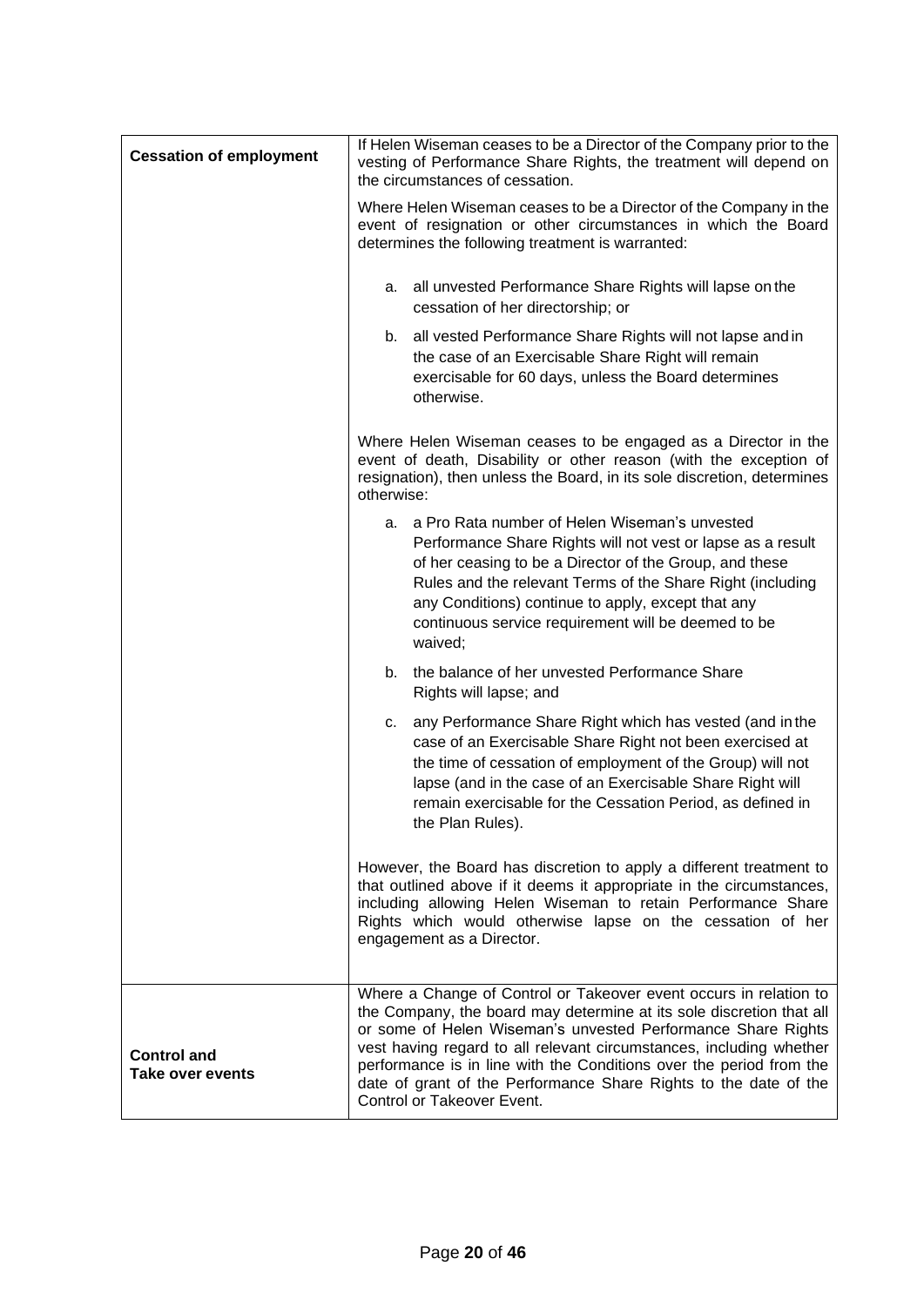| | |
|---|---|
| **Cessation of employment** | If Helen Wiseman ceases to be a Director of the Company prior to the vesting of Performance Share Rights, the treatment will depend on the circumstances of cessation.<br><br>Where Helen Wiseman ceases to be a Director of the Company in the event of resignation or other circumstances in which the Board determines the following treatment is warranted:<br><br>a. all unvested Performance Share Rights will lapse on the cessation of her directorship; or<br><br>b. all vested Performance Share Rights will not lapse and in the case of an Exercisable Share Right will remain exercisable for 60 days, unless the Board determines otherwise.<br><br>Where Helen Wiseman ceases to be engaged as a Director in the event of death, Disability or other reason (with the exception of resignation), then unless the Board, in its sole discretion, determines otherwise:<br><br>a. a Pro Rata number of Helen Wiseman's unvested Performance Share Rights will not vest or lapse as a result of her ceasing to be a Director of the Group, and these Rules and the relevant Terms of the Share Right (including any Conditions) continue to apply, except that any continuous service requirement will be deemed to be waived;<br><br>b. the balance of her unvested Performance Share Rights will lapse; and<br><br>c. any Performance Share Right which has vested (and in the case of an Exercisable Share Right not been exercised at the time of cessation of employment of the Group) will not lapse (and in the case of an Exercisable Share Right will remain exercisable for the Cessation Period, as defined in the Plan Rules).<br><br>However, the Board has discretion to apply a different treatment to that outlined above if it deems it appropriate in the circumstances, including allowing Helen Wiseman to retain Performance Share Rights which would otherwise lapse on the cessation of her engagement as a Director. |
| **Control and Take over events** | Where a Change of Control or Takeover event occurs in relation to the Company, the board may determine at its sole discretion that all or some of Helen Wiseman's unvested Performance Share Rights vest having regard to all relevant circumstances, including whether performance is in line with the Conditions over the period from the date of grant of the Performance Share Rights to the date of the Control or Takeover Event. |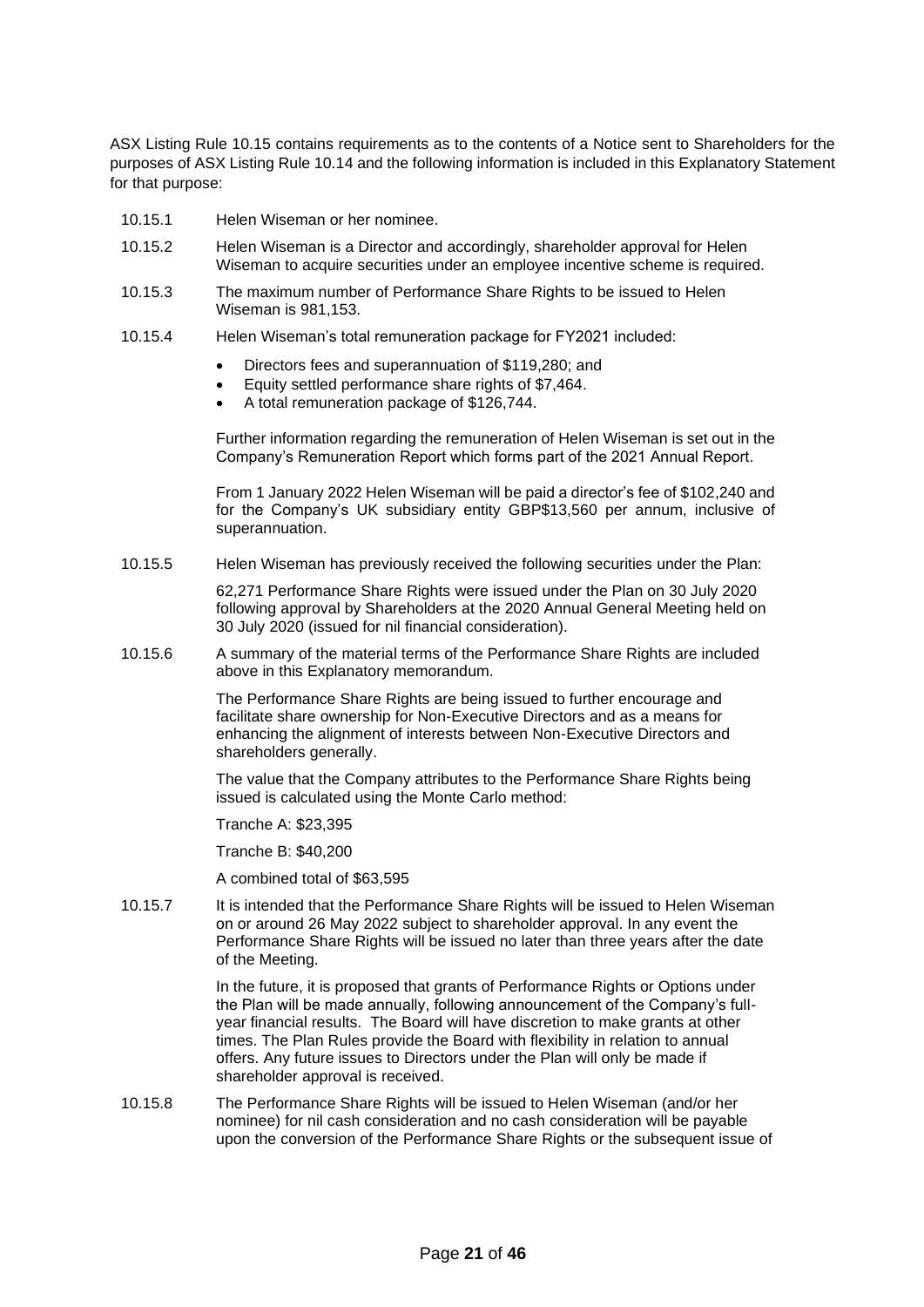ASX Listing Rule 10.15 contains requirements as to the contents of a Notice sent to Shareholders for the purposes of ASX Listing Rule 10.14 and the following information is included in this Explanatory Statement for that purpose:

10.15.1 Helen Wiseman or her nominee.

10.15.2 Helen Wiseman is a Director and accordingly, shareholder approval for Helen Wiseman to acquire securities under an employee incentive scheme is required.

10.15.3 The maximum number of Performance Share Rights to be issued to Helen Wiseman is 981,153.

10.15.4 Helen Wiseman's total remuneration package for FY2021 included:

- Directors fees and superannuation of $119,280; and
- Equity settled performance share rights of $7,464.
- A total remuneration package of $126,744.

Further information regarding the remuneration of Helen Wiseman is set out in the Company's Remuneration Report which forms part of the 2021 Annual Report.

From 1 January 2022 Helen Wiseman will be paid a director's fee of $102,240 and for the Company's UK subsidiary entity GBP$13,560 per annum, inclusive of superannuation.

10.15.5 Helen Wiseman has previously received the following securities under the Plan:

62,271 Performance Share Rights were issued under the Plan on 30 July 2020 following approval by Shareholders at the 2020 Annual General Meeting held on 30 July 2020 (issued for nil financial consideration).

10.15.6 A summary of the material terms of the Performance Share Rights are included above in this Explanatory memorandum.

The Performance Share Rights are being issued to further encourage and facilitate share ownership for Non-Executive Directors and as a means for enhancing the alignment of interests between Non-Executive Directors and shareholders generally.

The value that the Company attributes to the Performance Share Rights being issued is calculated using the Monte Carlo method:

Tranche A: $23,395

Tranche B: $40,200

A combined total of $63,595

10.15.7 It is intended that the Performance Share Rights will be issued to Helen Wiseman on or around 26 May 2022 subject to shareholder approval. In any event the Performance Share Rights will be issued no later than three years after the date of the Meeting.

In the future, it is proposed that grants of Performance Rights or Options under the Plan will be made annually, following announcement of the Company's full-year financial results. The Board will have discretion to make grants at other times. The Plan Rules provide the Board with flexibility in relation to annual offers. Any future issues to Directors under the Plan will only be made if shareholder approval is received.

10.15.8 The Performance Share Rights will be issued to Helen Wiseman (and/or her nominee) for nil cash consideration and no cash consideration will be payable upon the conversion of the Performance Share Rights or the subsequent issue of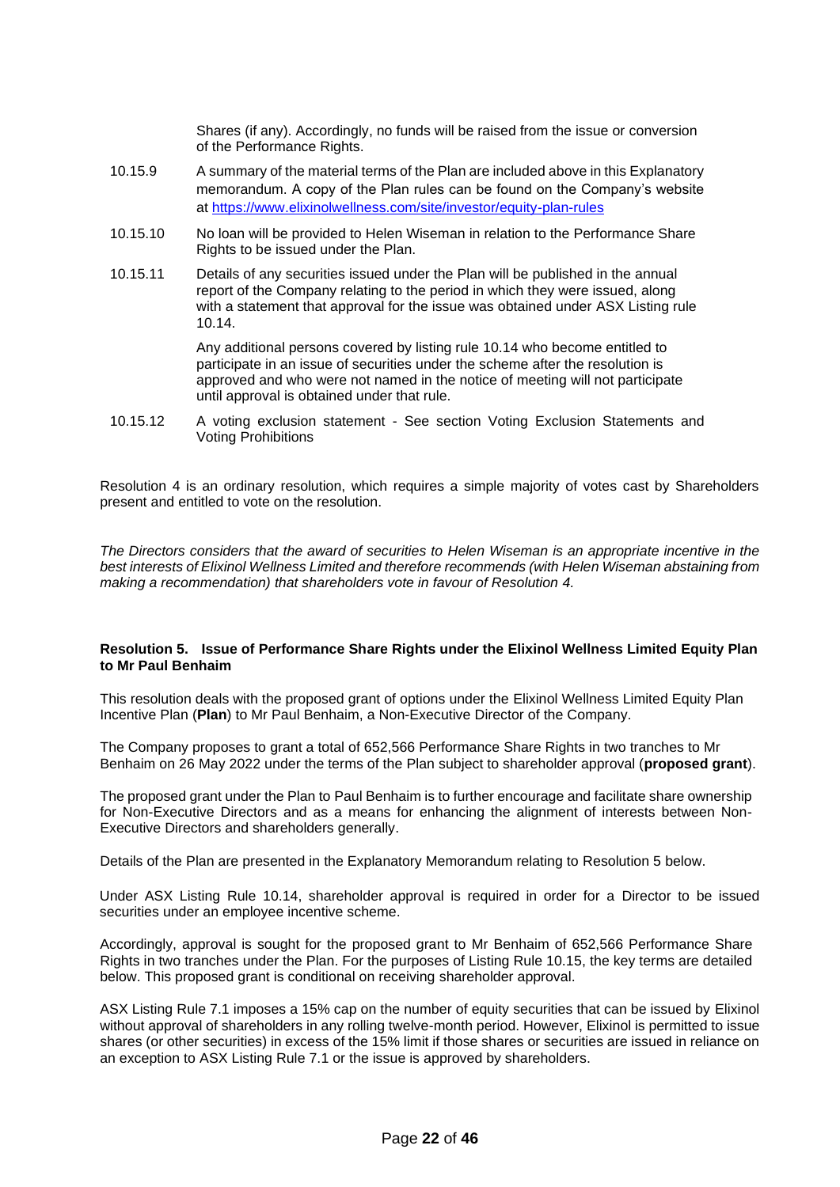Shares (if any). Accordingly, no funds will be raised from the issue or conversion of the Performance Rights.

10.15.9 A summary of the material terms of the Plan are included above in this Explanatory memorandum. A copy of the Plan rules can be found on the Company's website at https://www.elixinolwellness.com/site/investor/equity-plan-rules

10.15.10 No loan will be provided to Helen Wiseman in relation to the Performance Share Rights to be issued under the Plan.

10.15.11 Details of any securities issued under the Plan will be published in the annual report of the Company relating to the period in which they were issued, along with a statement that approval for the issue was obtained under ASX Listing rule 10.14.

Any additional persons covered by listing rule 10.14 who become entitled to participate in an issue of securities under the scheme after the resolution is approved and who were not named in the notice of meeting will not participate until approval is obtained under that rule.

10.15.12 A voting exclusion statement - See section Voting Exclusion Statements and Voting Prohibitions

Resolution 4 is an ordinary resolution, which requires a simple majority of votes cast by Shareholders present and entitled to vote on the resolution.

*The Directors considers that the award of securities to Helen Wiseman is an appropriate incentive in the best interests of Elixinol Wellness Limited and therefore recommends (with Helen Wiseman abstaining from making a recommendation) that shareholders vote in favour of Resolution 4.*

**Resolution 5. Issue of Performance Share Rights under the Elixinol Wellness Limited Equity Plan to Mr Paul Benhaim**

This resolution deals with the proposed grant of options under the Elixinol Wellness Limited Equity Plan Incentive Plan (**Plan**) to Mr Paul Benhaim, a Non-Executive Director of the Company.

The Company proposes to grant a total of 652,566 Performance Share Rights in two tranches to Mr Benhaim on 26 May 2022 under the terms of the Plan subject to shareholder approval (**proposed grant**).

The proposed grant under the Plan to Paul Benhaim is to further encourage and facilitate share ownership for Non-Executive Directors and as a means for enhancing the alignment of interests between Non-Executive Directors and shareholders generally.

Details of the Plan are presented in the Explanatory Memorandum relating to Resolution 5 below.

Under ASX Listing Rule 10.14, shareholder approval is required in order for a Director to be issued securities under an employee incentive scheme.

Accordingly, approval is sought for the proposed grant to Mr Benhaim of 652,566 Performance Share Rights in two tranches under the Plan. For the purposes of Listing Rule 10.15, the key terms are detailed below. This proposed grant is conditional on receiving shareholder approval.

ASX Listing Rule 7.1 imposes a 15% cap on the number of equity securities that can be issued by Elixinol without approval of shareholders in any rolling twelve-month period. However, Elixinol is permitted to issue shares (or other securities) in excess of the 15% limit if those shares or securities are issued in reliance on an exception to ASX Listing Rule 7.1 or the issue is approved by shareholders.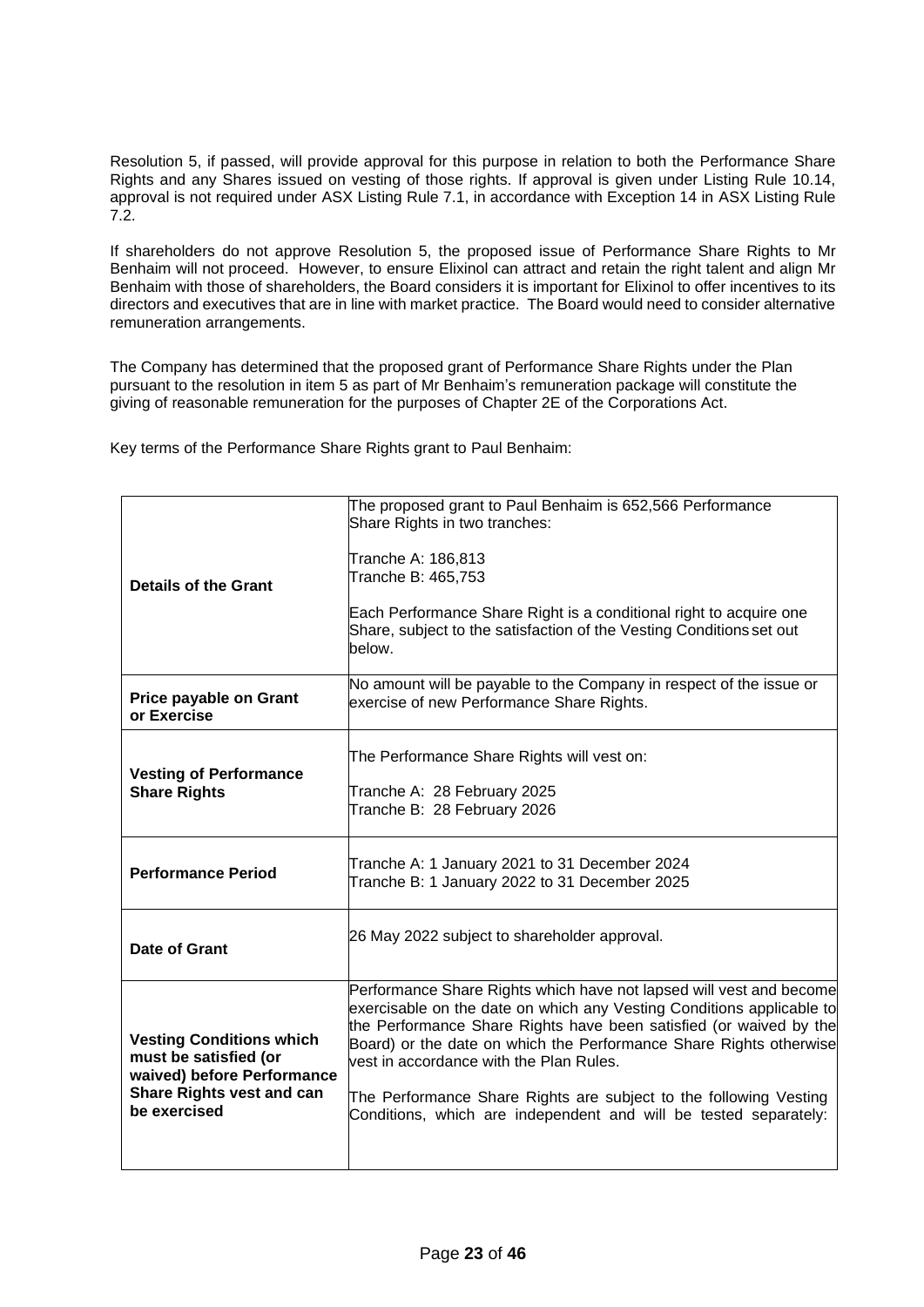Resolution 5, if passed, will provide approval for this purpose in relation to both the Performance Share Rights and any Shares issued on vesting of those rights. If approval is given under Listing Rule 10.14, approval is not required under ASX Listing Rule 7.1, in accordance with Exception 14 in ASX Listing Rule 7.2.

If shareholders do not approve Resolution 5, the proposed issue of Performance Share Rights to Mr Benhaim will not proceed. However, to ensure Elixinol can attract and retain the right talent and align Mr Benhaim with those of shareholders, the Board considers it is important for Elixinol to offer incentives to its directors and executives that are in line with market practice. The Board would need to consider alternative remuneration arrangements.

The Company has determined that the proposed grant of Performance Share Rights under the Plan pursuant to the resolution in item 5 as part of Mr Benhaim's remuneration package will constitute the giving of reasonable remuneration for the purposes of Chapter 2E of the Corporations Act.

Key terms of the Performance Share Rights grant to Paul Benhaim:

| | |
|---|---|
| **Details of the Grant** | The proposed grant to Paul Benhaim is 652,566 Performance Share Rights in two tranches:<br><br>Tranche A: 186,813<br>Tranche B: 465,753<br><br>Each Performance Share Right is a conditional right to acquire one Share, subject to the satisfaction of the Vesting Conditions set out below. |
| **Price payable on Grant or Exercise** | No amount will be payable to the Company in respect of the issue or exercise of new Performance Share Rights. |
| **Vesting of Performance Share Rights** | The Performance Share Rights will vest on:<br><br>Tranche A: 28 February 2025<br>Tranche B: 28 February 2026 |
| **Performance Period** | Tranche A: 1 January 2021 to 31 December 2024<br>Tranche B: 1 January 2022 to 31 December 2025 |
| **Date of Grant** | 26 May 2022 subject to shareholder approval. |
| **Vesting Conditions which must be satisfied (or waived) before Performance Share Rights vest and can be exercised** | Performance Share Rights which have not lapsed will vest and become exercisable on the date on which any Vesting Conditions applicable to the Performance Share Rights have been satisfied (or waived by the Board) or the date on which the Performance Share Rights otherwise vest in accordance with the Plan Rules.<br><br>The Performance Share Rights are subject to the following Vesting Conditions, which are independent and will be tested separately: |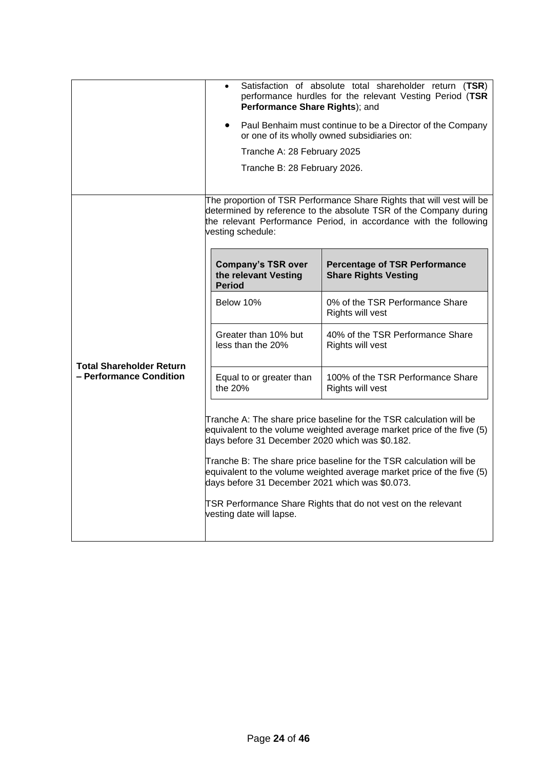| | |
|---|---|
| | • Satisfaction of absolute total shareholder return (**TSR**) performance hurdles for the relevant Vesting Period (**TSR Performance Share Rights**); and<br>• Paul Benhaim must continue to be a Director of the Company or one of its wholly owned subsidiaries on:<br>Tranche A: 28 February 2025<br>Tranche B: 28 February 2026. |
| **Total Shareholder Return – Performance Condition** | The proportion of TSR Performance Share Rights that will vest will be determined by reference to the absolute TSR of the Company during the relevant Performance Period, in accordance with the following vesting schedule:<br><br>**Company's TSR over the relevant Vesting Period** — **Percentage of TSR Performance Share Rights Vesting**<br>Below 10% — 0% of the TSR Performance Share Rights will vest<br>Greater than 10% but less than the 20% — 40% of the TSR Performance Share Rights will vest<br>Equal to or greater than the 20% — 100% of the TSR Performance Share Rights will vest<br><br>Tranche A: The share price baseline for the TSR calculation will be equivalent to the volume weighted average market price of the five (5) days before 31 December 2020 which was $0.182.<br><br>Tranche B: The share price baseline for the TSR calculation will be equivalent to the volume weighted average market price of the five (5) days before 31 December 2021 which was $0.073.<br><br>TSR Performance Share Rights that do not vest on the relevant vesting date will lapse. |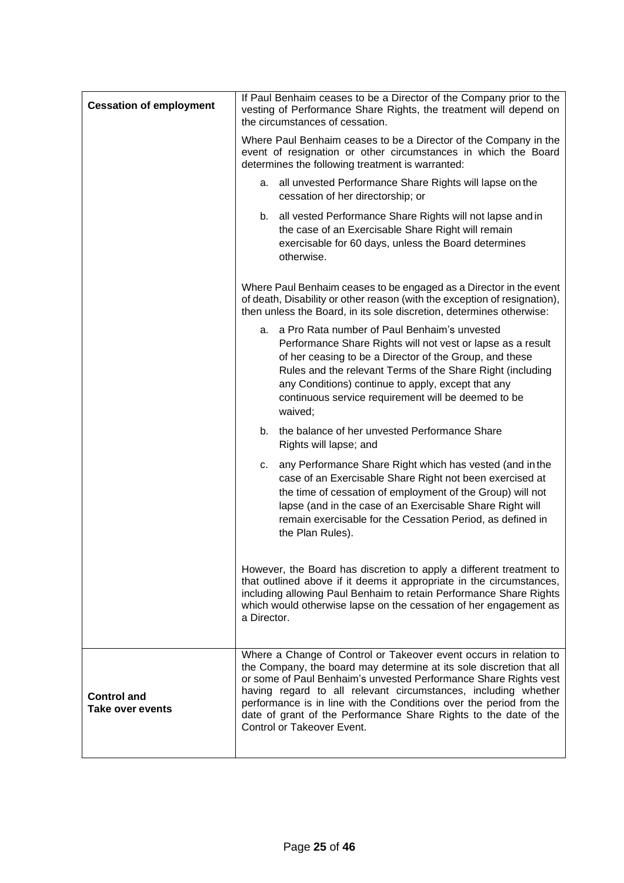| | |
|---|---|
| **Cessation of employment** | If Paul Benhaim ceases to be a Director of the Company prior to the vesting of Performance Share Rights, the treatment will depend on the circumstances of cessation.<br><br>Where Paul Benhaim ceases to be a Director of the Company in the event of resignation or other circumstances in which the Board determines the following treatment is warranted:<br><br>a. all unvested Performance Share Rights will lapse on the cessation of her directorship; or<br><br>b. all vested Performance Share Rights will not lapse and in the case of an Exercisable Share Right will remain exercisable for 60 days, unless the Board determines otherwise.<br><br>Where Paul Benhaim ceases to be engaged as a Director in the event of death, Disability or other reason (with the exception of resignation), then unless the Board, in its sole discretion, determines otherwise:<br><br>a. a Pro Rata number of Paul Benhaim's unvested Performance Share Rights will not vest or lapse as a result of her ceasing to be a Director of the Group, and these Rules and the relevant Terms of the Share Right (including any Conditions) continue to apply, except that any continuous service requirement will be deemed to be waived;<br><br>b. the balance of her unvested Performance Share Rights will lapse; and<br><br>c. any Performance Share Right which has vested (and in the case of an Exercisable Share Right not been exercised at the time of cessation of employment of the Group) will not lapse (and in the case of an Exercisable Share Right will remain exercisable for the Cessation Period, as defined in the Plan Rules).<br><br>However, the Board has discretion to apply a different treatment to that outlined above if it deems it appropriate in the circumstances, including allowing Paul Benhaim to retain Performance Share Rights which would otherwise lapse on the cessation of her engagement as a Director. |
| **Control and Take over events** | Where a Change of Control or Takeover event occurs in relation to the Company, the board may determine at its sole discretion that all or some of Paul Benhaim's unvested Performance Share Rights vest having regard to all relevant circumstances, including whether performance is in line with the Conditions over the period from the date of grant of the Performance Share Rights to the date of the Control or Takeover Event. |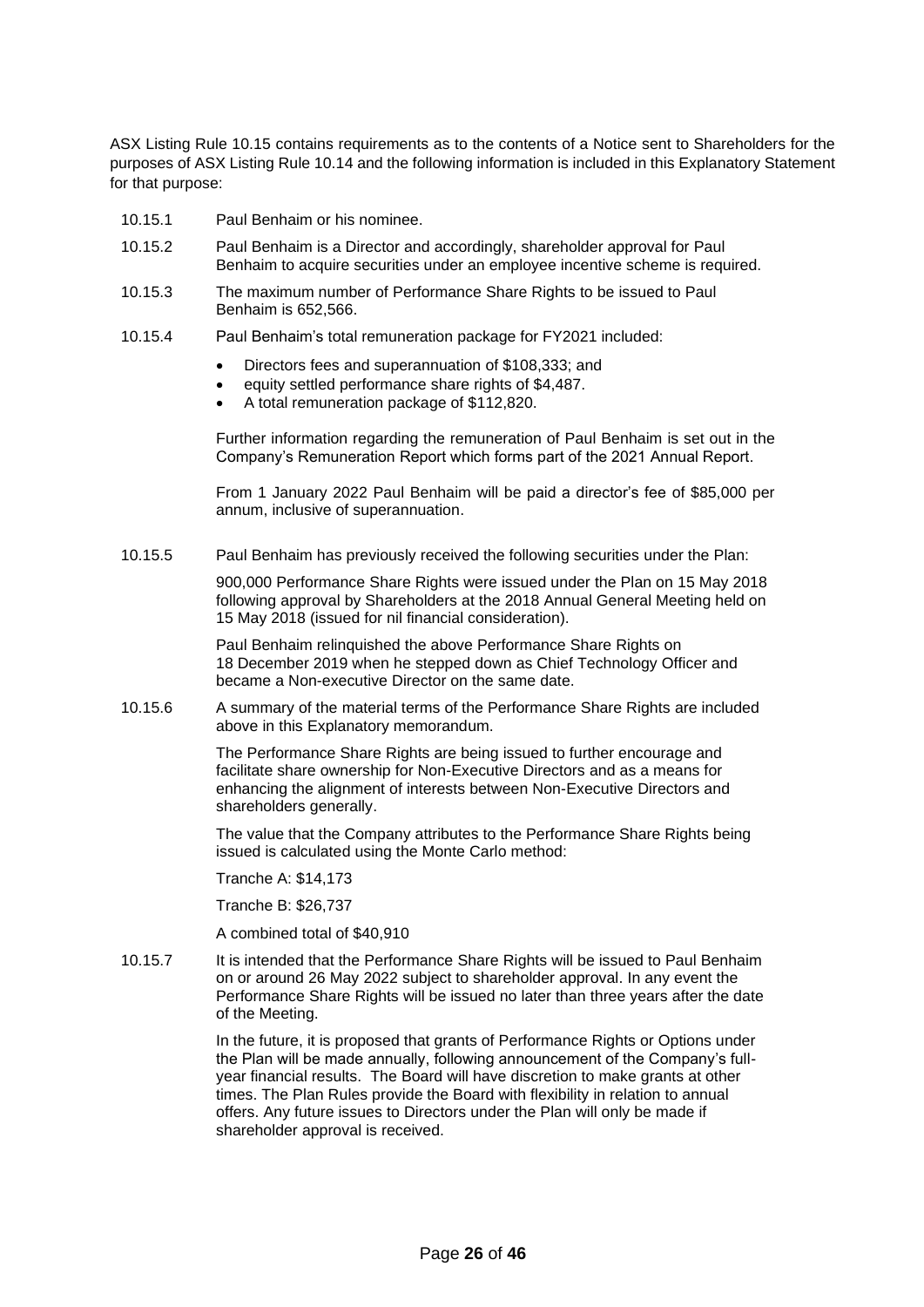ASX Listing Rule 10.15 contains requirements as to the contents of a Notice sent to Shareholders for the purposes of ASX Listing Rule 10.14 and the following information is included in this Explanatory Statement for that purpose:

10.15.1 Paul Benhaim or his nominee.

10.15.2 Paul Benhaim is a Director and accordingly, shareholder approval for Paul Benhaim to acquire securities under an employee incentive scheme is required.

10.15.3 The maximum number of Performance Share Rights to be issued to Paul Benhaim is 652,566.

10.15.4 Paul Benhaim's total remuneration package for FY2021 included:

- Directors fees and superannuation of $108,333; and
- equity settled performance share rights of $4,487.
- A total remuneration package of $112,820.

Further information regarding the remuneration of Paul Benhaim is set out in the Company's Remuneration Report which forms part of the 2021 Annual Report.

From 1 January 2022 Paul Benhaim will be paid a director's fee of $85,000 per annum, inclusive of superannuation.

10.15.5 Paul Benhaim has previously received the following securities under the Plan:

900,000 Performance Share Rights were issued under the Plan on 15 May 2018 following approval by Shareholders at the 2018 Annual General Meeting held on 15 May 2018 (issued for nil financial consideration).

Paul Benhaim relinquished the above Performance Share Rights on 18 December 2019 when he stepped down as Chief Technology Officer and became a Non-executive Director on the same date.

10.15.6 A summary of the material terms of the Performance Share Rights are included above in this Explanatory memorandum.

The Performance Share Rights are being issued to further encourage and facilitate share ownership for Non-Executive Directors and as a means for enhancing the alignment of interests between Non-Executive Directors and shareholders generally.

The value that the Company attributes to the Performance Share Rights being issued is calculated using the Monte Carlo method:

Tranche A: $14,173

Tranche B: $26,737

A combined total of $40,910

10.15.7 It is intended that the Performance Share Rights will be issued to Paul Benhaim on or around 26 May 2022 subject to shareholder approval. In any event the Performance Share Rights will be issued no later than three years after the date of the Meeting.

In the future, it is proposed that grants of Performance Rights or Options under the Plan will be made annually, following announcement of the Company's full-year financial results. The Board will have discretion to make grants at other times. The Plan Rules provide the Board with flexibility in relation to annual offers. Any future issues to Directors under the Plan will only be made if shareholder approval is received.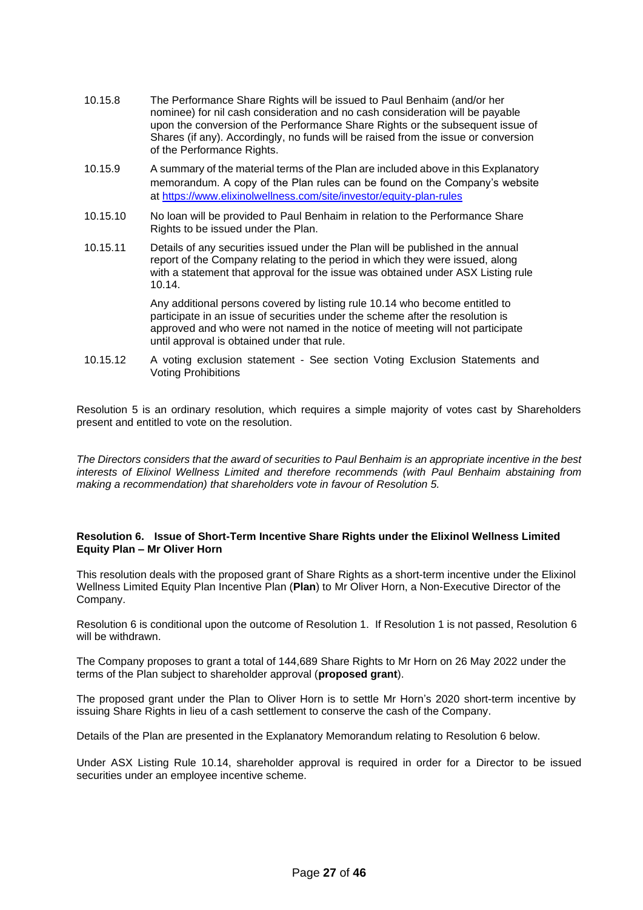10.15.8 The Performance Share Rights will be issued to Paul Benhaim (and/or her nominee) for nil cash consideration and no cash consideration will be payable upon the conversion of the Performance Share Rights or the subsequent issue of Shares (if any). Accordingly, no funds will be raised from the issue or conversion of the Performance Rights.

10.15.9 A summary of the material terms of the Plan are included above in this Explanatory memorandum. A copy of the Plan rules can be found on the Company's website at [https://www.elixinolwellness.com/site/investor/equity-plan-rules](https://www.elixinolwellness.com/site/investor/equity-plan-rules)

10.15.10 No loan will be provided to Paul Benhaim in relation to the Performance Share Rights to be issued under the Plan.

10.15.11 Details of any securities issued under the Plan will be published in the annual report of the Company relating to the period in which they were issued, along with a statement that approval for the issue was obtained under ASX Listing rule 10.14.

Any additional persons covered by listing rule 10.14 who become entitled to participate in an issue of securities under the scheme after the resolution is approved and who were not named in the notice of meeting will not participate until approval is obtained under that rule.

10.15.12 A voting exclusion statement - See section Voting Exclusion Statements and Voting Prohibitions

Resolution 5 is an ordinary resolution, which requires a simple majority of votes cast by Shareholders present and entitled to vote on the resolution.

*The Directors considers that the award of securities to Paul Benhaim is an appropriate incentive in the best interests of Elixinol Wellness Limited and therefore recommends (with Paul Benhaim abstaining from making a recommendation) that shareholders vote in favour of Resolution 5.*

### Resolution 6. Issue of Short-Term Incentive Share Rights under the Elixinol Wellness Limited Equity Plan – Mr Oliver Horn

This resolution deals with the proposed grant of Share Rights as a short-term incentive under the Elixinol Wellness Limited Equity Plan Incentive Plan (**Plan**) to Mr Oliver Horn, a Non-Executive Director of the Company.

Resolution 6 is conditional upon the outcome of Resolution 1. If Resolution 1 is not passed, Resolution 6 will be withdrawn.

The Company proposes to grant a total of 144,689 Share Rights to Mr Horn on 26 May 2022 under the terms of the Plan subject to shareholder approval (**proposed grant**).

The proposed grant under the Plan to Oliver Horn is to settle Mr Horn's 2020 short-term incentive by issuing Share Rights in lieu of a cash settlement to conserve the cash of the Company.

Details of the Plan are presented in the Explanatory Memorandum relating to Resolution 6 below.

Under ASX Listing Rule 10.14, shareholder approval is required in order for a Director to be issued securities under an employee incentive scheme.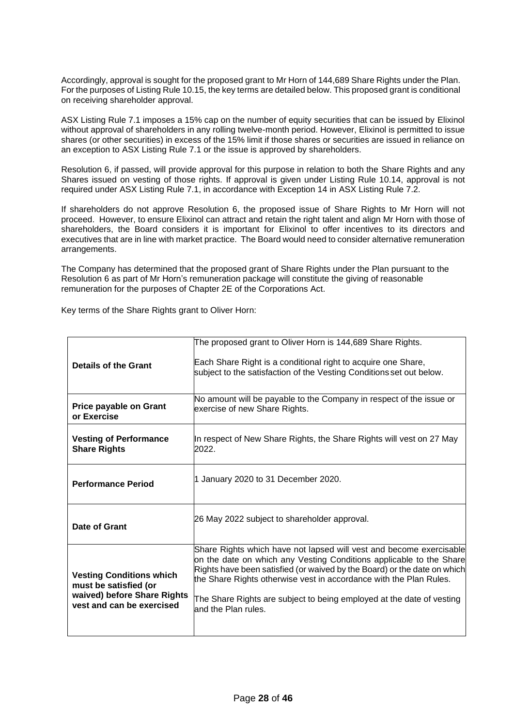Accordingly, approval is sought for the proposed grant to Mr Horn of 144,689 Share Rights under the Plan. For the purposes of Listing Rule 10.15, the key terms are detailed below. This proposed grant is conditional on receiving shareholder approval.

ASX Listing Rule 7.1 imposes a 15% cap on the number of equity securities that can be issued by Elixinol without approval of shareholders in any rolling twelve-month period. However, Elixinol is permitted to issue shares (or other securities) in excess of the 15% limit if those shares or securities are issued in reliance on an exception to ASX Listing Rule 7.1 or the issue is approved by shareholders.

Resolution 6, if passed, will provide approval for this purpose in relation to both the Share Rights and any Shares issued on vesting of those rights. If approval is given under Listing Rule 10.14, approval is not required under ASX Listing Rule 7.1, in accordance with Exception 14 in ASX Listing Rule 7.2.

If shareholders do not approve Resolution 6, the proposed issue of Share Rights to Mr Horn will not proceed. However, to ensure Elixinol can attract and retain the right talent and align Mr Horn with those of shareholders, the Board considers it is important for Elixinol to offer incentives to its directors and executives that are in line with market practice. The Board would need to consider alternative remuneration arrangements.

The Company has determined that the proposed grant of Share Rights under the Plan pursuant to the Resolution 6 as part of Mr Horn's remuneration package will constitute the giving of reasonable remuneration for the purposes of Chapter 2E of the Corporations Act.

Key terms of the Share Rights grant to Oliver Horn:

| | |
|---|---|
| **Details of the Grant** | The proposed grant to Oliver Horn is 144,689 Share Rights.<br><br>Each Share Right is a conditional right to acquire one Share, subject to the satisfaction of the Vesting Conditions set out below. |
| **Price payable on Grant or Exercise** | No amount will be payable to the Company in respect of the issue or exercise of new Share Rights. |
| **Vesting of Performance Share Rights** | In respect of New Share Rights, the Share Rights will vest on 27 May 2022. |
| **Performance Period** | 1 January 2020 to 31 December 2020. |
| **Date of Grant** | 26 May 2022 subject to shareholder approval. |
| **Vesting Conditions which must be satisfied (or waived) before Share Rights vest and can be exercised** | Share Rights which have not lapsed will vest and become exercisable on the date on which any Vesting Conditions applicable to the Share Rights have been satisfied (or waived by the Board) or the date on which the Share Rights otherwise vest in accordance with the Plan Rules.<br><br>The Share Rights are subject to being employed at the date of vesting and the Plan rules. |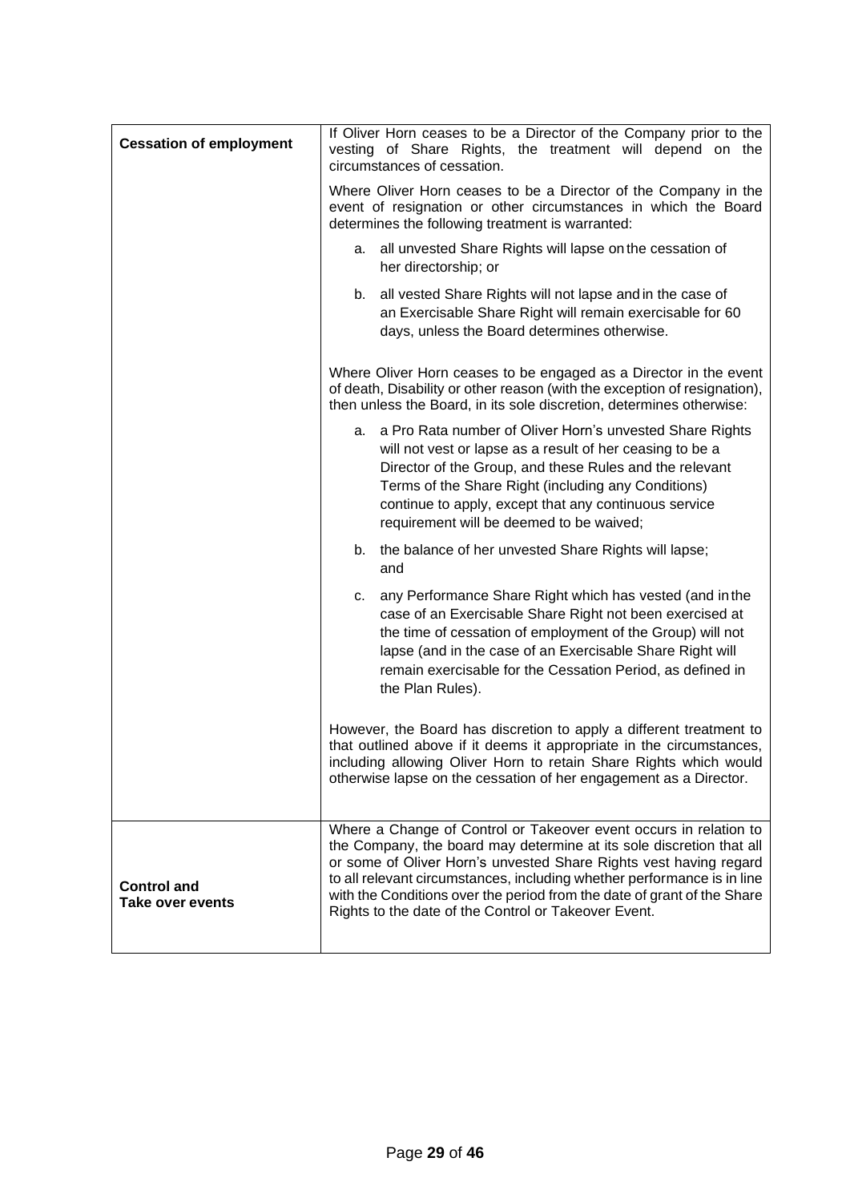| | |
|---|---|
| **Cessation of employment** | If Oliver Horn ceases to be a Director of the Company prior to the vesting of Share Rights, the treatment will depend on the circumstances of cessation.<br><br>Where Oliver Horn ceases to be a Director of the Company in the event of resignation or other circumstances in which the Board determines the following treatment is warranted:<br><br>a. all unvested Share Rights will lapse on the cessation of her directorship; or<br><br>b. all vested Share Rights will not lapse and in the case of an Exercisable Share Right will remain exercisable for 60 days, unless the Board determines otherwise.<br><br>Where Oliver Horn ceases to be engaged as a Director in the event of death, Disability or other reason (with the exception of resignation), then unless the Board, in its sole discretion, determines otherwise:<br><br>a. a Pro Rata number of Oliver Horn's unvested Share Rights will not vest or lapse as a result of her ceasing to be a Director of the Group, and these Rules and the relevant Terms of the Share Right (including any Conditions) continue to apply, except that any continuous service requirement will be deemed to be waived;<br><br>b. the balance of her unvested Share Rights will lapse; and<br><br>c. any Performance Share Right which has vested (and in the case of an Exercisable Share Right not been exercised at the time of cessation of employment of the Group) will not lapse (and in the case of an Exercisable Share Right will remain exercisable for the Cessation Period, as defined in the Plan Rules).<br><br>However, the Board has discretion to apply a different treatment to that outlined above if it deems it appropriate in the circumstances, including allowing Oliver Horn to retain Share Rights which would otherwise lapse on the cessation of her engagement as a Director. |
| **Control and Take over events** | Where a Change of Control or Takeover event occurs in relation to the Company, the board may determine at its sole discretion that all or some of Oliver Horn's unvested Share Rights vest having regard to all relevant circumstances, including whether performance is in line with the Conditions over the period from the date of grant of the Share Rights to the date of the Control or Takeover Event. |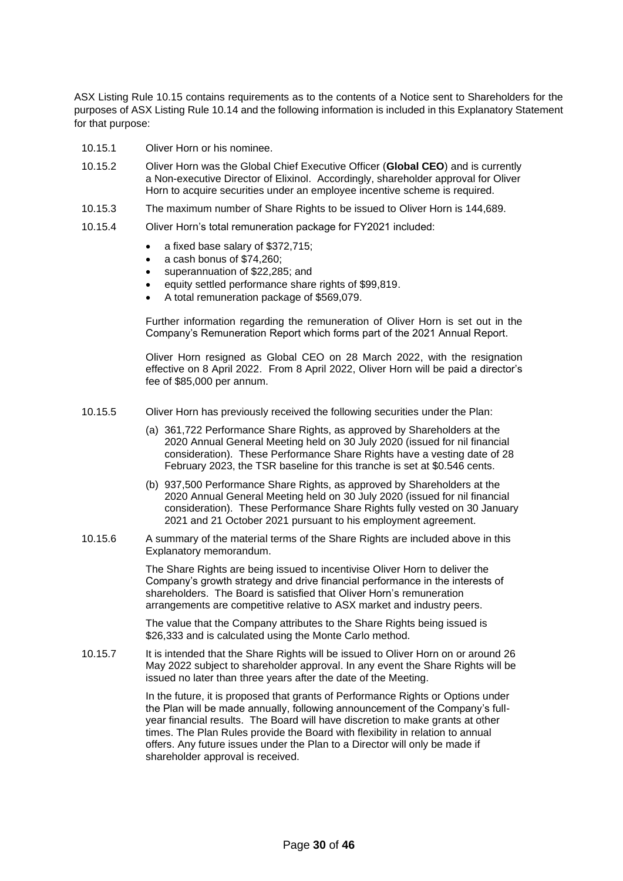ASX Listing Rule 10.15 contains requirements as to the contents of a Notice sent to Shareholders for the purposes of ASX Listing Rule 10.14 and the following information is included in this Explanatory Statement for that purpose:

10.15.1 Oliver Horn or his nominee.

10.15.2 Oliver Horn was the Global Chief Executive Officer (**Global CEO**) and is currently a Non-executive Director of Elixinol. Accordingly, shareholder approval for Oliver Horn to acquire securities under an employee incentive scheme is required.

10.15.3 The maximum number of Share Rights to be issued to Oliver Horn is 144,689.

10.15.4 Oliver Horn's total remuneration package for FY2021 included:

- a fixed base salary of $372,715;
- a cash bonus of $74,260;
- superannuation of $22,285; and
- equity settled performance share rights of $99,819.
- A total remuneration package of $569,079.

Further information regarding the remuneration of Oliver Horn is set out in the Company's Remuneration Report which forms part of the 2021 Annual Report.

Oliver Horn resigned as Global CEO on 28 March 2022, with the resignation effective on 8 April 2022. From 8 April 2022, Oliver Horn will be paid a director's fee of $85,000 per annum.

10.15.5 Oliver Horn has previously received the following securities under the Plan:

(a) 361,722 Performance Share Rights, as approved by Shareholders at the 2020 Annual General Meeting held on 30 July 2020 (issued for nil financial consideration). These Performance Share Rights have a vesting date of 28 February 2023, the TSR baseline for this tranche is set at $0.546 cents.

(b) 937,500 Performance Share Rights, as approved by Shareholders at the 2020 Annual General Meeting held on 30 July 2020 (issued for nil financial consideration). These Performance Share Rights fully vested on 30 January 2021 and 21 October 2021 pursuant to his employment agreement.

10.15.6 A summary of the material terms of the Share Rights are included above in this Explanatory memorandum.

The Share Rights are being issued to incentivise Oliver Horn to deliver the Company's growth strategy and drive financial performance in the interests of shareholders. The Board is satisfied that Oliver Horn's remuneration arrangements are competitive relative to ASX market and industry peers.

The value that the Company attributes to the Share Rights being issued is $26,333 and is calculated using the Monte Carlo method.

10.15.7 It is intended that the Share Rights will be issued to Oliver Horn on or around 26 May 2022 subject to shareholder approval. In any event the Share Rights will be issued no later than three years after the date of the Meeting.

In the future, it is proposed that grants of Performance Rights or Options under the Plan will be made annually, following announcement of the Company's full-year financial results. The Board will have discretion to make grants at other times. The Plan Rules provide the Board with flexibility in relation to annual offers. Any future issues under the Plan to a Director will only be made if shareholder approval is received.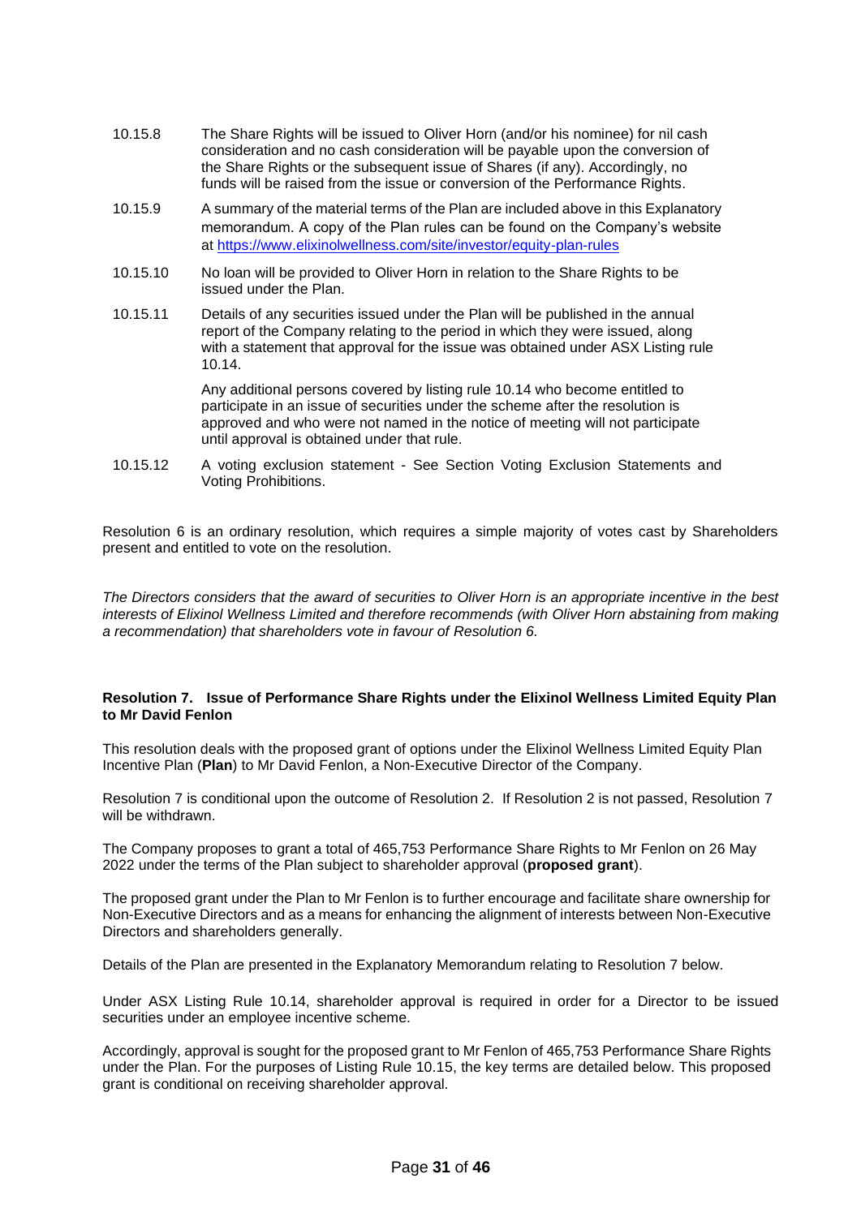10.15.8 The Share Rights will be issued to Oliver Horn (and/or his nominee) for nil cash consideration and no cash consideration will be payable upon the conversion of the Share Rights or the subsequent issue of Shares (if any). Accordingly, no funds will be raised from the issue or conversion of the Performance Rights.

10.15.9 A summary of the material terms of the Plan are included above in this Explanatory memorandum. A copy of the Plan rules can be found on the Company's website at https://www.elixinolwellness.com/site/investor/equity-plan-rules

10.15.10 No loan will be provided to Oliver Horn in relation to the Share Rights to be issued under the Plan.

10.15.11 Details of any securities issued under the Plan will be published in the annual report of the Company relating to the period in which they were issued, along with a statement that approval for the issue was obtained under ASX Listing rule 10.14.

Any additional persons covered by listing rule 10.14 who become entitled to participate in an issue of securities under the scheme after the resolution is approved and who were not named in the notice of meeting will not participate until approval is obtained under that rule.

10.15.12 A voting exclusion statement - See Section Voting Exclusion Statements and Voting Prohibitions.

Resolution 6 is an ordinary resolution, which requires a simple majority of votes cast by Shareholders present and entitled to vote on the resolution.

*The Directors considers that the award of securities to Oliver Horn is an appropriate incentive in the best interests of Elixinol Wellness Limited and therefore recommends (with Oliver Horn abstaining from making a recommendation) that shareholders vote in favour of Resolution 6.*

**Resolution 7. Issue of Performance Share Rights under the Elixinol Wellness Limited Equity Plan to Mr David Fenlon**

This resolution deals with the proposed grant of options under the Elixinol Wellness Limited Equity Plan Incentive Plan (**Plan**) to Mr David Fenlon, a Non-Executive Director of the Company.

Resolution 7 is conditional upon the outcome of Resolution 2. If Resolution 2 is not passed, Resolution 7 will be withdrawn.

The Company proposes to grant a total of 465,753 Performance Share Rights to Mr Fenlon on 26 May 2022 under the terms of the Plan subject to shareholder approval (**proposed grant**).

The proposed grant under the Plan to Mr Fenlon is to further encourage and facilitate share ownership for Non-Executive Directors and as a means for enhancing the alignment of interests between Non-Executive Directors and shareholders generally.

Details of the Plan are presented in the Explanatory Memorandum relating to Resolution 7 below.

Under ASX Listing Rule 10.14, shareholder approval is required in order for a Director to be issued securities under an employee incentive scheme.

Accordingly, approval is sought for the proposed grant to Mr Fenlon of 465,753 Performance Share Rights under the Plan. For the purposes of Listing Rule 10.15, the key terms are detailed below. This proposed grant is conditional on receiving shareholder approval.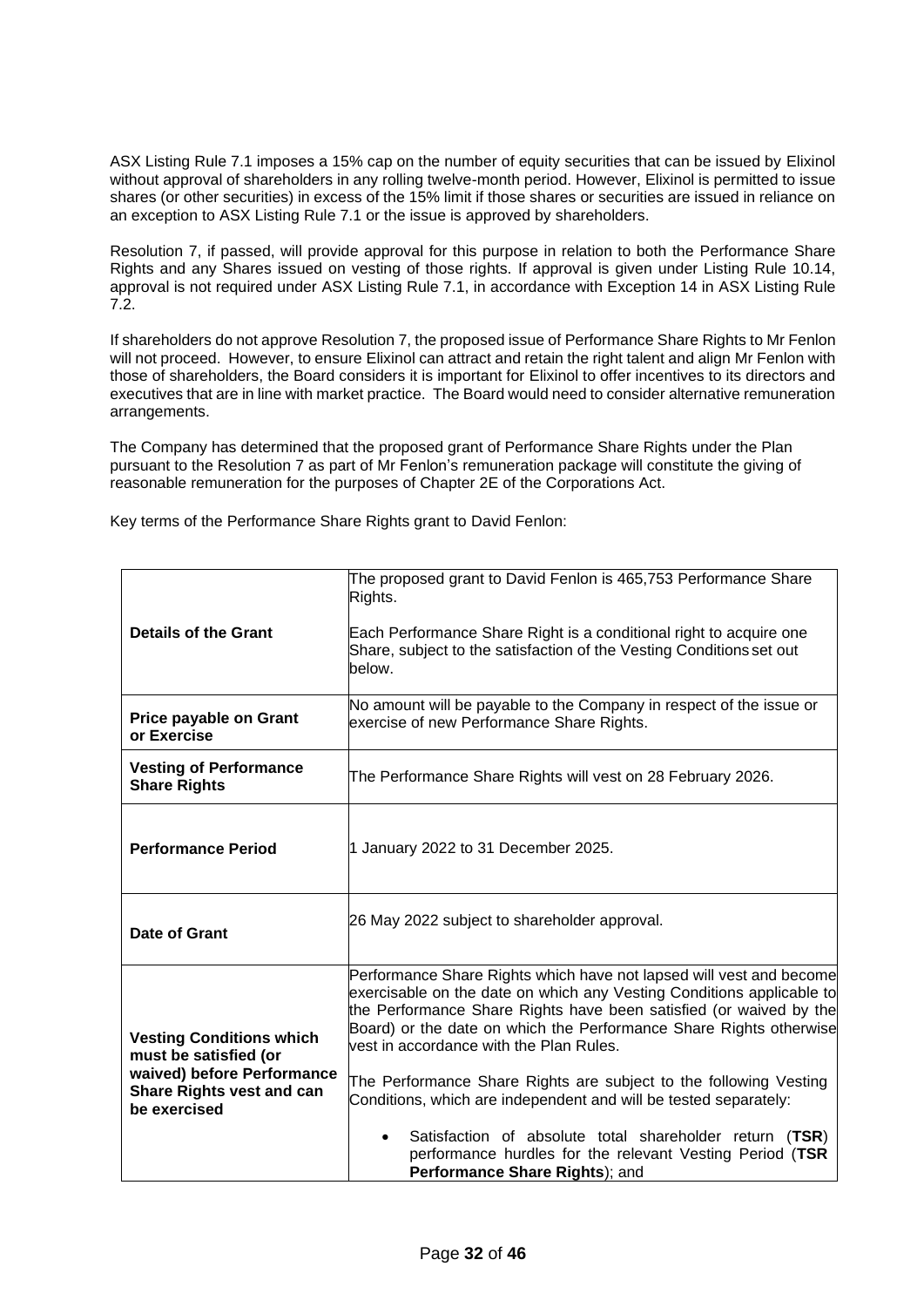ASX Listing Rule 7.1 imposes a 15% cap on the number of equity securities that can be issued by Elixinol without approval of shareholders in any rolling twelve-month period. However, Elixinol is permitted to issue shares (or other securities) in excess of the 15% limit if those shares or securities are issued in reliance on an exception to ASX Listing Rule 7.1 or the issue is approved by shareholders.

Resolution 7, if passed, will provide approval for this purpose in relation to both the Performance Share Rights and any Shares issued on vesting of those rights. If approval is given under Listing Rule 10.14, approval is not required under ASX Listing Rule 7.1, in accordance with Exception 14 in ASX Listing Rule 7.2.

If shareholders do not approve Resolution 7, the proposed issue of Performance Share Rights to Mr Fenlon will not proceed. However, to ensure Elixinol can attract and retain the right talent and align Mr Fenlon with those of shareholders, the Board considers it is important for Elixinol to offer incentives to its directors and executives that are in line with market practice. The Board would need to consider alternative remuneration arrangements.

The Company has determined that the proposed grant of Performance Share Rights under the Plan pursuant to the Resolution 7 as part of Mr Fenlon's remuneration package will constitute the giving of reasonable remuneration for the purposes of Chapter 2E of the Corporations Act.

Key terms of the Performance Share Rights grant to David Fenlon:

| | |
|---|---|
| **Details of the Grant** | The proposed grant to David Fenlon is 465,753 Performance Share Rights.<br><br>Each Performance Share Right is a conditional right to acquire one Share, subject to the satisfaction of the Vesting Conditions set out below. |
| **Price payable on Grant or Exercise** | No amount will be payable to the Company in respect of the issue or exercise of new Performance Share Rights. |
| **Vesting of Performance Share Rights** | The Performance Share Rights will vest on 28 February 2026. |
| **Performance Period** | 1 January 2022 to 31 December 2025. |
| **Date of Grant** | 26 May 2022 subject to shareholder approval. |
| **Vesting Conditions which must be satisfied (or waived) before Performance Share Rights vest and can be exercised** | Performance Share Rights which have not lapsed will vest and become exercisable on the date on which any Vesting Conditions applicable to the Performance Share Rights have been satisfied (or waived by the Board) or the date on which the Performance Share Rights otherwise vest in accordance with the Plan Rules.<br><br>The Performance Share Rights are subject to the following Vesting Conditions, which are independent and will be tested separately:<br><br>• Satisfaction of absolute total shareholder return (**TSR**) performance hurdles for the relevant Vesting Period (**TSR Performance Share Rights**); and |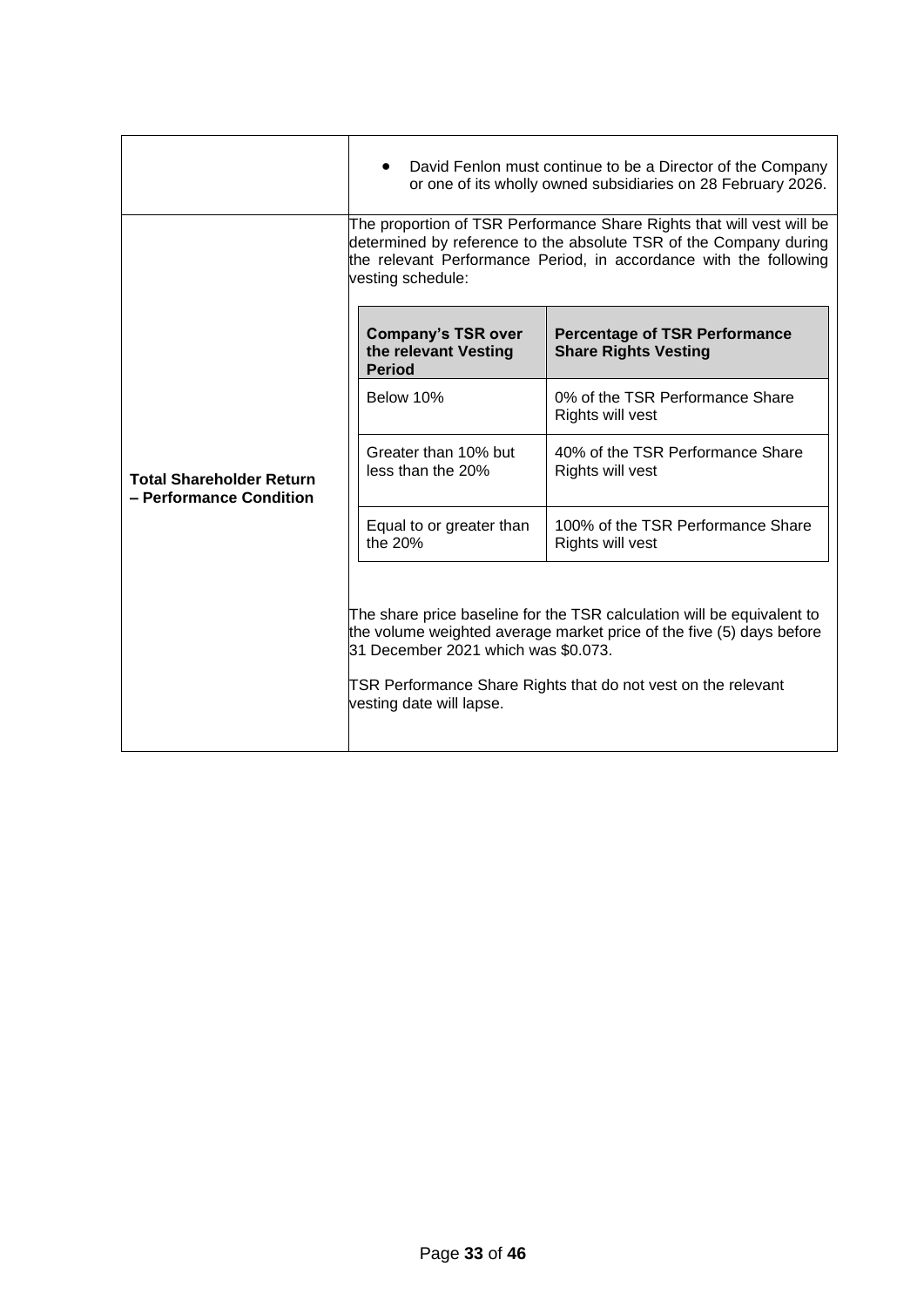| | |
|---|---|
| | • David Fenlon must continue to be a Director of the Company or one of its wholly owned subsidiaries on 28 February 2026. |
| **Total Shareholder Return – Performance Condition** | The proportion of TSR Performance Share Rights that will vest will be determined by reference to the absolute TSR of the Company during the relevant Performance Period, in accordance with the following vesting schedule: |

| Company's TSR over the relevant Vesting Period | Percentage of TSR Performance Share Rights Vesting |
|---|---|
| Below 10% | 0% of the TSR Performance Share Rights will vest |
| Greater than 10% but less than the 20% | 40% of the TSR Performance Share Rights will vest |
| Equal to or greater than the 20% | 100% of the TSR Performance Share Rights will vest |

The share price baseline for the TSR calculation will be equivalent to the volume weighted average market price of the five (5) days before 31 December 2021 which was $0.073.

TSR Performance Share Rights that do not vest on the relevant vesting date will lapse.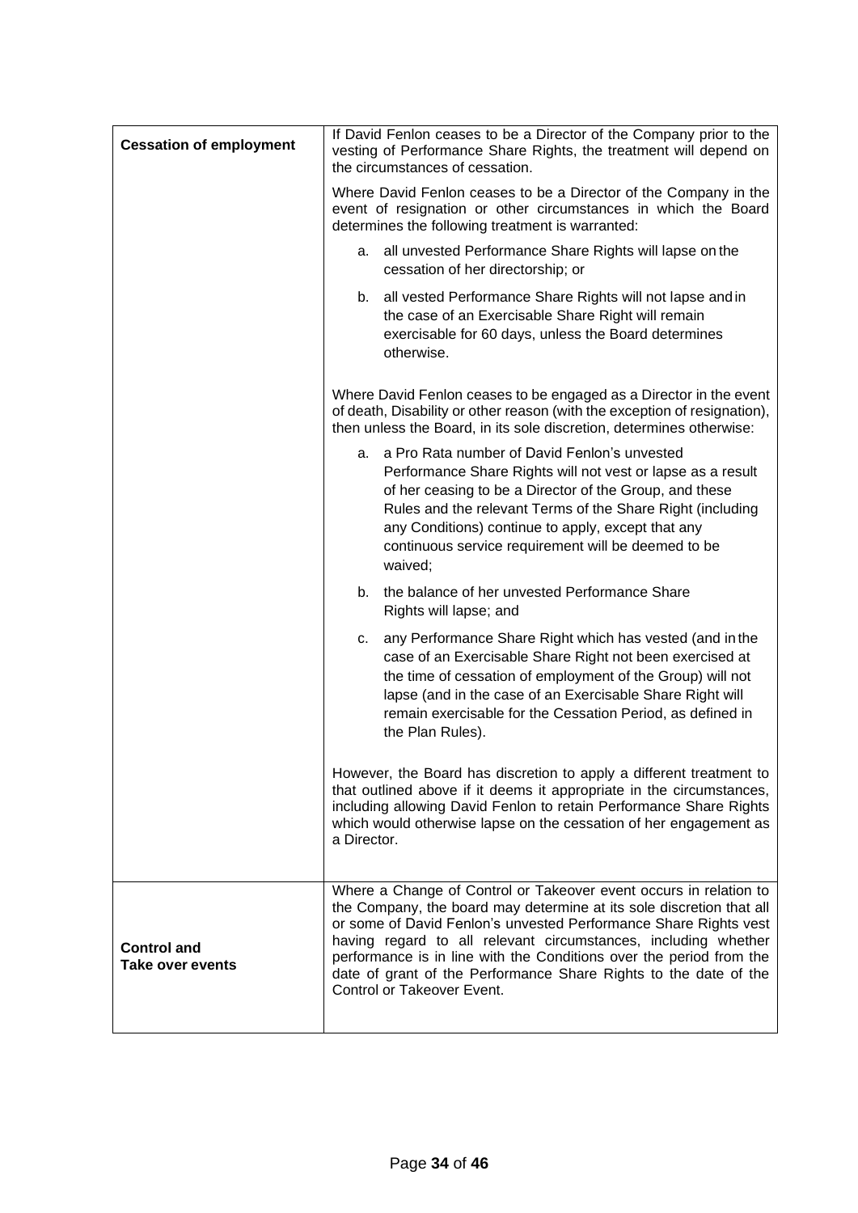| **Cessation of employment** | If David Fenlon ceases to be a Director of the Company prior to the vesting of Performance Share Rights, the treatment will depend on the circumstances of cessation.<br><br>Where David Fenlon ceases to be a Director of the Company in the event of resignation or other circumstances in which the Board determines the following treatment is warranted:<br><br>a. all unvested Performance Share Rights will lapse on the cessation of her directorship; or<br><br>b. all vested Performance Share Rights will not lapse and in the case of an Exercisable Share Right will remain exercisable for 60 days, unless the Board determines otherwise.<br><br>Where David Fenlon ceases to be engaged as a Director in the event of death, Disability or other reason (with the exception of resignation), then unless the Board, in its sole discretion, determines otherwise:<br><br>a. a Pro Rata number of David Fenlon's unvested Performance Share Rights will not vest or lapse as a result of her ceasing to be a Director of the Group, and these Rules and the relevant Terms of the Share Right (including any Conditions) continue to apply, except that any continuous service requirement will be deemed to be waived;<br><br>b. the balance of her unvested Performance Share Rights will lapse; and<br><br>c. any Performance Share Right which has vested (and in the case of an Exercisable Share Right not been exercised at the time of cessation of employment of the Group) will not lapse (and in the case of an Exercisable Share Right will remain exercisable for the Cessation Period, as defined in the Plan Rules).<br><br>However, the Board has discretion to apply a different treatment to that outlined above if it deems it appropriate in the circumstances, including allowing David Fenlon to retain Performance Share Rights which would otherwise lapse on the cessation of her engagement as a Director. |
|---|---|
| **Control and Take over events** | Where a Change of Control or Takeover event occurs in relation to the Company, the board may determine at its sole discretion that all or some of David Fenlon's unvested Performance Share Rights vest having regard to all relevant circumstances, including whether performance is in line with the Conditions over the period from the date of grant of the Performance Share Rights to the date of the Control or Takeover Event. |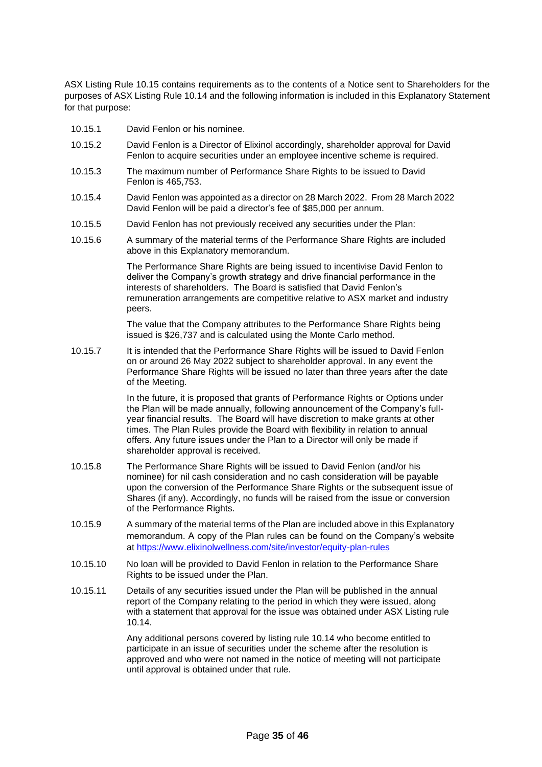ASX Listing Rule 10.15 contains requirements as to the contents of a Notice sent to Shareholders for the purposes of ASX Listing Rule 10.14 and the following information is included in this Explanatory Statement for that purpose:

10.15.1 David Fenlon or his nominee.

10.15.2 David Fenlon is a Director of Elixinol accordingly, shareholder approval for David Fenlon to acquire securities under an employee incentive scheme is required.

10.15.3 The maximum number of Performance Share Rights to be issued to David Fenlon is 465,753.

10.15.4 David Fenlon was appointed as a director on 28 March 2022. From 28 March 2022 David Fenlon will be paid a director's fee of $85,000 per annum.

10.15.5 David Fenlon has not previously received any securities under the Plan:

10.15.6 A summary of the material terms of the Performance Share Rights are included above in this Explanatory memorandum.

The Performance Share Rights are being issued to incentivise David Fenlon to deliver the Company's growth strategy and drive financial performance in the interests of shareholders. The Board is satisfied that David Fenlon's remuneration arrangements are competitive relative to ASX market and industry peers.

The value that the Company attributes to the Performance Share Rights being issued is $26,737 and is calculated using the Monte Carlo method.

10.15.7 It is intended that the Performance Share Rights will be issued to David Fenlon on or around 26 May 2022 subject to shareholder approval. In any event the Performance Share Rights will be issued no later than three years after the date of the Meeting.

In the future, it is proposed that grants of Performance Rights or Options under the Plan will be made annually, following announcement of the Company's full-year financial results. The Board will have discretion to make grants at other times. The Plan Rules provide the Board with flexibility in relation to annual offers. Any future issues under the Plan to a Director will only be made if shareholder approval is received.

10.15.8 The Performance Share Rights will be issued to David Fenlon (and/or his nominee) for nil cash consideration and no cash consideration will be payable upon the conversion of the Performance Share Rights or the subsequent issue of Shares (if any). Accordingly, no funds will be raised from the issue or conversion of the Performance Rights.

10.15.9 A summary of the material terms of the Plan are included above in this Explanatory memorandum. A copy of the Plan rules can be found on the Company's website at https://www.elixinolwellness.com/site/investor/equity-plan-rules

10.15.10 No loan will be provided to David Fenlon in relation to the Performance Share Rights to be issued under the Plan.

10.15.11 Details of any securities issued under the Plan will be published in the annual report of the Company relating to the period in which they were issued, along with a statement that approval for the issue was obtained under ASX Listing rule 10.14.

Any additional persons covered by listing rule 10.14 who become entitled to participate in an issue of securities under the scheme after the resolution is approved and who were not named in the notice of meeting will not participate until approval is obtained under that rule.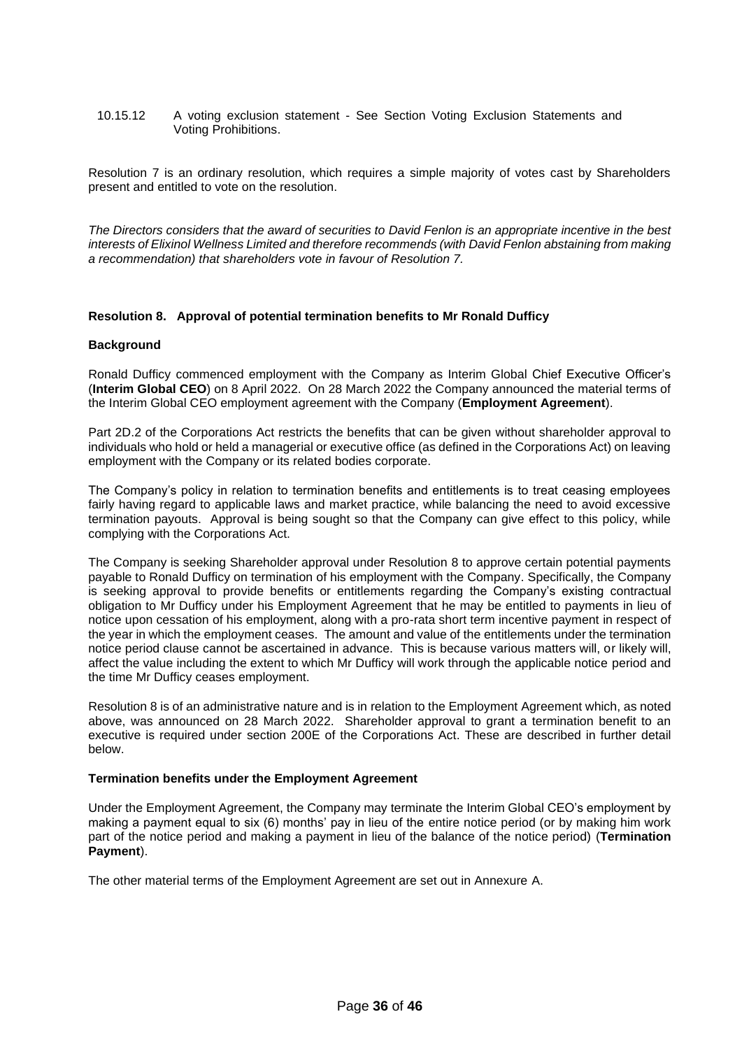10.15.12 A voting exclusion statement - See Section Voting Exclusion Statements and Voting Prohibitions.

Resolution 7 is an ordinary resolution, which requires a simple majority of votes cast by Shareholders present and entitled to vote on the resolution.

*The Directors considers that the award of securities to David Fenlon is an appropriate incentive in the best interests of Elixinol Wellness Limited and therefore recommends (with David Fenlon abstaining from making a recommendation) that shareholders vote in favour of Resolution 7.*

### Resolution 8. Approval of potential termination benefits to Mr Ronald Dufficy

**Background**

Ronald Dufficy commenced employment with the Company as Interim Global Chief Executive Officer's (**Interim Global CEO**) on 8 April 2022. On 28 March 2022 the Company announced the material terms of the Interim Global CEO employment agreement with the Company (**Employment Agreement**).

Part 2D.2 of the Corporations Act restricts the benefits that can be given without shareholder approval to individuals who hold or held a managerial or executive office (as defined in the Corporations Act) on leaving employment with the Company or its related bodies corporate.

The Company's policy in relation to termination benefits and entitlements is to treat ceasing employees fairly having regard to applicable laws and market practice, while balancing the need to avoid excessive termination payouts. Approval is being sought so that the Company can give effect to this policy, while complying with the Corporations Act.

The Company is seeking Shareholder approval under Resolution 8 to approve certain potential payments payable to Ronald Dufficy on termination of his employment with the Company. Specifically, the Company is seeking approval to provide benefits or entitlements regarding the Company's existing contractual obligation to Mr Dufficy under his Employment Agreement that he may be entitled to payments in lieu of notice upon cessation of his employment, along with a pro-rata short term incentive payment in respect of the year in which the employment ceases. The amount and value of the entitlements under the termination notice period clause cannot be ascertained in advance. This is because various matters will, or likely will, affect the value including the extent to which Mr Dufficy will work through the applicable notice period and the time Mr Dufficy ceases employment.

Resolution 8 is of an administrative nature and is in relation to the Employment Agreement which, as noted above, was announced on 28 March 2022. Shareholder approval to grant a termination benefit to an executive is required under section 200E of the Corporations Act. These are described in further detail below.

**Termination benefits under the Employment Agreement**

Under the Employment Agreement, the Company may terminate the Interim Global CEO's employment by making a payment equal to six (6) months' pay in lieu of the entire notice period (or by making him work part of the notice period and making a payment in lieu of the balance of the notice period) (**Termination Payment**).

The other material terms of the Employment Agreement are set out in Annexure A.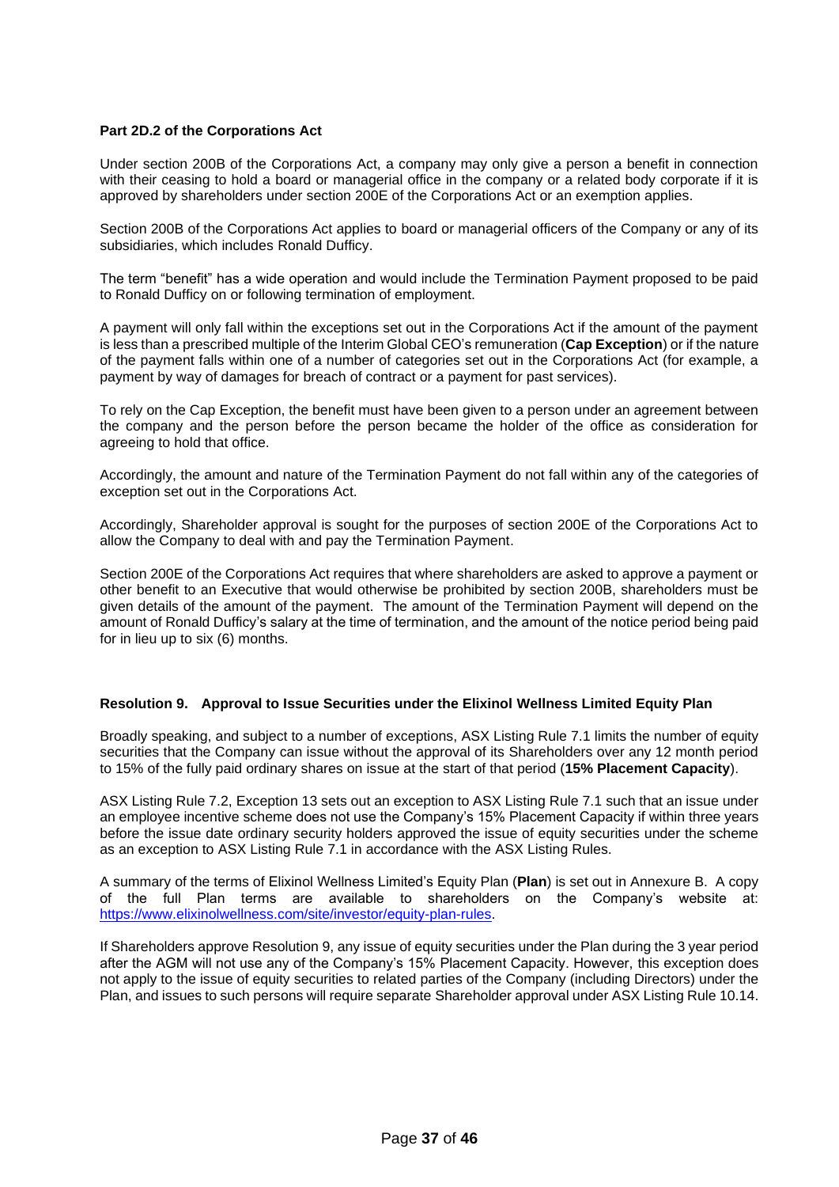**Part 2D.2 of the Corporations Act**

Under section 200B of the Corporations Act, a company may only give a person a benefit in connection with their ceasing to hold a board or managerial office in the company or a related body corporate if it is approved by shareholders under section 200E of the Corporations Act or an exemption applies.

Section 200B of the Corporations Act applies to board or managerial officers of the Company or any of its subsidiaries, which includes Ronald Dufficy.

The term "benefit" has a wide operation and would include the Termination Payment proposed to be paid to Ronald Dufficy on or following termination of employment.

A payment will only fall within the exceptions set out in the Corporations Act if the amount of the payment is less than a prescribed multiple of the Interim Global CEO's remuneration (**Cap Exception**) or if the nature of the payment falls within one of a number of categories set out in the Corporations Act (for example, a payment by way of damages for breach of contract or a payment for past services).

To rely on the Cap Exception, the benefit must have been given to a person under an agreement between the company and the person before the person became the holder of the office as consideration for agreeing to hold that office.

Accordingly, the amount and nature of the Termination Payment do not fall within any of the categories of exception set out in the Corporations Act.

Accordingly, Shareholder approval is sought for the purposes of section 200E of the Corporations Act to allow the Company to deal with and pay the Termination Payment.

Section 200E of the Corporations Act requires that where shareholders are asked to approve a payment or other benefit to an Executive that would otherwise be prohibited by section 200B, shareholders must be given details of the amount of the payment. The amount of the Termination Payment will depend on the amount of Ronald Dufficy's salary at the time of termination, and the amount of the notice period being paid for in lieu up to six (6) months.

**Resolution 9. Approval to Issue Securities under the Elixinol Wellness Limited Equity Plan**

Broadly speaking, and subject to a number of exceptions, ASX Listing Rule 7.1 limits the number of equity securities that the Company can issue without the approval of its Shareholders over any 12 month period to 15% of the fully paid ordinary shares on issue at the start of that period (**15% Placement Capacity**).

ASX Listing Rule 7.2, Exception 13 sets out an exception to ASX Listing Rule 7.1 such that an issue under an employee incentive scheme does not use the Company's 15% Placement Capacity if within three years before the issue date ordinary security holders approved the issue of equity securities under the scheme as an exception to ASX Listing Rule 7.1 in accordance with the ASX Listing Rules.

A summary of the terms of Elixinol Wellness Limited's Equity Plan (**Plan**) is set out in Annexure B. A copy of the full Plan terms are available to shareholders on the Company's website at: https://www.elixinolwellness.com/site/investor/equity-plan-rules.

If Shareholders approve Resolution 9, any issue of equity securities under the Plan during the 3 year period after the AGM will not use any of the Company's 15% Placement Capacity. However, this exception does not apply to the issue of equity securities to related parties of the Company (including Directors) under the Plan, and issues to such persons will require separate Shareholder approval under ASX Listing Rule 10.14.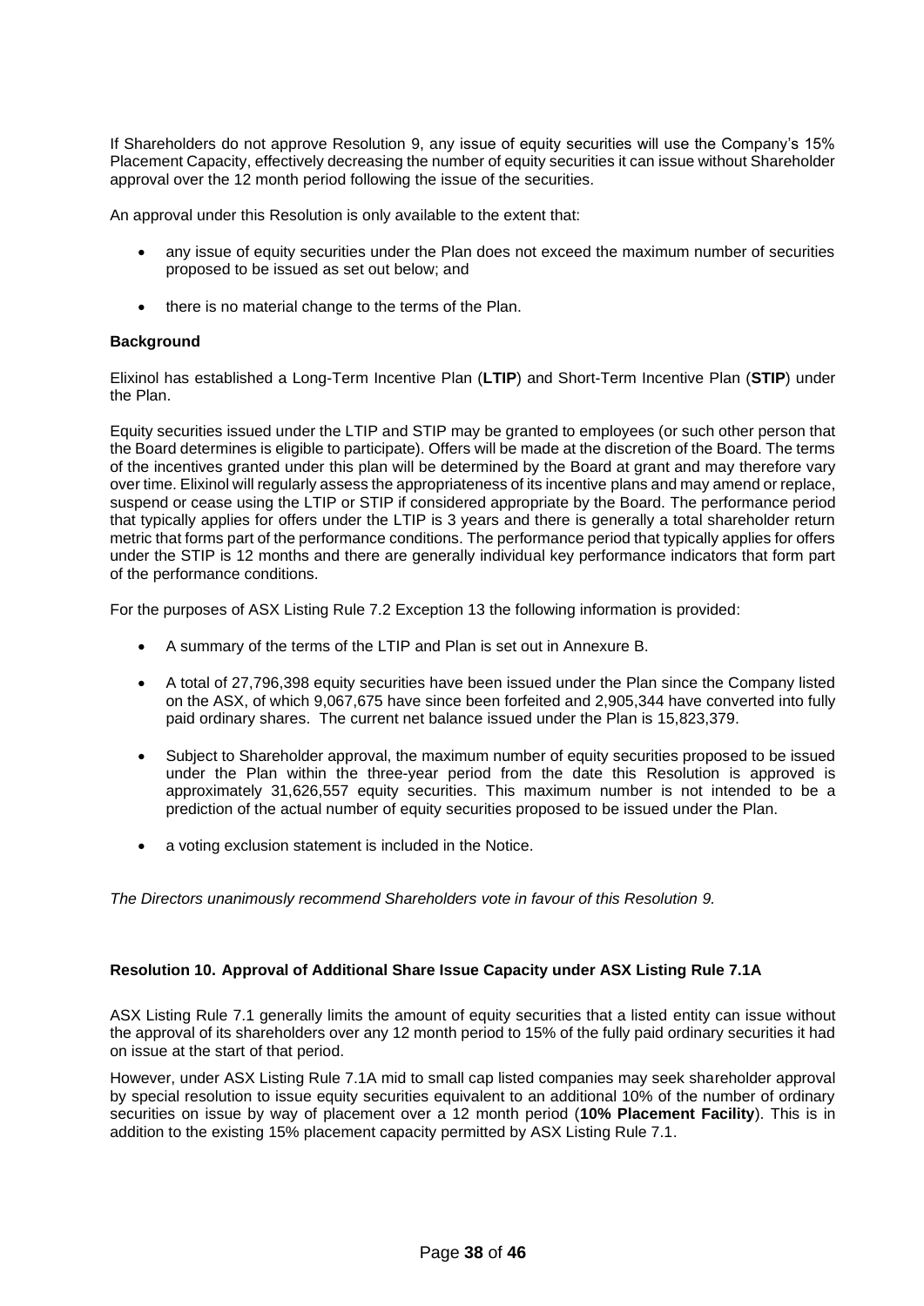If Shareholders do not approve Resolution 9, any issue of equity securities will use the Company's 15% Placement Capacity, effectively decreasing the number of equity securities it can issue without Shareholder approval over the 12 month period following the issue of the securities.

An approval under this Resolution is only available to the extent that:

- any issue of equity securities under the Plan does not exceed the maximum number of securities proposed to be issued as set out below; and
- there is no material change to the terms of the Plan.

**Background**

Elixinol has established a Long-Term Incentive Plan (**LTIP**) and Short-Term Incentive Plan (**STIP**) under the Plan.

Equity securities issued under the LTIP and STIP may be granted to employees (or such other person that the Board determines is eligible to participate). Offers will be made at the discretion of the Board. The terms of the incentives granted under this plan will be determined by the Board at grant and may therefore vary over time. Elixinol will regularly assess the appropriateness of its incentive plans and may amend or replace, suspend or cease using the LTIP or STIP if considered appropriate by the Board. The performance period that typically applies for offers under the LTIP is 3 years and there is generally a total shareholder return metric that forms part of the performance conditions. The performance period that typically applies for offers under the STIP is 12 months and there are generally individual key performance indicators that form part of the performance conditions.

For the purposes of ASX Listing Rule 7.2 Exception 13 the following information is provided:

- A summary of the terms of the LTIP and Plan is set out in Annexure B.
- A total of 27,796,398 equity securities have been issued under the Plan since the Company listed on the ASX, of which 9,067,675 have since been forfeited and 2,905,344 have converted into fully paid ordinary shares. The current net balance issued under the Plan is 15,823,379.
- Subject to Shareholder approval, the maximum number of equity securities proposed to be issued under the Plan within the three-year period from the date this Resolution is approved is approximately 31,626,557 equity securities. This maximum number is not intended to be a prediction of the actual number of equity securities proposed to be issued under the Plan.
- a voting exclusion statement is included in the Notice.

*The Directors unanimously recommend Shareholders vote in favour of this Resolution 9.*

**Resolution 10. Approval of Additional Share Issue Capacity under ASX Listing Rule 7.1A**

ASX Listing Rule 7.1 generally limits the amount of equity securities that a listed entity can issue without the approval of its shareholders over any 12 month period to 15% of the fully paid ordinary securities it had on issue at the start of that period.

However, under ASX Listing Rule 7.1A mid to small cap listed companies may seek shareholder approval by special resolution to issue equity securities equivalent to an additional 10% of the number of ordinary securities on issue by way of placement over a 12 month period (**10% Placement Facility**). This is in addition to the existing 15% placement capacity permitted by ASX Listing Rule 7.1.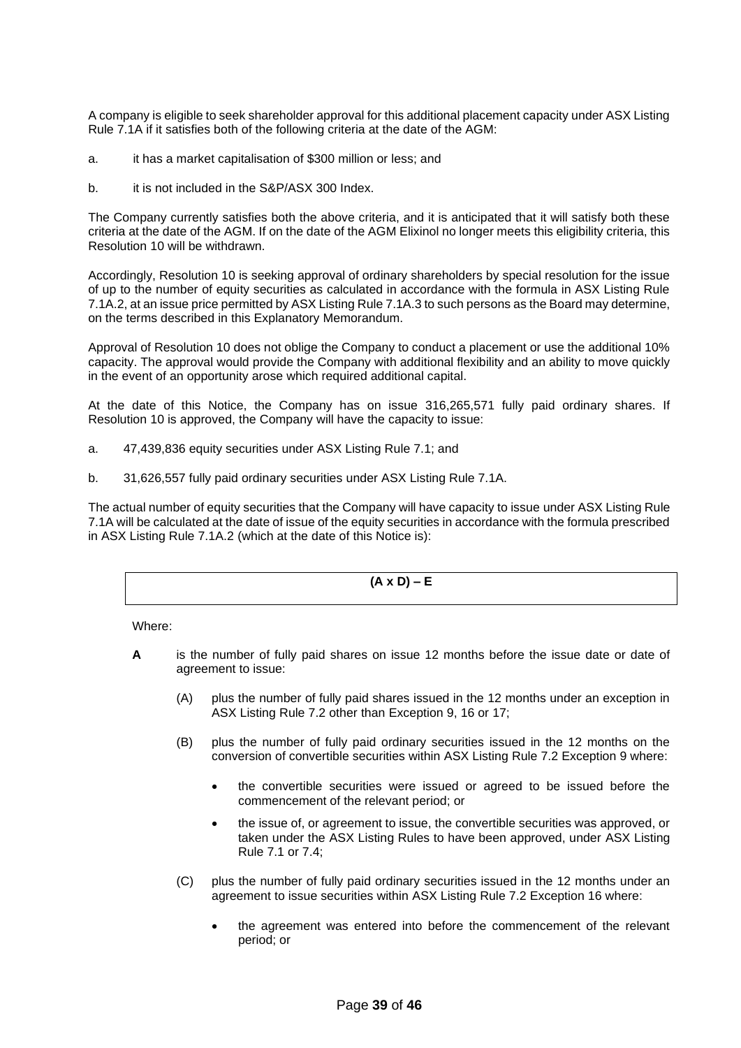A company is eligible to seek shareholder approval for this additional placement capacity under ASX Listing Rule 7.1A if it satisfies both of the following criteria at the date of the AGM:

a. it has a market capitalisation of $300 million or less; and

b. it is not included in the S&P/ASX 300 Index.

The Company currently satisfies both the above criteria, and it is anticipated that it will satisfy both these criteria at the date of the AGM. If on the date of the AGM Elixinol no longer meets this eligibility criteria, this Resolution 10 will be withdrawn.

Accordingly, Resolution 10 is seeking approval of ordinary shareholders by special resolution for the issue of up to the number of equity securities as calculated in accordance with the formula in ASX Listing Rule 7.1A.2, at an issue price permitted by ASX Listing Rule 7.1A.3 to such persons as the Board may determine, on the terms described in this Explanatory Memorandum.

Approval of Resolution 10 does not oblige the Company to conduct a placement or use the additional 10% capacity. The approval would provide the Company with additional flexibility and an ability to move quickly in the event of an opportunity arose which required additional capital.

At the date of this Notice, the Company has on issue 316,265,571 fully paid ordinary shares. If Resolution 10 is approved, the Company will have the capacity to issue:

a. 47,439,836 equity securities under ASX Listing Rule 7.1; and

b. 31,626,557 fully paid ordinary securities under ASX Listing Rule 7.1A.

The actual number of equity securities that the Company will have capacity to issue under ASX Listing Rule 7.1A will be calculated at the date of issue of the equity securities in accordance with the formula prescribed in ASX Listing Rule 7.1A.2 (which at the date of this Notice is):

$$(A \times D) - E$$

Where:

**A** is the number of fully paid shares on issue 12 months before the issue date or date of agreement to issue:

(A) plus the number of fully paid shares issued in the 12 months under an exception in ASX Listing Rule 7.2 other than Exception 9, 16 or 17;

(B) plus the number of fully paid ordinary securities issued in the 12 months on the conversion of convertible securities within ASX Listing Rule 7.2 Exception 9 where:

- the convertible securities were issued or agreed to be issued before the commencement of the relevant period; or
- the issue of, or agreement to issue, the convertible securities was approved, or taken under the ASX Listing Rules to have been approved, under ASX Listing Rule 7.1 or 7.4;

(C) plus the number of fully paid ordinary securities issued in the 12 months under an agreement to issue securities within ASX Listing Rule 7.2 Exception 16 where:

- the agreement was entered into before the commencement of the relevant period; or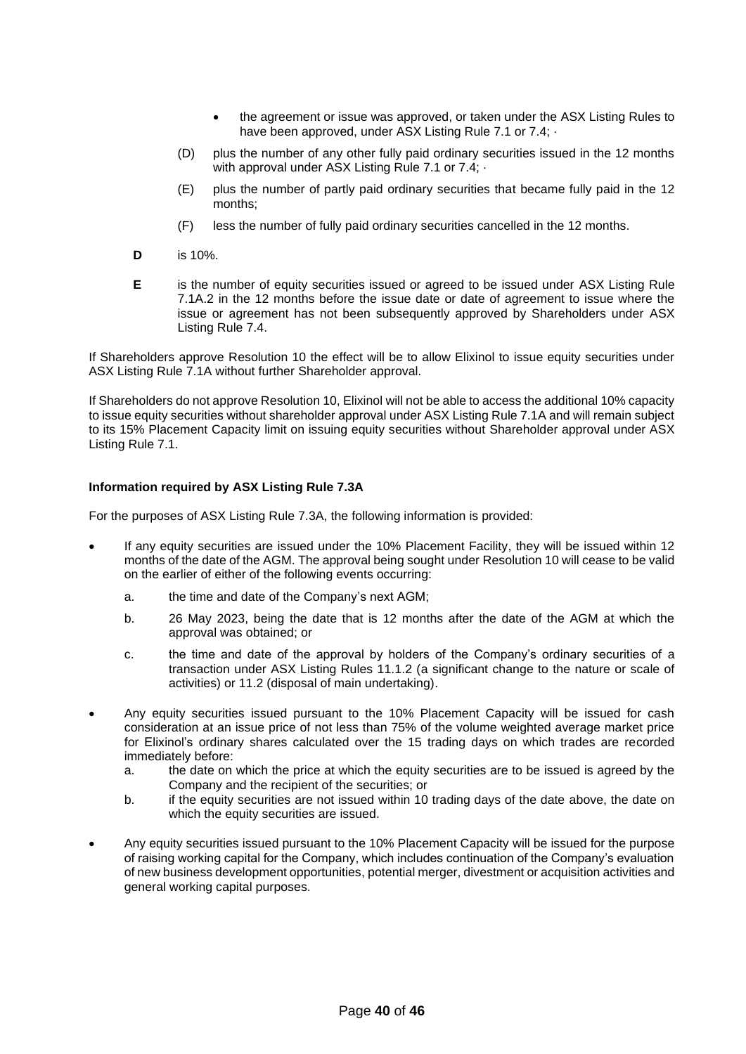- the agreement or issue was approved, or taken under the ASX Listing Rules to have been approved, under ASX Listing Rule 7.1 or 7.4; ·

(D) plus the number of any other fully paid ordinary securities issued in the 12 months with approval under ASX Listing Rule 7.1 or 7.4; ·

(E) plus the number of partly paid ordinary securities that became fully paid in the 12 months;

(F) less the number of fully paid ordinary securities cancelled in the 12 months.

**D** is 10%.

**E** is the number of equity securities issued or agreed to be issued under ASX Listing Rule 7.1A.2 in the 12 months before the issue date or date of agreement to issue where the issue or agreement has not been subsequently approved by Shareholders under ASX Listing Rule 7.4.

If Shareholders approve Resolution 10 the effect will be to allow Elixinol to issue equity securities under ASX Listing Rule 7.1A without further Shareholder approval.

If Shareholders do not approve Resolution 10, Elixinol will not be able to access the additional 10% capacity to issue equity securities without shareholder approval under ASX Listing Rule 7.1A and will remain subject to its 15% Placement Capacity limit on issuing equity securities without Shareholder approval under ASX Listing Rule 7.1.

**Information required by ASX Listing Rule 7.3A**

For the purposes of ASX Listing Rule 7.3A, the following information is provided:

- If any equity securities are issued under the 10% Placement Facility, they will be issued within 12 months of the date of the AGM. The approval being sought under Resolution 10 will cease to be valid on the earlier of either of the following events occurring:
  a. the time and date of the Company's next AGM;
  b. 26 May 2023, being the date that is 12 months after the date of the AGM at which the approval was obtained; or
  c. the time and date of the approval by holders of the Company's ordinary securities of a transaction under ASX Listing Rules 11.1.2 (a significant change to the nature or scale of activities) or 11.2 (disposal of main undertaking).
- Any equity securities issued pursuant to the 10% Placement Capacity will be issued for cash consideration at an issue price of not less than 75% of the volume weighted average market price for Elixinol's ordinary shares calculated over the 15 trading days on which trades are recorded immediately before:
  a. the date on which the price at which the equity securities are to be issued is agreed by the Company and the recipient of the securities; or
  b. if the equity securities are not issued within 10 trading days of the date above, the date on which the equity securities are issued.
- Any equity securities issued pursuant to the 10% Placement Capacity will be issued for the purpose of raising working capital for the Company, which includes continuation of the Company's evaluation of new business development opportunities, potential merger, divestment or acquisition activities and general working capital purposes.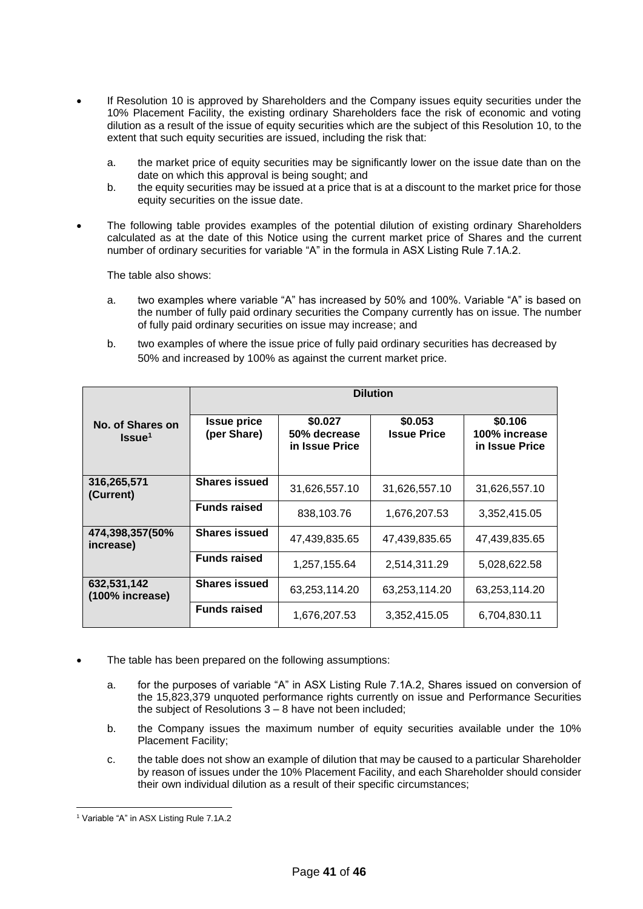- If Resolution 10 is approved by Shareholders and the Company issues equity securities under the 10% Placement Facility, the existing ordinary Shareholders face the risk of economic and voting dilution as a result of the issue of equity securities which are the subject of this Resolution 10, to the extent that such equity securities are issued, including the risk that:

  a. the market price of equity securities may be significantly lower on the issue date than on the date on which this approval is being sought; and

  b. the equity securities may be issued at a price that is at a discount to the market price for those equity securities on the issue date.

- The following table provides examples of the potential dilution of existing ordinary Shareholders calculated as at the date of this Notice using the current market price of Shares and the current number of ordinary securities for variable "A" in the formula in ASX Listing Rule 7.1A.2.

  The table also shows:

  a. two examples where variable "A" has increased by 50% and 100%. Variable "A" is based on the number of fully paid ordinary securities the Company currently has on issue. The number of fully paid ordinary securities on issue may increase; and

  b. two examples of where the issue price of fully paid ordinary securities has decreased by 50% and increased by 100% as against the current market price.

| **No. of Shares on Issue**[1] | **Dilution** | | | |
|---|---|---|---|---|
| | **Issue price (per Share)** | **$0.027 50% decrease in Issue Price** | **$0.053 Issue Price** | **$0.106 100% increase in Issue Price** |
| **316,265,571 (Current)** | **Shares issued** | 31,626,557.10 | 31,626,557.10 | 31,626,557.10 |
| | **Funds raised** | 838,103.76 | 1,676,207.53 | 3,352,415.05 |
| **474,398,357(50% increase)** | **Shares issued** | 47,439,835.65 | 47,439,835.65 | 47,439,835.65 |
| | **Funds raised** | 1,257,155.64 | 2,514,311.29 | 5,028,622.58 |
| **632,531,142 (100% increase)** | **Shares issued** | 63,253,114.20 | 63,253,114.20 | 63,253,114.20 |
| | **Funds raised** | 1,676,207.53 | 3,352,415.05 | 6,704,830.11 |

- The table has been prepared on the following assumptions:

  a. for the purposes of variable "A" in ASX Listing Rule 7.1A.2, Shares issued on conversion of the 15,823,379 unquoted performance rights currently on issue and Performance Securities the subject of Resolutions 3 – 8 have not been included;

  b. the Company issues the maximum number of equity securities available under the 10% Placement Facility;

  c. the table does not show an example of dilution that may be caused to a particular Shareholder by reason of issues under the 10% Placement Facility, and each Shareholder should consider their own individual dilution as a result of their specific circumstances;

[1] Variable "A" in ASX Listing Rule 7.1A.2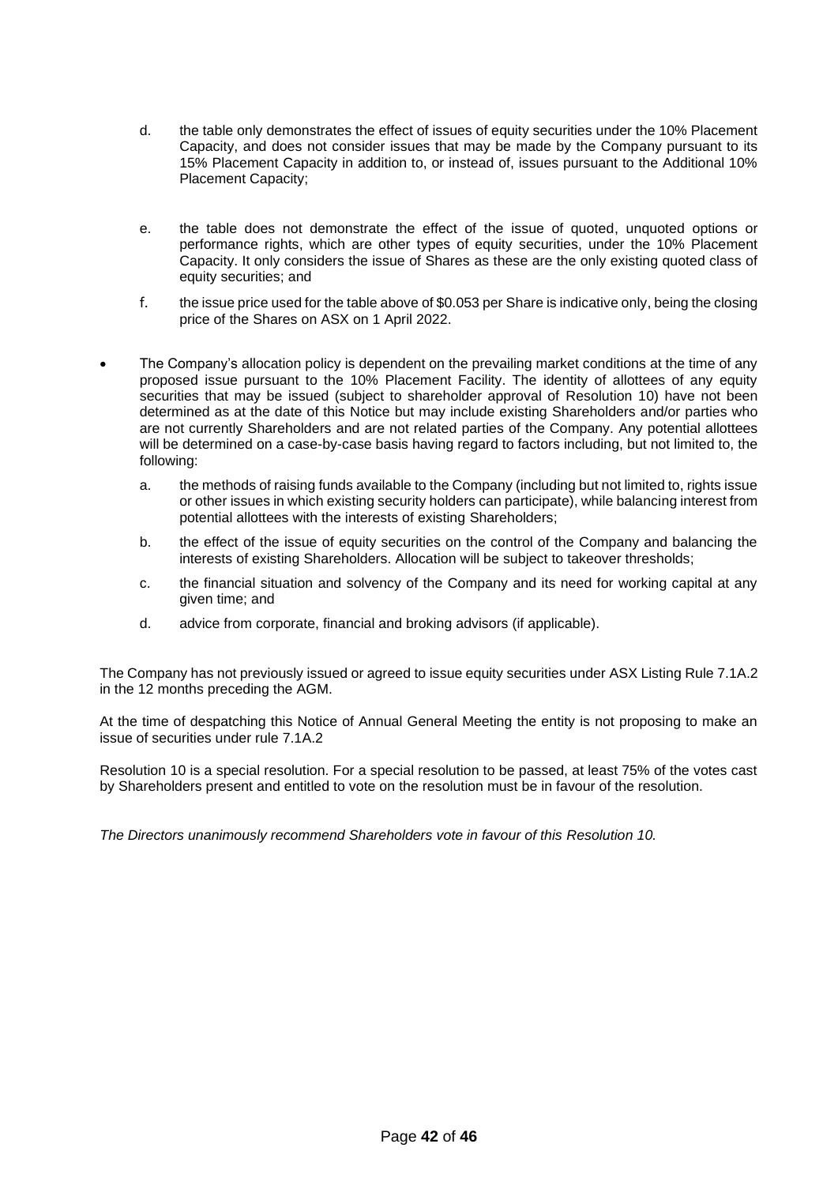d. the table only demonstrates the effect of issues of equity securities under the 10% Placement Capacity, and does not consider issues that may be made by the Company pursuant to its 15% Placement Capacity in addition to, or instead of, issues pursuant to the Additional 10% Placement Capacity;

e. the table does not demonstrate the effect of the issue of quoted, unquoted options or performance rights, which are other types of equity securities, under the 10% Placement Capacity. It only considers the issue of Shares as these are the only existing quoted class of equity securities; and

f. the issue price used for the table above of $0.053 per Share is indicative only, being the closing price of the Shares on ASX on 1 April 2022.

- The Company's allocation policy is dependent on the prevailing market conditions at the time of any proposed issue pursuant to the 10% Placement Facility. The identity of allottees of any equity securities that may be issued (subject to shareholder approval of Resolution 10) have not been determined as at the date of this Notice but may include existing Shareholders and/or parties who are not currently Shareholders and are not related parties of the Company. Any potential allottees will be determined on a case-by-case basis having regard to factors including, but not limited to, the following:

  a. the methods of raising funds available to the Company (including but not limited to, rights issue or other issues in which existing security holders can participate), while balancing interest from potential allottees with the interests of existing Shareholders;

  b. the effect of the issue of equity securities on the control of the Company and balancing the interests of existing Shareholders. Allocation will be subject to takeover thresholds;

  c. the financial situation and solvency of the Company and its need for working capital at any given time; and

  d. advice from corporate, financial and broking advisors (if applicable).

The Company has not previously issued or agreed to issue equity securities under ASX Listing Rule 7.1A.2 in the 12 months preceding the AGM.

At the time of despatching this Notice of Annual General Meeting the entity is not proposing to make an issue of securities under rule 7.1A.2

Resolution 10 is a special resolution. For a special resolution to be passed, at least 75% of the votes cast by Shareholders present and entitled to vote on the resolution must be in favour of the resolution.

*The Directors unanimously recommend Shareholders vote in favour of this Resolution 10.*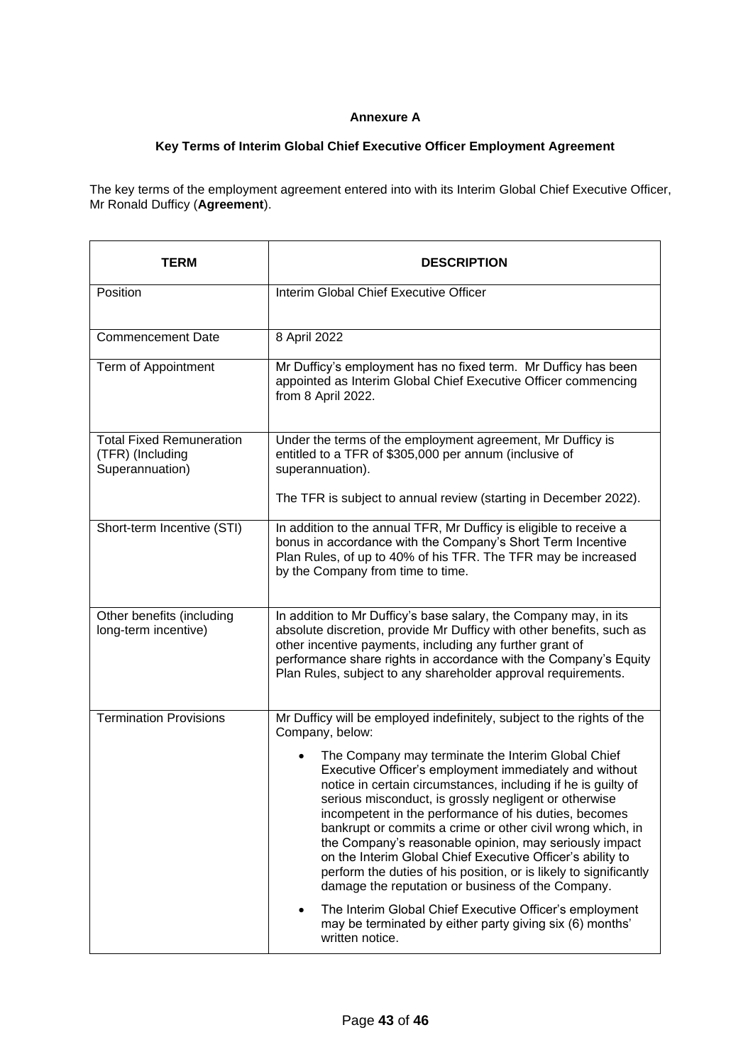**Annexure A**

**Key Terms of Interim Global Chief Executive Officer Employment Agreement**

The key terms of the employment agreement entered into with its Interim Global Chief Executive Officer, Mr Ronald Dufficy (**Agreement**).

| TERM | DESCRIPTION |
|---|---|
| Position | Interim Global Chief Executive Officer |
| Commencement Date | 8 April 2022 |
| Term of Appointment | Mr Dufficy's employment has no fixed term. Mr Dufficy has been appointed as Interim Global Chief Executive Officer commencing from 8 April 2022. |
| Total Fixed Remuneration (TFR) (Including Superannuation) | Under the terms of the employment agreement, Mr Dufficy is entitled to a TFR of $305,000 per annum (inclusive of superannuation).<br><br>The TFR is subject to annual review (starting in December 2022). |
| Short-term Incentive (STI) | In addition to the annual TFR, Mr Dufficy is eligible to receive a bonus in accordance with the Company's Short Term Incentive Plan Rules, of up to 40% of his TFR. The TFR may be increased by the Company from time to time. |
| Other benefits (including long-term incentive) | In addition to Mr Dufficy's base salary, the Company may, in its absolute discretion, provide Mr Dufficy with other benefits, such as other incentive payments, including any further grant of performance share rights in accordance with the Company's Equity Plan Rules, subject to any shareholder approval requirements. |
| Termination Provisions | Mr Dufficy will be employed indefinitely, subject to the rights of the Company, below:<br><br>• The Company may terminate the Interim Global Chief Executive Officer's employment immediately and without notice in certain circumstances, including if he is guilty of serious misconduct, is grossly negligent or otherwise incompetent in the performance of his duties, becomes bankrupt or commits a crime or other civil wrong which, in the Company's reasonable opinion, may seriously impact on the Interim Global Chief Executive Officer's ability to perform the duties of his position, or is likely to significantly damage the reputation or business of the Company.<br><br>• The Interim Global Chief Executive Officer's employment may be terminated by either party giving six (6) months' written notice. |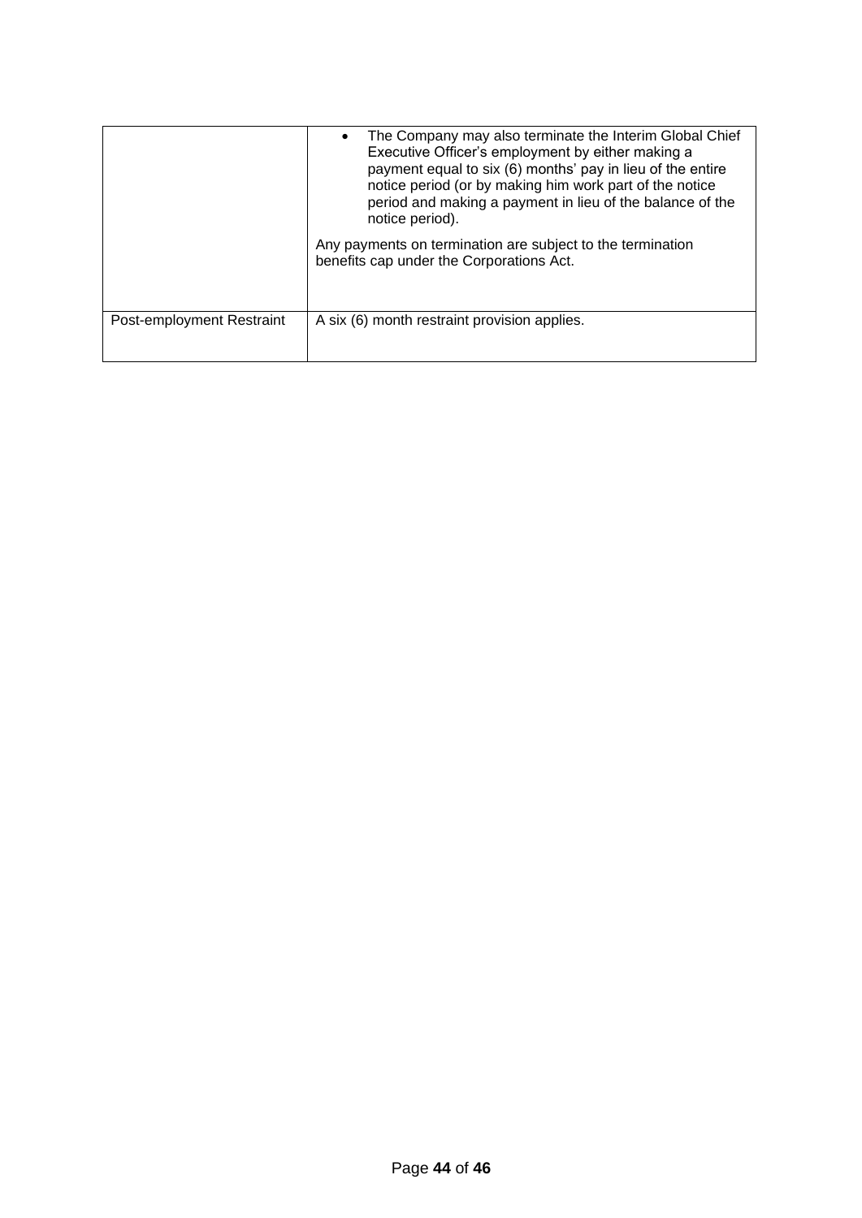| | |
|---|---|
| | • The Company may also terminate the Interim Global Chief Executive Officer's employment by either making a payment equal to six (6) months' pay in lieu of the entire notice period (or by making him work part of the notice period and making a payment in lieu of the balance of the notice period).<br><br>Any payments on termination are subject to the termination benefits cap under the Corporations Act. |
| Post-employment Restraint | A six (6) month restraint provision applies. |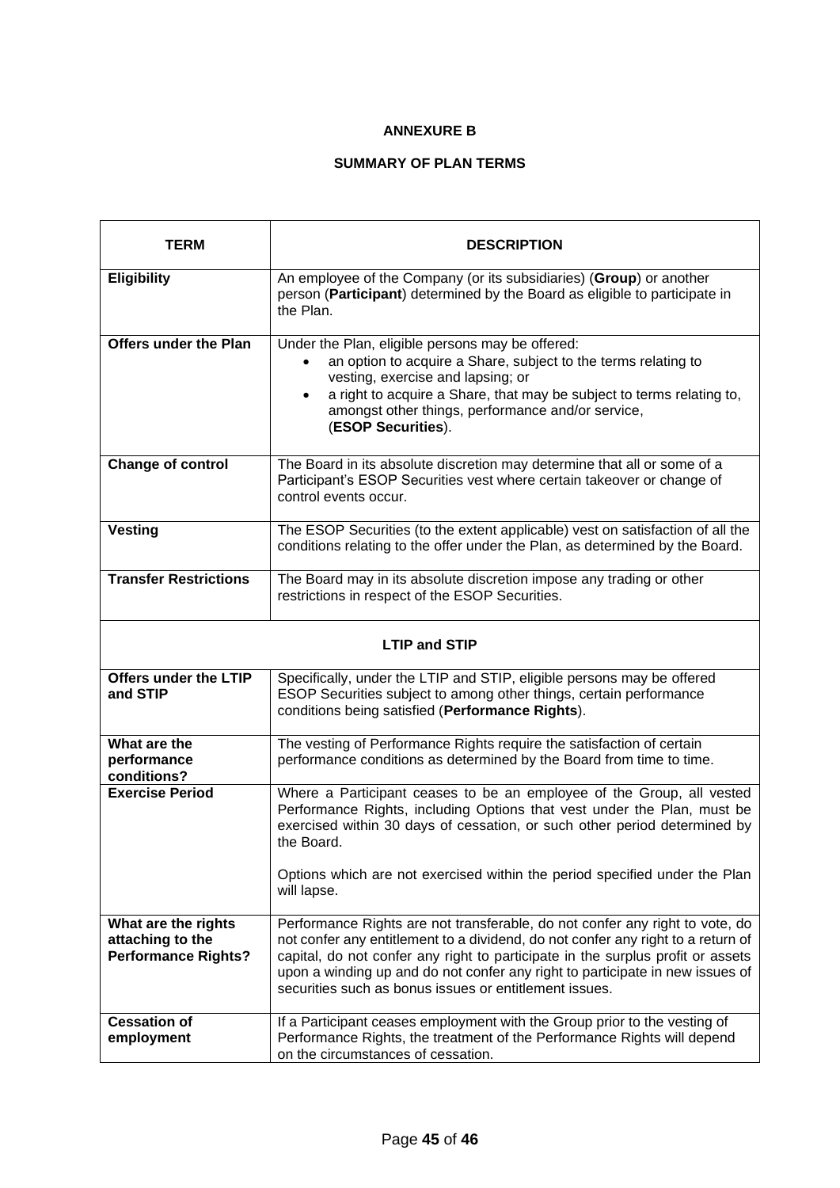# ANNEXURE B

## SUMMARY OF PLAN TERMS

| TERM | DESCRIPTION |
|---|---|
| **Eligibility** | An employee of the Company (or its subsidiaries) (**Group**) or another person (**Participant**) determined by the Board as eligible to participate in the Plan. |
| **Offers under the Plan** | Under the Plan, eligible persons may be offered: <br>• an option to acquire a Share, subject to the terms relating to vesting, exercise and lapsing; or <br>• a right to acquire a Share, that may be subject to terms relating to, amongst other things, performance and/or service, (**ESOP Securities**). |
| **Change of control** | The Board in its absolute discretion may determine that all or some of a Participant's ESOP Securities vest where certain takeover or change of control events occur. |
| **Vesting** | The ESOP Securities (to the extent applicable) vest on satisfaction of all the conditions relating to the offer under the Plan, as determined by the Board. |
| **Transfer Restrictions** | The Board may in its absolute discretion impose any trading or other restrictions in respect of the ESOP Securities. |
| **LTIP and STIP** | |
| **Offers under the LTIP and STIP** | Specifically, under the LTIP and STIP, eligible persons may be offered ESOP Securities subject to among other things, certain performance conditions being satisfied (**Performance Rights**). |
| **What are the performance conditions?** | The vesting of Performance Rights require the satisfaction of certain performance conditions as determined by the Board from time to time. |
| **Exercise Period** | Where a Participant ceases to be an employee of the Group, all vested Performance Rights, including Options that vest under the Plan, must be exercised within 30 days of cessation, or such other period determined by the Board. <br><br>Options which are not exercised within the period specified under the Plan will lapse. |
| **What are the rights attaching to the Performance Rights?** | Performance Rights are not transferable, do not confer any right to vote, do not confer any entitlement to a dividend, do not confer any right to a return of capital, do not confer any right to participate in the surplus profit or assets upon a winding up and do not confer any right to participate in new issues of securities such as bonus issues or entitlement issues. |
| **Cessation of employment** | If a Participant ceases employment with the Group prior to the vesting of Performance Rights, the treatment of the Performance Rights will depend on the circumstances of cessation. |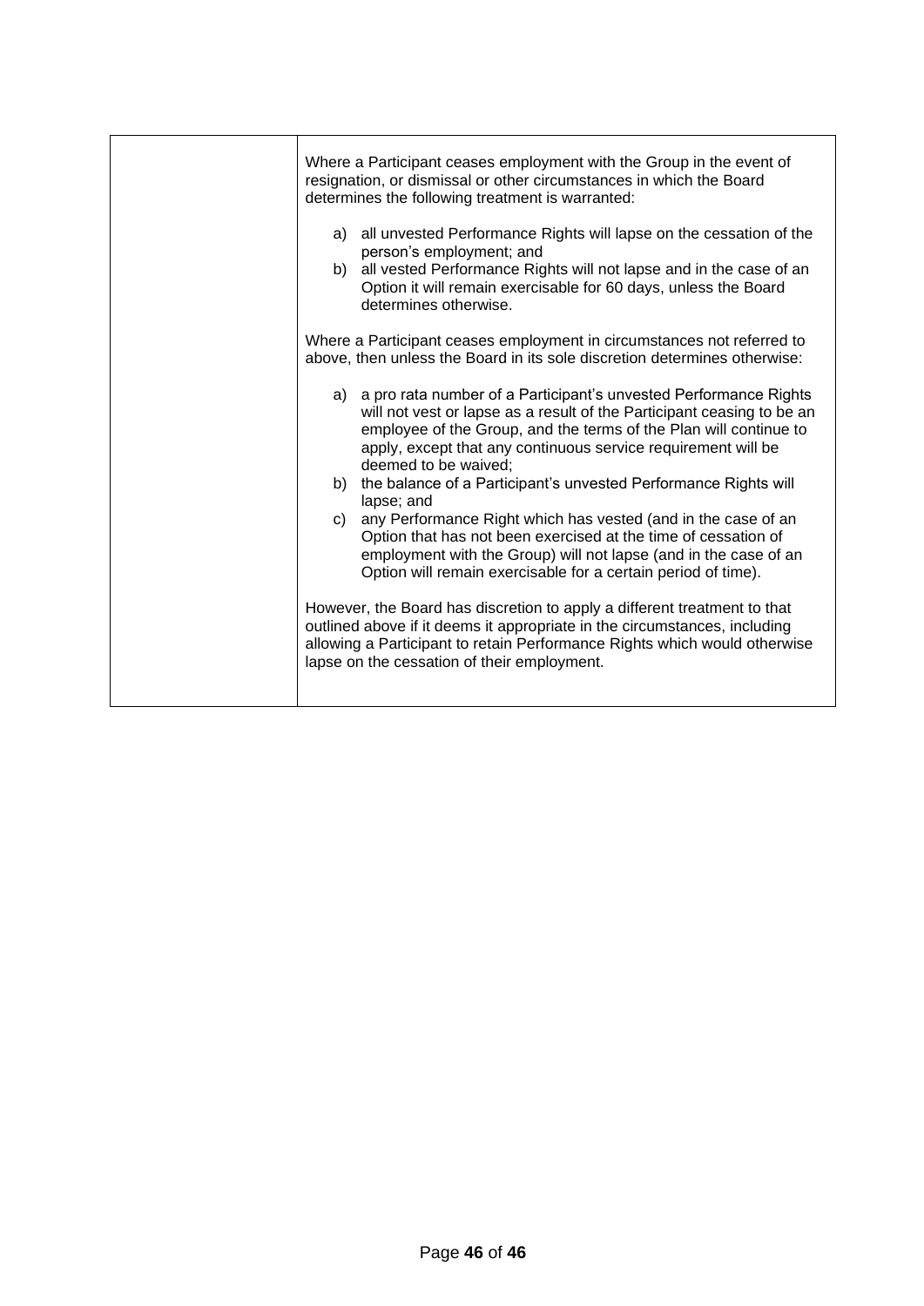| | Where a Participant ceases employment with the Group in the event of resignation, or dismissal or other circumstances in which the Board determines the following treatment is warranted:<br><br>a) all unvested Performance Rights will lapse on the cessation of the person's employment; and<br>b) all vested Performance Rights will not lapse and in the case of an Option it will remain exercisable for 60 days, unless the Board determines otherwise.<br><br>Where a Participant ceases employment in circumstances not referred to above, then unless the Board in its sole discretion determines otherwise:<br><br>a) a pro rata number of a Participant's unvested Performance Rights will not vest or lapse as a result of the Participant ceasing to be an employee of the Group, and the terms of the Plan will continue to apply, except that any continuous service requirement will be deemed to be waived;<br>b) the balance of a Participant's unvested Performance Rights will lapse; and<br>c) any Performance Right which has vested (and in the case of an Option that has not been exercised at the time of cessation of employment with the Group) will not lapse (and in the case of an Option will remain exercisable for a certain period of time).<br><br>However, the Board has discretion to apply a different treatment to that outlined above if it deems it appropriate in the circumstances, including allowing a Participant to retain Performance Rights which would otherwise lapse on the cessation of their employment. |
|---|---|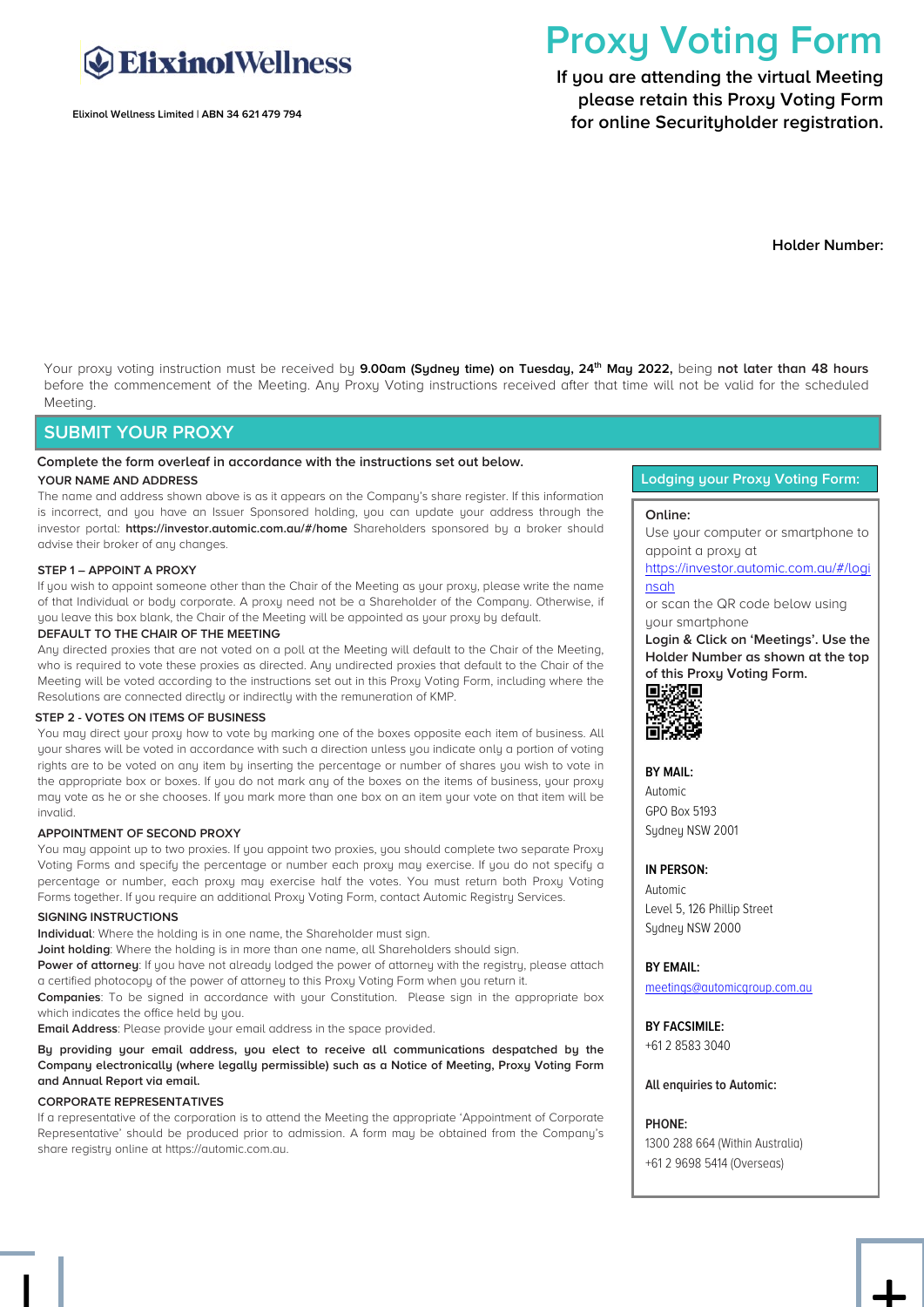Elixinol Wellness

Elixinol Wellness Limited | ABN 34 621 479 794

# Proxy Voting Form

**If you are attending the virtual Meeting please retain this Proxy Voting Form for online Securityholder registration.**

**Holder Number:**

Your proxy voting instruction must be received by **9.00am (Sydney time) on Tuesday, 24th May 2022,** being **not later than 48 hours** before the commencement of the Meeting. Any Proxy Voting instructions received after that time will not be valid for the scheduled Meeting.

## SUBMIT YOUR PROXY

**Complete the form overleaf in accordance with the instructions set out below.**

**YOUR NAME AND ADDRESS**

The name and address shown above is as it appears on the Company's share register. If this information is incorrect, and you have an Issuer Sponsored holding, you can update your address through the investor portal: **https://investor.automic.com.au/#/home** Shareholders sponsored by a broker should advise their broker of any changes.

**STEP 1 – APPOINT A PROXY**

If you wish to appoint someone other than the Chair of the Meeting as your proxy, please write the name of that Individual or body corporate. A proxy need not be a Shareholder of the Company. Otherwise, if you leave this box blank, the Chair of the Meeting will be appointed as your proxy by default.

**DEFAULT TO THE CHAIR OF THE MEETING**

Any directed proxies that are not voted on a poll at the Meeting will default to the Chair of the Meeting, who is required to vote these proxies as directed. Any undirected proxies that default to the Chair of the Meeting will be voted according to the instructions set out in this Proxy Voting Form, including where the Resolutions are connected directly or indirectly with the remuneration of KMP.

**STEP 2 - VOTES ON ITEMS OF BUSINESS**

You may direct your proxy how to vote by marking one of the boxes opposite each item of business. All your shares will be voted in accordance with such a direction unless you indicate only a portion of voting rights are to be voted on any item by inserting the percentage or number of shares you wish to vote in the appropriate box or boxes. If you do not mark any of the boxes on the items of business, your proxy may vote as he or she chooses. If you mark more than one box on an item your vote on that item will be invalid.

**APPOINTMENT OF SECOND PROXY**

You may appoint up to two proxies. If you appoint two proxies, you should complete two separate Proxy Voting Forms and specify the percentage or number each proxy may exercise. If you do not specify a percentage or number, each proxy may exercise half the votes. You must return both Proxy Voting Forms together. If you require an additional Proxy Voting Form, contact Automic Registry Services.

**SIGNING INSTRUCTIONS**

**Individual**: Where the holding is in one name, the Shareholder must sign.

**Joint holding**: Where the holding is in more than one name, all Shareholders should sign.

**Power of attorney**: If you have not already lodged the power of attorney with the registry, please attach a certified photocopy of the power of attorney to this Proxy Voting Form when you return it.

**Companies**: To be signed in accordance with your Constitution. Please sign in the appropriate box which indicates the office held by you.

**Email Address**: Please provide your email address in the space provided.

**By providing your email address, you elect to receive all communications despatched by the Company electronically (where legally permissible) such as a Notice of Meeting, Proxy Voting Form and Annual Report via email.**

**CORPORATE REPRESENTATIVES**

If a representative of the corporation is to attend the Meeting the appropriate 'Appointment of Corporate Representative' should be produced prior to admission. A form may be obtained from the Company's share registry online at https://automic.com.au.

**Lodging your Proxy Voting Form:**

**Online:**

Use your computer or smartphone to appoint a proxy at https://investor.automic.com.au/#/loginsah

or scan the QR code below using your smartphone

**Login & Click on 'Meetings'. Use the Holder Number as shown at the top of this Proxy Voting Form.**

**BY MAIL:**

Automic
GPO Box 5193
Sydney NSW 2001

**IN PERSON:**

Automic
Level 5, 126 Phillip Street
Sydney NSW 2000

**BY EMAIL:**

meetings@automicgroup.com.au

**BY FACSIMILE:**

+61 2 8583 3040

**All enquiries to Automic:**

**PHONE:**

1300 288 664 (Within Australia)
+61 2 9698 5414 (Overseas)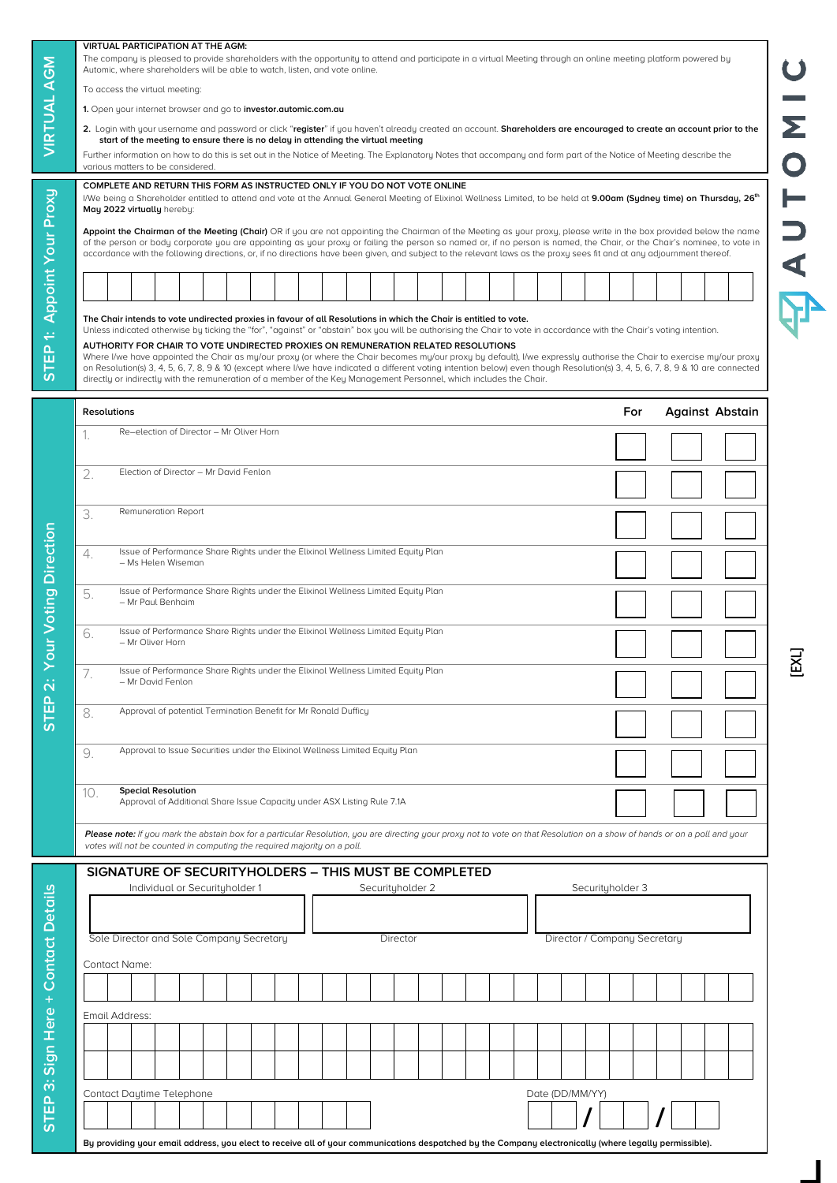## VIRTUAL AGM

**VIRTUAL PARTICIPATION AT THE AGM:**

The company is pleased to provide shareholders with the opportunity to attend and participate in a virtual Meeting through an online meeting platform powered by Automic, where shareholders will be able to watch, listen, and vote online.

To access the virtual meeting:

**1.** Open your internet browser and go to **investor.automic.com.au**

**2.** Login with your username and password or click "**register**" if you haven't already created an account. **Shareholders are encouraged to create an account prior to the start of the meeting to ensure there is no delay in attending the virtual meeting**

Further information on how to do this is set out in the Notice of Meeting. The Explanatory Notes that accompany and form part of the Notice of Meeting describe the various matters to be considered.

## STEP 1: Appoint Your Proxy

**COMPLETE AND RETURN THIS FORM AS INSTRUCTED ONLY IF YOU DO NOT VOTE ONLINE**

I/We being a Shareholder entitled to attend and vote at the Annual General Meeting of Elixinol Wellness Limited, to be held at **9.00am (Sydney time) on Thursday, 26th May 2022 virtually** hereby:

**Appoint the Chairman of the Meeting (Chair)** OR if you are not appointing the Chairman of the Meeting as your proxy, please write in the box provided below the name of the person or body corporate you are appointing as your proxy or failing the person so named or, if no person is named, the Chair, or the Chair's nominee, to vote in accordance with the following directions, or, if no directions have been given, and subject to the relevant laws as the proxy sees fit and at any adjournment thereof.

**The Chair intends to vote undirected proxies in favour of all Resolutions in which the Chair is entitled to vote.**

Unless indicated otherwise by ticking the "for", "against" or "abstain" box you will be authorising the Chair to vote in accordance with the Chair's voting intention.

**AUTHORITY FOR CHAIR TO VOTE UNDIRECTED PROXIES ON REMUNERATION RELATED RESOLUTIONS**

Where I/we have appointed the Chair as my/our proxy (or where the Chair becomes my/our proxy by default), I/we expressly authorise the Chair to exercise my/our proxy on Resolution(s) 3, 4, 5, 6, 7, 8, 9 & 10 (except where I/we have indicated a different voting intention below) even though Resolution(s) 3, 4, 5, 6, 7, 8, 9 & 10 are connected directly or indirectly with the remuneration of a member of the Key Management Personnel, which includes the Chair.

## STEP 2: Your Voting Direction

| Resolutions | | For | Against | Abstain |
|---|---|---|---|---|
| 1. | Re-election of Director – Mr Oliver Horn | | | |
| 2. | Election of Director – Mr David Fenlon | | | |
| 3. | Remuneration Report | | | |
| 4. | Issue of Performance Share Rights under the Elixinol Wellness Limited Equity Plan – Ms Helen Wiseman | | | |
| 5. | Issue of Performance Share Rights under the Elixinol Wellness Limited Equity Plan – Mr Paul Benhaim | | | |
| 6. | Issue of Performance Share Rights under the Elixinol Wellness Limited Equity Plan – Mr Oliver Horn | | | |
| 7. | Issue of Performance Share Rights under the Elixinol Wellness Limited Equity Plan – Mr David Fenlon | | | |
| 8. | Approval of potential Termination Benefit for Mr Ronald Dufficy | | | |
| 9. | Approval to Issue Securities under the Elixinol Wellness Limited Equity Plan | | | |
| 10. | **Special Resolution** Approval of Additional Share Issue Capacity under ASX Listing Rule 7.1A | | | |

***Please note:*** *If you mark the abstain box for a particular Resolution, you are directing your proxy not to vote on that Resolution on a show of hands or on a poll and your votes will not be counted in computing the required majority on a poll.*

## STEP 3: Sign Here + Contact Details

**SIGNATURE OF SECURITYHOLDERS – THIS MUST BE COMPLETED**

| Individual or Securityholder 1 | Securityholder 2 | Securityholder 3 |
|---|---|---|
| | | |
| Sole Director and Sole Company Secretary | Director | Director / Company Secretary |

Contact Name:

Email Address:

Contact Daytime Telephone

Date (DD/MM/YY) / /

**By providing your email address, you elect to receive all of your communications despatched by the Company electronically (where legally permissible).**

AUTOMIC

[EXL]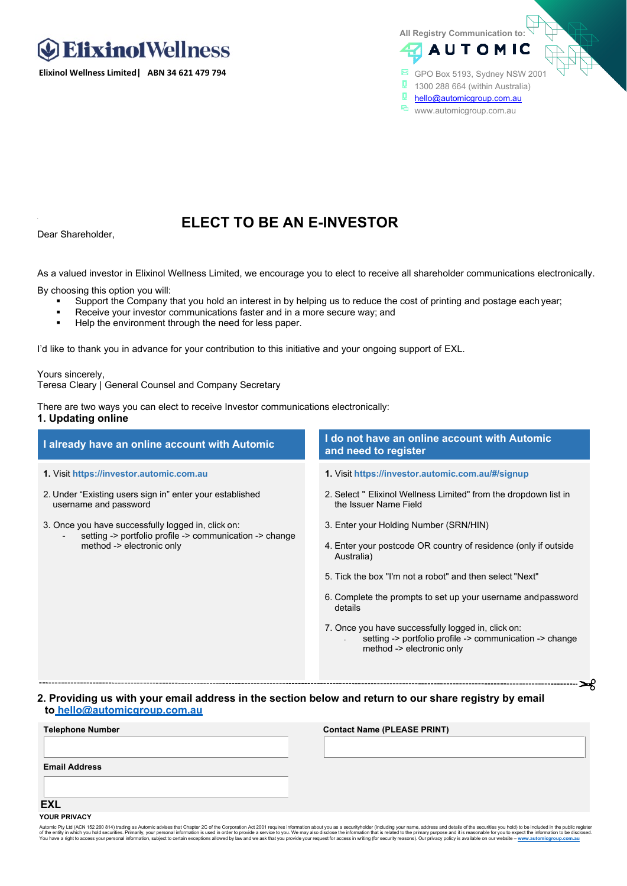Elixinol Wellness

**Elixinol Wellness Limited | ABN 34 621 479 794**

All Registry Communication to:

AUTOMIC

GPO Box 5193, Sydney NSW 2001
1300 288 664 (within Australia)
hello@automicgroup.com.au
www.automicgroup.com.au

# ELECT TO BE AN E-INVESTOR

Dear Shareholder,

As a valued investor in Elixinol Wellness Limited, we encourage you to elect to receive all shareholder communications electronically.

By choosing this option you will:

- Support the Company that you hold an interest in by helping us to reduce the cost of printing and postage each year;
- Receive your investor communications faster and in a more secure way; and
- Help the environment through the need for less paper.

I'd like to thank you in advance for your contribution to this initiative and your ongoing support of EXL.

Yours sincerely,
Teresa Cleary | General Counsel and Company Secretary

There are two ways you can elect to receive Investor communications electronically:

**1. Updating online**

### I already have an online account with Automic

**1.** Visit **https://investor.automic.com.au**

2. Under "Existing users sign in" enter your established username and password

3. Once you have successfully logged in, click on:
   - setting -> portfolio profile -> communication -> change method -> electronic only

### I do not have an online account with Automic and need to register

**1.** Visit **https://investor.automic.com.au/#/signup**

2. Select " Elixinol Wellness Limited" from the dropdown list in the Issuer Name Field

3. Enter your Holding Number (SRN/HIN)

4. Enter your postcode OR country of residence (only if outside Australia)

5. Tick the box "I'm not a robot" and then select "Next"

6. Complete the prompts to set up your username and password details

7. Once you have successfully logged in, click on:
   - setting -> portfolio profile -> communication -> change method -> electronic only

**2. Providing us with your email address in the section below and return to our share registry by email to hello@automicgroup.com.au**

| Telephone Number | Contact Name (PLEASE PRINT) |
|---|---|
| | |
| **Email Address** | |
| | |

**EXL**

**YOUR PRIVACY**

Automic Pty Ltd (ACN 152 260 814) trading as Automic advises that Chapter 2C of the Corporation Act 2001 requires information about you as a securityholder (including your name, address and details of the securities you hold) to be included in the public register of the entity in which you hold securities. Primarily, your personal information is used in order to provide a service to you. We may also disclose the information that is related to the primary purpose and it is reasonable for you to expect the information to be disclosed. You have a right to access your personal information, subject to certain exceptions allowed by law and we ask that you provide your request for access in writing (for security reasons). Our privacy policy is available on our website – www.automicgroup.com.au